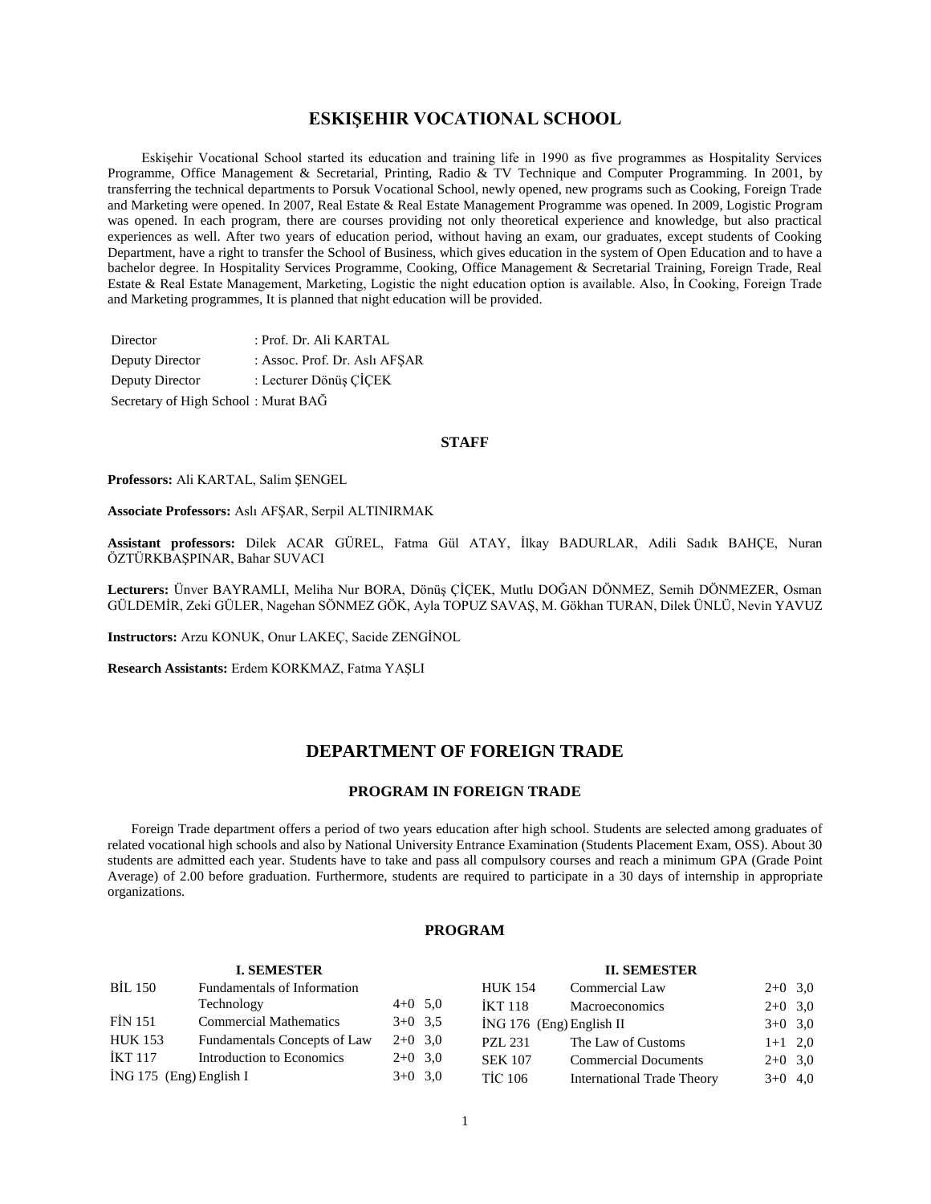# ESKIŞEHIR VOCATIONAL SCHOOL

Eskişehir Vocational School started its education and training life in 1990 as five programmes as Hospitality Services Programme, Office Management & Secretarial, Printing, Radio & TV Technique and Computer Programming. In 2001, by transferring the technical departments to Porsuk Vocational School, newly opened, new programs such as Cooking, Foreign Trade and Marketing were opened. In 2007, Real Estate & Real Estate Management Programme was opened. In 2009, Logistic Program was opened. In each program, there are courses providing not only theoretical experience and knowledge, but also practical experiences as well. After two years of education period, without having an exam, our graduates, except students of Cooking Department, have a right to transfer the School of Business, which gives education in the system of Open Education and to have a bachelor degree. In Hospitality Services Programme, Cooking, Office Management & Secretarial Training, Foreign Trade, Real Estate & Real Estate Management, Marketing, Logistic the night education option is available. Also, İn Cooking, Foreign Trade and Marketing programmes, It is planned that night education will be provided.

Director : Prof. Dr. Ali KARTAL
Deputy Director : Assoc. Prof. Dr. Aslı AFŞAR
Deputy Director : Lecturer Dönüş ÇİÇEK
Secretary of High School : Murat BAĞ

### STAFF

**Professors:** Ali KARTAL, Salim ŞENGEL

**Associate Professors:** Aslı AFŞAR, Serpil ALTINIRMAK

**Assistant professors:** Dilek ACAR GÜREL, Fatma Gül ATAY, İlkay BADURLAR, Adili Sadık BAHÇE, Nuran ÖZTÜRKBAŞPINAR, Bahar SUVACI

**Lecturers:** Ünver BAYRAMLI, Meliha Nur BORA, Dönüş ÇİÇEK, Mutlu DOĞAN DÖNMEZ, Semih DÖNMEZER, Osman GÜLDEMİR, Zeki GÜLER, Nagehan SÖNMEZ GÖK, Ayla TOPUZ SAVAŞ, M. Gökhan TURAN, Dilek ÜNLÜ, Nevin YAVUZ

**Instructors:** Arzu KONUK, Onur LAKEÇ, Sacide ZENGİNOL

**Research Assistants:** Erdem KORKMAZ, Fatma YAŞLI

# DEPARTMENT OF FOREIGN TRADE

## PROGRAM IN FOREIGN TRADE

Foreign Trade department offers a period of two years education after high school. Students are selected among graduates of related vocational high schools and also by National University Entrance Examination (Students Placement Exam, OSS). About 30 students are admitted each year. Students have to take and pass all compulsory courses and reach a minimum GPA (Grade Point Average) of 2.00 before graduation. Furthermore, students are required to participate in a 30 days of internship in appropriate organizations.

### PROGRAM

**I. SEMESTER**

| Code | Course | | |
|---|---|---|---|
| BİL 150 | Fundamentals of Information Technology | 4+0 | 5,0 |
| FİN 151 | Commercial Mathematics | 3+0 | 3,5 |
| HUK 153 | Fundamentals Concepts of Law | 2+0 | 3,0 |
| İKT 117 | Introduction to Economics | 2+0 | 3,0 |
| İNG 175 (Eng) | English I | 3+0 | 3,0 |

**II. SEMESTER**

| Code | Course | | |
|---|---|---|---|
| HUK 154 | Commercial Law | 2+0 | 3,0 |
| İKT 118 | Macroeconomics | 2+0 | 3,0 |
| İNG 176 (Eng) | English II | 3+0 | 3,0 |
| PZL 231 | The Law of Customs | 1+1 | 2,0 |
| SEK 107 | Commercial Documents | 2+0 | 3,0 |
| TİC 106 | International Trade Theory | 3+0 | 4,0 |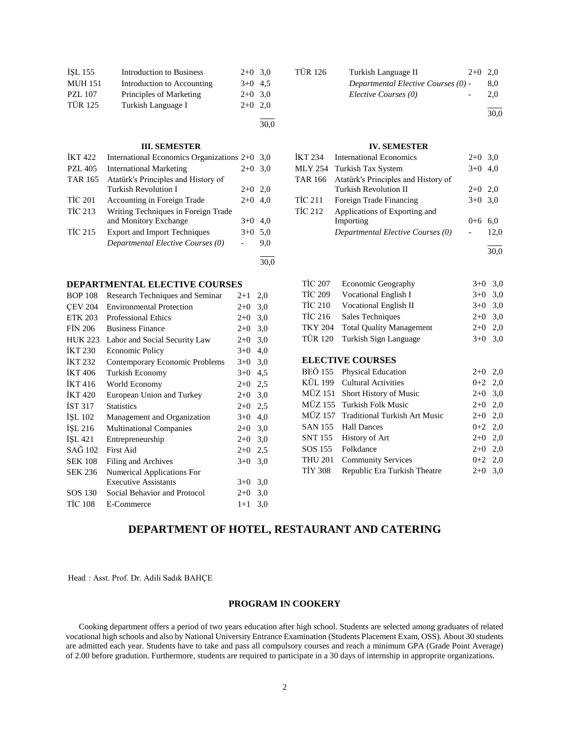| | | | |
|---|---|---|---|
| İŞL 155 | Introduction to Business | 2+0 | 3,0 |
| MUH 151 | Introduction to Accounting | 3+0 | 4,5 |
| PZL 107 | Principles of Marketing | 2+0 | 3,0 |
| TÜR 125 | Turkish Language I | 2+0 | 2,0 |
| | | | 30,0 |

| | | | |
|---|---|---|---|
| TÜR 126 | Turkish Language II | 2+0 | 2,0 |
| | *Departmental Elective Courses (0)* | - | 8,0 |
| | *Elective Courses (0)* | - | 2,0 |
| | | | 30,0 |

### III. SEMESTER

| | | | |
|---|---|---|---|
| İKT 422 | International Economics Organizations | 2+0 | 3,0 |
| PZL 405 | International Marketing | 2+0 | 3,0 |
| TAR 165 | Atatürk's Principles and History of Turkish Revolution I | 2+0 | 2,0 |
| TİC 201 | Accounting in Foreign Trade | 2+0 | 4,0 |
| TİC 213 | Writing Techniques in Foreign Trade and Monitory Exchange | 3+0 | 4,0 |
| TİC 215 | Export and Import Techniques | 3+0 | 5,0 |
| | *Departmental Elective Courses (0)* | - | 9,0 |
| | | | 30,0 |

### IV. SEMESTER

| | | | |
|---|---|---|---|
| İKT 234 | International Economics | 2+0 | 3,0 |
| MLY 254 | Turkish Tax System | 3+0 | 4,0 |
| TAR 166 | Atatürk's Principles and History of Turkish Revolution II | 2+0 | 2,0 |
| TİC 211 | Foreign Trade Financing | 3+0 | 3,0 |
| TİC 212 | Applications of Exporting and Importing | 0+6 | 6,0 |
| | *Departmental Elective Courses (0)* | - | 12,0 |
| | | | 30,0 |

### DEPARTMENTAL ELECTIVE COURSES

| | | | |
|---|---|---|---|
| BOP 108 | Research Techniques and Seminar | 2+1 | 2,0 |
| ÇEV 204 | Environmental Protection | 2+0 | 3,0 |
| ETK 203 | Professional Ethics | 2+0 | 3,0 |
| FİN 206 | Business Finance | 2+0 | 3,0 |
| HUK 223 | Labor and Social Security Law | 2+0 | 3,0 |
| İKT 230 | Economic Policy | 3+0 | 4,0 |
| İKT 232 | Contemporary Economic Problems | 3+0 | 3,0 |
| İKT 406 | Turkish Economy | 3+0 | 4,5 |
| İKT 416 | World Economy | 2+0 | 2,5 |
| İKT 420 | European Union and Turkey | 2+0 | 3,0 |
| İST 317 | Statistics | 2+0 | 2,5 |
| İŞL 102 | Management and Organization | 3+0 | 4,0 |
| İŞL 216 | Multinational Companies | 2+0 | 3,0 |
| İŞL 421 | Entrepreneurship | 2+0 | 3,0 |
| SAĞ 102 | First Aid | 2+0 | 2,5 |
| SEK 108 | Filing and Archives | 3+0 | 3,0 |
| SEK 236 | Numerical Applications For Executive Assistants | 3+0 | 3,0 |
| SOS 130 | Social Behavior and Protocol | 2+0 | 3,0 |
| TİC 108 | E-Commerce | 1+1 | 3,0 |
| TİC 207 | Economic Geography | 3+0 | 3,0 |
| TİC 209 | Vocational English I | 3+0 | 3,0 |
| TİC 210 | Vocational English II | 3+0 | 3,0 |
| TİC 216 | Sales Techniques | 2+0 | 3,0 |
| TKY 204 | Total Quality Management | 2+0 | 2,0 |
| TÜR 120 | Turkish Sign Language | 3+0 | 3,0 |

### ELECTIVE COURSES

| | | | |
|---|---|---|---|
| BEÖ 155 | Physical Education | 2+0 | 2,0 |
| KÜL 199 | Cultural Activities | 0+2 | 2,0 |
| MÜZ 151 | Short History of Music | 2+0 | 3,0 |
| MÜZ 155 | Turkish Folk Music | 2+0 | 2,0 |
| MÜZ 157 | Traditional Turkish Art Music | 2+0 | 2,0 |
| SAN 155 | Hall Dances | 0+2 | 2,0 |
| SNT 155 | History of Art | 2+0 | 2,0 |
| SOS 155 | Folkdance | 2+0 | 2,0 |
| THU 201 | Community Services | 0+2 | 2,0 |
| TİY 308 | Republic Era Turkish Theatre | 2+0 | 3,0 |

# DEPARTMENT OF HOTEL, RESTAURANT AND CATERING

Head : Asst. Prof. Dr. Adili Sadık BAHÇE

## PROGRAM IN COOKERY

Cooking department offers a period of two years education after high school. Students are selected among graduates of related vocational high schools and also by National University Entrance Examination (Students Placement Exam, OSS). About 30 students are admitted each year. Students have to take and pass all compulsory courses and reach a minimum GPA (Grade Point Average) of 2.00 before gradution. Furthermore, students are required to participate in a 30 days of internship in approprite organizations.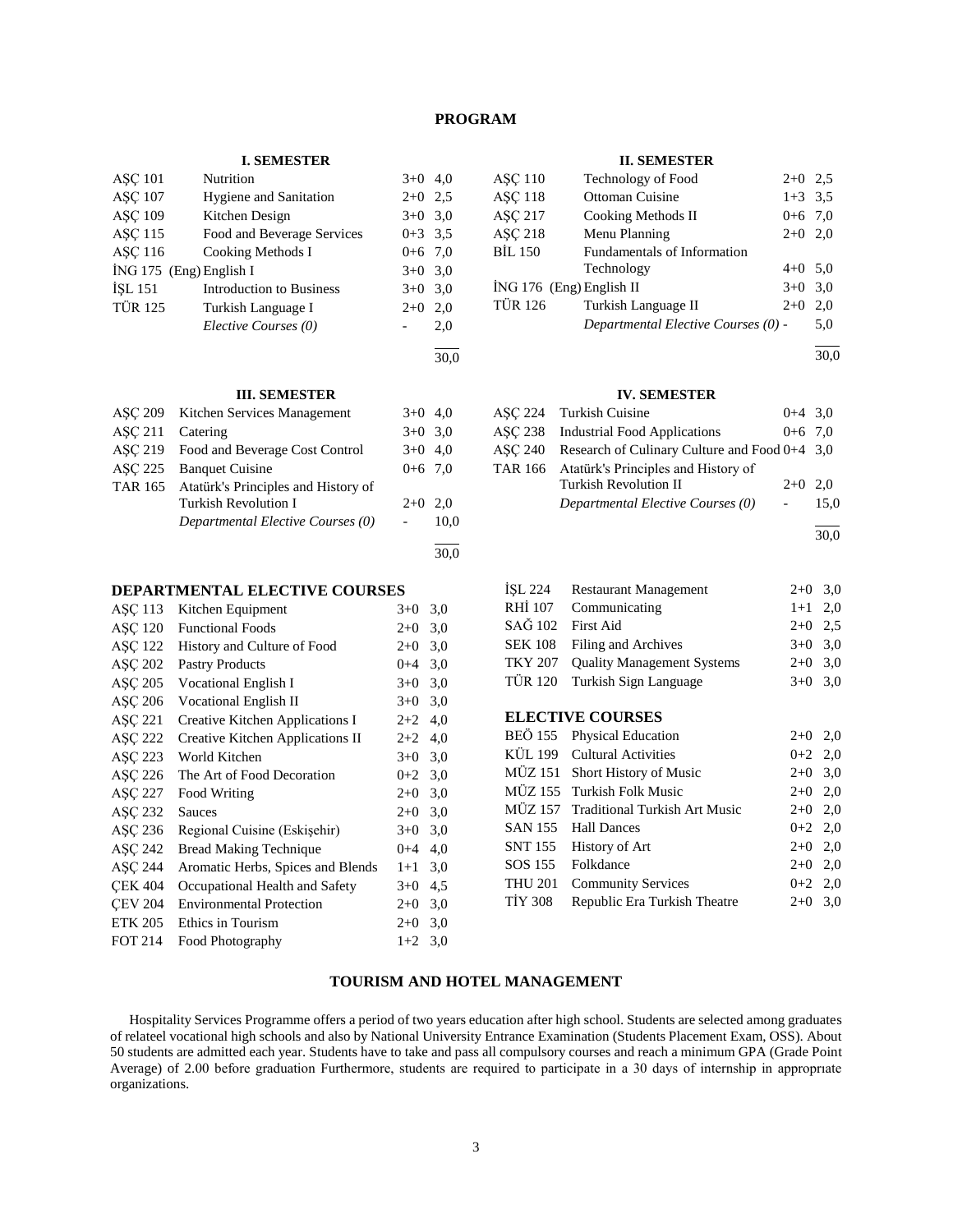## PROGRAM

### I. SEMESTER

| | | | |
|---|---|---|---|
| AŞÇ 101 | Nutrition | 3+0 | 4,0 |
| AŞÇ 107 | Hygiene and Sanitation | 2+0 | 2,5 |
| AŞÇ 109 | Kitchen Design | 3+0 | 3,0 |
| AŞÇ 115 | Food and Beverage Services | 0+3 | 3,5 |
| AŞÇ 116 | Cooking Methods I | 0+6 | 7,0 |
| İNG 175 (Eng) | English I | 3+0 | 3,0 |
| İŞL 151 | Introduction to Business | 3+0 | 3,0 |
| TÜR 125 | Turkish Language I | 2+0 | 2,0 |
| | *Elective Courses (0)* | - | 2,0 |
| | | | 30,0 |

### II. SEMESTER

| | | | |
|---|---|---|---|
| AŞÇ 110 | Technology of Food | 2+0 | 2,5 |
| AŞÇ 118 | Ottoman Cuisine | 1+3 | 3,5 |
| AŞÇ 217 | Cooking Methods II | 0+6 | 7,0 |
| AŞÇ 218 | Menu Planning | 2+0 | 2,0 |
| BİL 150 | Fundamentals of Information Technology | 4+0 | 5,0 |
| İNG 176 (Eng) | English II | 3+0 | 3,0 |
| TÜR 126 | Turkish Language II | 2+0 | 2,0 |
| | *Departmental Elective Courses (0)* | - | 5,0 |
| | | | 30,0 |

### III. SEMESTER

| | | | |
|---|---|---|---|
| AŞÇ 209 | Kitchen Services Management | 3+0 | 4,0 |
| AŞÇ 211 | Catering | 3+0 | 3,0 |
| AŞÇ 219 | Food and Beverage Cost Control | 3+0 | 4,0 |
| AŞÇ 225 | Banquet Cuisine | 0+6 | 7,0 |
| TAR 165 | Atatürk's Principles and History of Turkish Revolution I | 2+0 | 2,0 |
| | *Departmental Elective Courses (0)* | - | 10,0 |
| | | | 30,0 |

### IV. SEMESTER

| | | | |
|---|---|---|---|
| AŞÇ 224 | Turkish Cuisine | 0+4 | 3,0 |
| AŞÇ 238 | Industrial Food Applications | 0+6 | 7,0 |
| AŞÇ 240 | Research of Culinary Culture and Food | 0+4 | 3,0 |
| TAR 166 | Atatürk's Principles and History of Turkish Revolution II | 2+0 | 2,0 |
| | *Departmental Elective Courses (0)* | - | 15,0 |
| | | | 30,0 |

### DEPARTMENTAL ELECTIVE COURSES

| | | | |
|---|---|---|---|
| AŞÇ 113 | Kitchen Equipment | 3+0 | 3,0 |
| AŞÇ 120 | Functional Foods | 2+0 | 3,0 |
| AŞÇ 122 | History and Culture of Food | 2+0 | 3,0 |
| AŞÇ 202 | Pastry Products | 0+4 | 3,0 |
| AŞÇ 205 | Vocational English I | 3+0 | 3,0 |
| AŞÇ 206 | Vocational English II | 3+0 | 3,0 |
| AŞÇ 221 | Creative Kitchen Applications I | 2+2 | 4,0 |
| AŞÇ 222 | Creative Kitchen Applications II | 2+2 | 4,0 |
| AŞÇ 223 | World Kitchen | 3+0 | 3,0 |
| AŞÇ 226 | The Art of Food Decoration | 0+2 | 3,0 |
| AŞÇ 227 | Food Writing | 2+0 | 3,0 |
| AŞÇ 232 | Sauces | 2+0 | 3,0 |
| AŞÇ 236 | Regional Cuisine (Eskişehir) | 3+0 | 3,0 |
| AŞÇ 242 | Bread Making Technique | 0+4 | 4,0 |
| AŞÇ 244 | Aromatic Herbs, Spices and Blends | 1+1 | 3,0 |
| ÇEK 404 | Occupational Health and Safety | 3+0 | 4,5 |
| ÇEV 204 | Environmental Protection | 2+0 | 3,0 |
| ETK 205 | Ethics in Tourism | 2+0 | 3,0 |
| FOT 214 | Food Photography | 1+2 | 3,0 |
| İŞL 224 | Restaurant Management | 2+0 | 3,0 |
| RHİ 107 | Communicating | 1+1 | 2,0 |
| SAĞ 102 | First Aid | 2+0 | 2,5 |
| SEK 108 | Filing and Archives | 3+0 | 3,0 |
| TKY 207 | Quality Management Systems | 2+0 | 3,0 |
| TÜR 120 | Turkish Sign Language | 3+0 | 3,0 |

### ELECTIVE COURSES

| | | | |
|---|---|---|---|
| BEÖ 155 | Physical Education | 2+0 | 2,0 |
| KÜL 199 | Cultural Activities | 0+2 | 2,0 |
| MÜZ 151 | Short History of Music | 2+0 | 3,0 |
| MÜZ 155 | Turkish Folk Music | 2+0 | 2,0 |
| MÜZ 157 | Traditional Turkish Art Music | 2+0 | 2,0 |
| SAN 155 | Hall Dances | 0+2 | 2,0 |
| SNT 155 | History of Art | 2+0 | 2,0 |
| SOS 155 | Folkdance | 2+0 | 2,0 |
| THU 201 | Community Services | 0+2 | 2,0 |
| TİY 308 | Republic Era Turkish Theatre | 2+0 | 3,0 |

## TOURISM AND HOTEL MANAGEMENT

Hospitality Services Programme offers a period of two years education after high school. Students are selected among graduates of relateel vocational high schools and also by National University Entrance Examination (Students Placement Exam, OSS). About 50 students are admitted each year. Students have to take and pass all compulsory courses and reach a minimum GPA (Grade Point Average) of 2.00 before graduation Furthermore, students are required to participate in a 30 days of internship in appropriate organizations.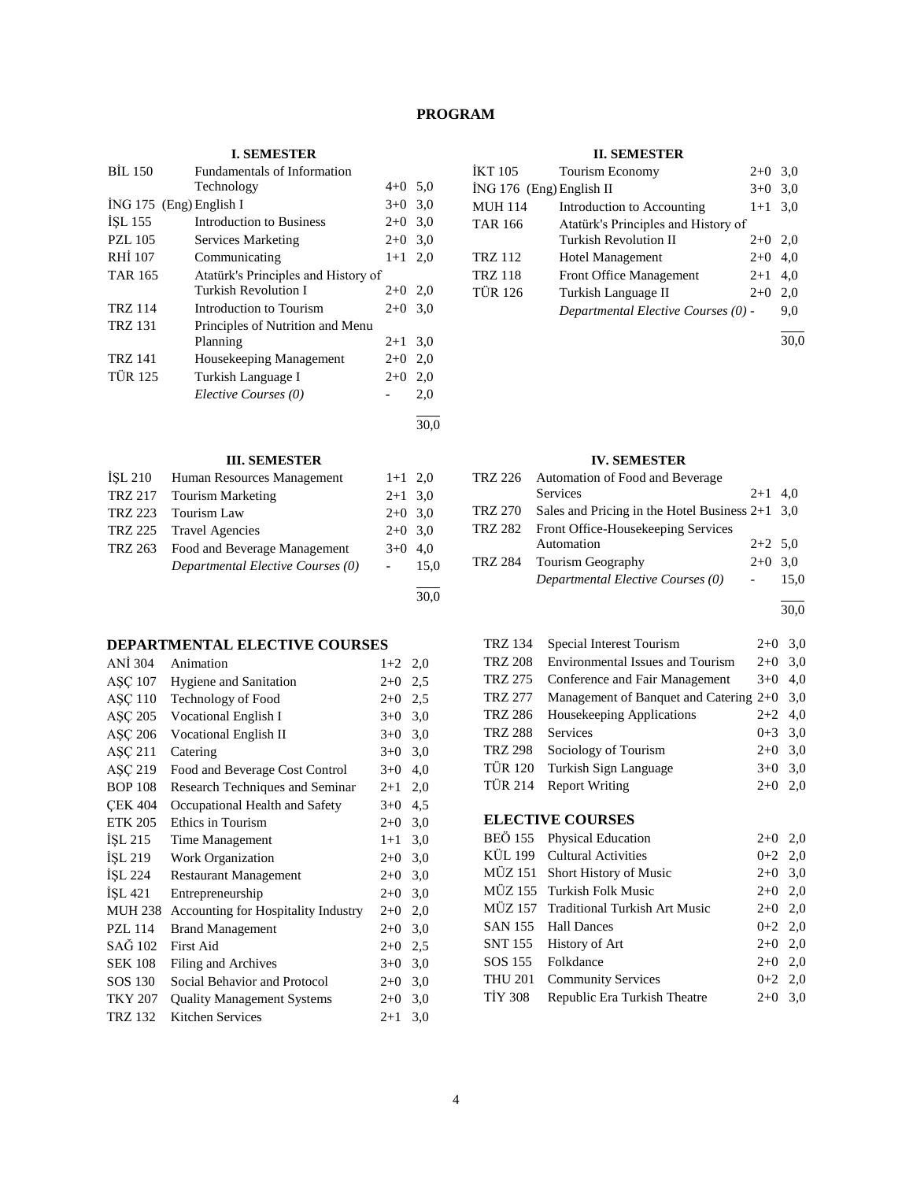# PROGRAM

### I. SEMESTER

| Code | Course | Hours | Credit |
|---|---|---|---|
| BİL 150 | Fundamentals of Information Technology | 4+0 | 5,0 |
| İNG 175 (Eng) | English I | 3+0 | 3,0 |
| İŞL 155 | Introduction to Business | 2+0 | 3,0 |
| PZL 105 | Services Marketing | 2+0 | 3,0 |
| RHİ 107 | Communicating | 1+1 | 2,0 |
| TAR 165 | Atatürk's Principles and History of Turkish Revolution I | 2+0 | 2,0 |
| TRZ 114 | Introduction to Tourism | 2+0 | 3,0 |
| TRZ 131 | Principles of Nutrition and Menu Planning | 2+1 | 3,0 |
| TRZ 141 | Housekeeping Management | 2+0 | 2,0 |
| TÜR 125 | Turkish Language I | 2+0 | 2,0 |
| | *Elective Courses (0)* | - | 2,0 |
| | | | 30,0 |

### II. SEMESTER

| Code | Course | Hours | Credit |
|---|---|---|---|
| İKT 105 | Tourism Economy | 2+0 | 3,0 |
| İNG 176 (Eng) | English II | 3+0 | 3,0 |
| MUH 114 | Introduction to Accounting | 1+1 | 3,0 |
| TAR 166 | Atatürk's Principles and History of Turkish Revolution II | 2+0 | 2,0 |
| TRZ 112 | Hotel Management | 2+0 | 4,0 |
| TRZ 118 | Front Office Management | 2+1 | 4,0 |
| TÜR 126 | Turkish Language II | 2+0 | 2,0 |
| | *Departmental Elective Courses (0)* | - | 9,0 |
| | | | 30,0 |

### III. SEMESTER

| Code | Course | Hours | Credit |
|---|---|---|---|
| İŞL 210 | Human Resources Management | 1+1 | 2,0 |
| TRZ 217 | Tourism Marketing | 2+1 | 3,0 |
| TRZ 223 | Tourism Law | 2+0 | 3,0 |
| TRZ 225 | Travel Agencies | 2+0 | 3,0 |
| TRZ 263 | Food and Beverage Management | 3+0 | 4,0 |
| | *Departmental Elective Courses (0)* | - | 15,0 |
| | | | 30,0 |

### IV. SEMESTER

| Code | Course | Hours | Credit |
|---|---|---|---|
| TRZ 226 | Automation of Food and Beverage Services | 2+1 | 4,0 |
| TRZ 270 | Sales and Pricing in the Hotel Business | 2+1 | 3,0 |
| TRZ 282 | Front Office-Housekeeping Services Automation | 2+2 | 5,0 |
| TRZ 284 | Tourism Geography | 2+0 | 3,0 |
| | *Departmental Elective Courses (0)* | - | 15,0 |
| | | | 30,0 |

## DEPARTMENTAL ELECTIVE COURSES

| Code | Course | Hours | Credit |
|---|---|---|---|
| ANİ 304 | Animation | 1+2 | 2,0 |
| AŞÇ 107 | Hygiene and Sanitation | 2+0 | 2,5 |
| AŞÇ 110 | Technology of Food | 2+0 | 2,5 |
| AŞÇ 205 | Vocational English I | 3+0 | 3,0 |
| AŞÇ 206 | Vocational English II | 3+0 | 3,0 |
| AŞÇ 211 | Catering | 3+0 | 3,0 |
| AŞÇ 219 | Food and Beverage Cost Control | 3+0 | 4,0 |
| BOP 108 | Research Techniques and Seminar | 2+1 | 2,0 |
| ÇEK 404 | Occupational Health and Safety | 3+0 | 4,5 |
| ETK 205 | Ethics in Tourism | 2+0 | 3,0 |
| İŞL 215 | Time Management | 1+1 | 3,0 |
| İŞL 219 | Work Organization | 2+0 | 3,0 |
| İŞL 224 | Restaurant Management | 2+0 | 3,0 |
| İŞL 421 | Entrepreneurship | 2+0 | 3,0 |
| MUH 238 | Accounting for Hospitality Industry | 2+0 | 2,0 |
| PZL 114 | Brand Management | 2+0 | 3,0 |
| SAĞ 102 | First Aid | 2+0 | 2,5 |
| SEK 108 | Filing and Archives | 3+0 | 3,0 |
| SOS 130 | Social Behavior and Protocol | 2+0 | 3,0 |
| TKY 207 | Quality Management Systems | 2+0 | 3,0 |
| TRZ 132 | Kitchen Services | 2+1 | 3,0 |
| TRZ 134 | Special Interest Tourism | 2+0 | 3,0 |
| TRZ 208 | Environmental Issues and Tourism | 2+0 | 3,0 |
| TRZ 275 | Conference and Fair Management | 3+0 | 4,0 |
| TRZ 277 | Management of Banquet and Catering | 2+0 | 3,0 |
| TRZ 286 | Housekeeping Applications | 2+2 | 4,0 |
| TRZ 288 | Services | 0+3 | 3,0 |
| TRZ 298 | Sociology of Tourism | 2+0 | 3,0 |
| TÜR 120 | Turkish Sign Language | 3+0 | 3,0 |
| TÜR 214 | Report Writing | 2+0 | 2,0 |

## ELECTIVE COURSES

| Code | Course | Hours | Credit |
|---|---|---|---|
| BEÖ 155 | Physical Education | 2+0 | 2,0 |
| KÜL 199 | Cultural Activities | 0+2 | 2,0 |
| MÜZ 151 | Short History of Music | 2+0 | 3,0 |
| MÜZ 155 | Turkish Folk Music | 2+0 | 2,0 |
| MÜZ 157 | Traditional Turkish Art Music | 2+0 | 2,0 |
| SAN 155 | Hall Dances | 0+2 | 2,0 |
| SNT 155 | History of Art | 2+0 | 2,0 |
| SOS 155 | Folkdance | 2+0 | 2,0 |
| THU 201 | Community Services | 0+2 | 2,0 |
| TİY 308 | Republic Era Turkish Theatre | 2+0 | 3,0 |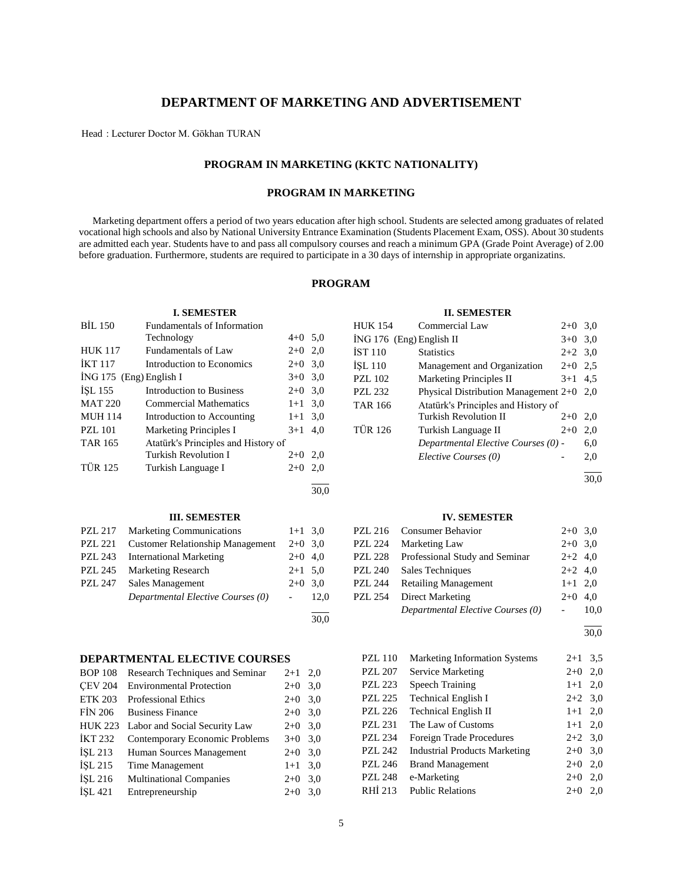# DEPARTMENT OF MARKETING AND ADVERTISEMENT

Head : Lecturer Doctor M. Gökhan TURAN

## PROGRAM IN MARKETING (KKTC NATIONALITY)

## PROGRAM IN MARKETING

Marketing department offers a period of two years education after high school. Students are selected among graduates of related vocational high schools and also by National University Entrance Examination (Students Placement Exam, OSS). About 30 students are admitted each year. Students have to and pass all compulsory courses and reach a minimum GPA (Grade Point Average) of 2.00 before graduation. Furthermore, students are required to participate in a 30 days of internship in appropriate organizatins.

## PROGRAM

### I. SEMESTER

| Code | Course | | |
|---|---|---|---|
| BİL 150 | Fundamentals of Information Technology | 4+0 | 5,0 |
| HUK 117 | Fundamentals of Law | 2+0 | 2,0 |
| İKT 117 | Introduction to Economics | 2+0 | 3,0 |
| İNG 175 (Eng) | English I | 3+0 | 3,0 |
| İŞL 155 | Introduction to Business | 2+0 | 3,0 |
| MAT 220 | Commercial Mathematics | 1+1 | 3,0 |
| MUH 114 | Introduction to Accounting | 1+1 | 3,0 |
| PZL 101 | Marketing Principles I | 3+1 | 4,0 |
| TAR 165 | Atatürk's Principles and History of Turkish Revolution I | 2+0 | 2,0 |
| TÜR 125 | Turkish Language I | 2+0 | 2,0 |
| | | | 30,0 |

### II. SEMESTER

| Code | Course | | |
|---|---|---|---|
| HUK 154 | Commercial Law | 2+0 | 3,0 |
| İNG 176 (Eng) | English II | 3+0 | 3,0 |
| İST 110 | Statistics | 2+2 | 3,0 |
| İŞL 110 | Management and Organization | 2+0 | 2,5 |
| PZL 102 | Marketing Principles II | 3+1 | 4,5 |
| PZL 232 | Physical Distribution Management | 2+0 | 2,0 |
| TAR 166 | Atatürk's Principles and History of Turkish Revolution II | 2+0 | 2,0 |
| TÜR 126 | Turkish Language II | 2+0 | 2,0 |
| | *Departmental Elective Courses (0)* | - | 6,0 |
| | *Elective Courses (0)* | - | 2,0 |
| | | | 30,0 |

### III. SEMESTER

| Code | Course | | |
|---|---|---|---|
| PZL 217 | Marketing Communications | 1+1 | 3,0 |
| PZL 221 | Customer Relationship Management | 2+0 | 3,0 |
| PZL 243 | International Marketing | 2+0 | 4,0 |
| PZL 245 | Marketing Research | 2+1 | 5,0 |
| PZL 247 | Sales Management | 2+0 | 3,0 |
| | *Departmental Elective Courses (0)* | - | 12,0 |
| | | | 30,0 |

### IV. SEMESTER

| Code | Course | | |
|---|---|---|---|
| PZL 216 | Consumer Behavior | 2+0 | 3,0 |
| PZL 224 | Marketing Law | 2+0 | 3,0 |
| PZL 228 | Professional Study and Seminar | 2+2 | 4,0 |
| PZL 240 | Sales Techniques | 2+2 | 4,0 |
| PZL 244 | Retailing Management | 1+1 | 2,0 |
| PZL 254 | Direct Marketing | 2+0 | 4,0 |
| | *Departmental Elective Courses (0)* | - | 10,0 |
| | | | 30,0 |

### DEPARTMENTAL ELECTIVE COURSES

| Code | Course | | |
|---|---|---|---|
| BOP 108 | Research Techniques and Seminar | 2+1 | 2,0 |
| ÇEV 204 | Environmental Protection | 2+0 | 3,0 |
| ETK 203 | Professional Ethics | 2+0 | 3,0 |
| FİN 206 | Business Finance | 2+0 | 3,0 |
| HUK 223 | Labor and Social Security Law | 2+0 | 3,0 |
| İKT 232 | Contemporary Economic Problems | 3+0 | 3,0 |
| İŞL 213 | Human Sources Management | 2+0 | 3,0 |
| İŞL 215 | Time Management | 1+1 | 3,0 |
| İŞL 216 | Multinational Companies | 2+0 | 3,0 |
| İŞL 421 | Entrepreneurship | 2+0 | 3,0 |
| PZL 110 | Marketing Information Systems | 2+1 | 3,5 |
| PZL 207 | Service Marketing | 2+0 | 2,0 |
| PZL 223 | Speech Training | 1+1 | 2,0 |
| PZL 225 | Technical English I | 2+2 | 3,0 |
| PZL 226 | Technical English II | 1+1 | 2,0 |
| PZL 231 | The Law of Customs | 1+1 | 2,0 |
| PZL 234 | Foreign Trade Procedures | 2+2 | 3,0 |
| PZL 242 | Industrial Products Marketing | 2+0 | 3,0 |
| PZL 246 | Brand Management | 2+0 | 2,0 |
| PZL 248 | e-Marketing | 2+0 | 2,0 |
| RHİ 213 | Public Relations | 2+0 | 2,0 |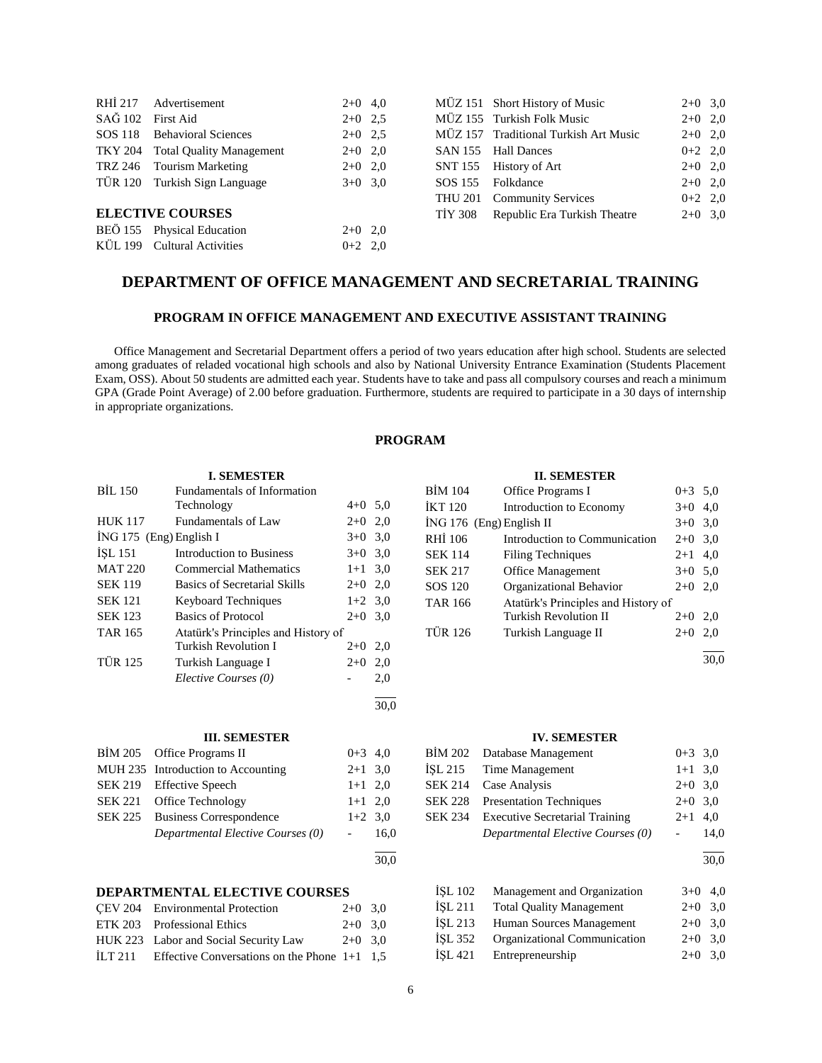| | | | |
|---|---|---|---|
| RHİ 217 | Advertisement | 2+0 | 4,0 |
| SAĞ 102 | First Aid | 2+0 | 2,5 |
| SOS 118 | Behavioral Sciences | 2+0 | 2,5 |
| TKY 204 | Total Quality Management | 2+0 | 2,0 |
| TRZ 246 | Tourism Marketing | 2+0 | 2,0 |
| TÜR 120 | Turkish Sign Language | 3+0 | 3,0 |

**ELECTIVE COURSES**

| | | | |
|---|---|---|---|
| BEÖ 155 | Physical Education | 2+0 | 2,0 |
| KÜL 199 | Cultural Activities | 0+2 | 2,0 |
| MÜZ 151 | Short History of Music | 2+0 | 3,0 |
| MÜZ 155 | Turkish Folk Music | 2+0 | 2,0 |
| MÜZ 157 | Traditional Turkish Art Music | 2+0 | 2,0 |
| SAN 155 | Hall Dances | 0+2 | 2,0 |
| SNT 155 | History of Art | 2+0 | 2,0 |
| SOS 155 | Folkdance | 2+0 | 2,0 |
| THU 201 | Community Services | 0+2 | 2,0 |
| TİY 308 | Republic Era Turkish Theatre | 2+0 | 3,0 |

# DEPARTMENT OF OFFICE MANAGEMENT AND SECRETARIAL TRAINING

## PROGRAM IN OFFICE MANAGEMENT AND EXECUTIVE ASSISTANT TRAINING

Office Management and Secretarial Department offers a period of two years education after high school. Students are selected among graduates of reladed vocational high schools and also by National University Entrance Examination (Students Placement Exam, OSS). About 50 students are admitted each year. Students have to take and pass all compulsory courses and reach a minimum GPA (Grade Point Average) of 2.00 before graduation. Furthermore, students are required to participate in a 30 days of internship in appropriate organizations.

## PROGRAM

### I. SEMESTER

| | | | |
|---|---|---|---|
| BİL 150 | Fundamentals of Information Technology | 4+0 | 5,0 |
| HUK 117 | Fundamentals of Law | 2+0 | 2,0 |
| İNG 175 (Eng) | English I | 3+0 | 3,0 |
| İŞL 151 | Introduction to Business | 3+0 | 3,0 |
| MAT 220 | Commercial Mathematics | 1+1 | 3,0 |
| SEK 119 | Basics of Secretarial Skills | 2+0 | 2,0 |
| SEK 121 | Keyboard Techniques | 1+2 | 3,0 |
| SEK 123 | Basics of Protocol | 2+0 | 3,0 |
| TAR 165 | Atatürk's Principles and History of Turkish Revolution I | 2+0 | 2,0 |
| TÜR 125 | Turkish Language I | 2+0 | 2,0 |
| | *Elective Courses (0)* | - | 2,0 |
| | | | 30,0 |

### II. SEMESTER

| | | | |
|---|---|---|---|
| BİM 104 | Office Programs I | 0+3 | 5,0 |
| İKT 120 | Introduction to Economy | 3+0 | 4,0 |
| İNG 176 (Eng) | English II | 3+0 | 3,0 |
| RHİ 106 | Introduction to Communication | 2+0 | 3,0 |
| SEK 114 | Filing Techniques | 2+1 | 4,0 |
| SEK 217 | Office Management | 3+0 | 5,0 |
| SOS 120 | Organizational Behavior | 2+0 | 2,0 |
| TAR 166 | Atatürk's Principles and History of Turkish Revolution II | 2+0 | 2,0 |
| TÜR 126 | Turkish Language II | 2+0 | 2,0 |
| | | | 30,0 |

### III. SEMESTER

| | | | |
|---|---|---|---|
| BİM 205 | Office Programs II | 0+3 | 4,0 |
| MUH 235 | Introduction to Accounting | 2+1 | 3,0 |
| SEK 219 | Effective Speech | 1+1 | 2,0 |
| SEK 221 | Office Technology | 1+1 | 2,0 |
| SEK 225 | Business Correspondence | 1+2 | 3,0 |
| | *Departmental Elective Courses (0)* | - | 16,0 |
| | | | 30,0 |

### IV. SEMESTER

| | | | |
|---|---|---|---|
| BİM 202 | Database Management | 0+3 | 3,0 |
| İŞL 215 | Time Management | 1+1 | 3,0 |
| SEK 214 | Case Analysis | 2+0 | 3,0 |
| SEK 228 | Presentation Techniques | 2+0 | 3,0 |
| SEK 234 | Executive Secretarial Training | 2+1 | 4,0 |
| | *Departmental Elective Courses (0)* | - | 14,0 |
| | | | 30,0 |

### DEPARTMENTAL ELECTIVE COURSES

| | | | |
|---|---|---|---|
| ÇEV 204 | Environmental Protection | 2+0 | 3,0 |
| ETK 203 | Professional Ethics | 2+0 | 3,0 |
| HUK 223 | Labor and Social Security Law | 2+0 | 3,0 |
| İLT 211 | Effective Conversations on the Phone | 1+1 | 1,5 |
| İŞL 102 | Management and Organization | 3+0 | 4,0 |
| İŞL 211 | Total Quality Management | 2+0 | 3,0 |
| İŞL 213 | Human Sources Management | 2+0 | 3,0 |
| İŞL 352 | Organizational Communication | 2+0 | 3,0 |
| İŞL 421 | Entrepreneurship | 2+0 | 3,0 |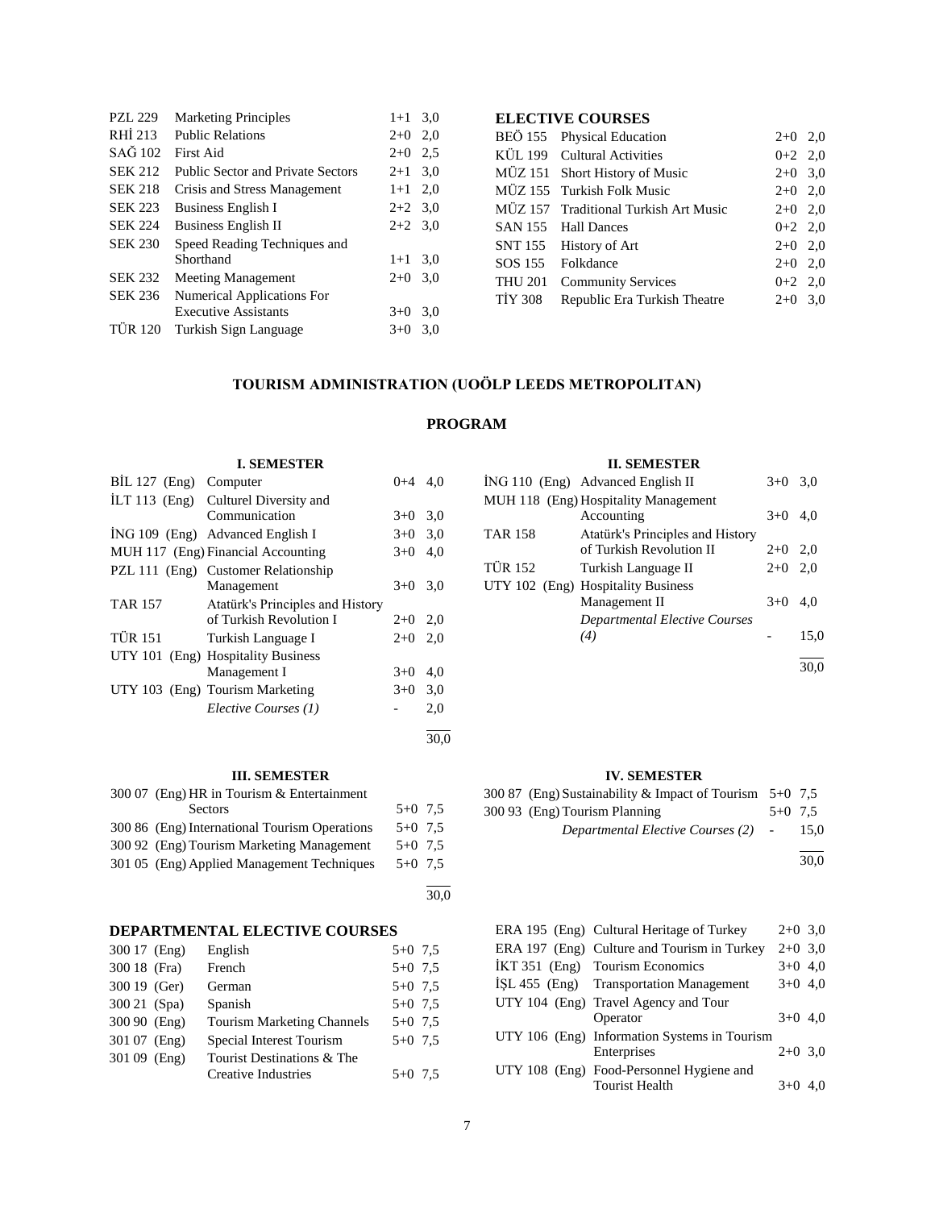| | | | |
|---|---|---|---|
| PZL 229 | Marketing Principles | 1+1 | 3,0 |
| RHİ 213 | Public Relations | 2+0 | 2,0 |
| SAĞ 102 | First Aid | 2+0 | 2,5 |
| SEK 212 | Public Sector and Private Sectors | 2+1 | 3,0 |
| SEK 218 | Crisis and Stress Management | 1+1 | 2,0 |
| SEK 223 | Business English I | 2+2 | 3,0 |
| SEK 224 | Business English II | 2+2 | 3,0 |
| SEK 230 | Speed Reading Techniques and Shorthand | 1+1 | 3,0 |
| SEK 232 | Meeting Management | 2+0 | 3,0 |
| SEK 236 | Numerical Applications For Executive Assistants | 3+0 | 3,0 |
| TÜR 120 | Turkish Sign Language | 3+0 | 3,0 |

## ELECTIVE COURSES

| | | | |
|---|---|---|---|
| BEÖ 155 | Physical Education | 2+0 | 2,0 |
| KÜL 199 | Cultural Activities | 0+2 | 2,0 |
| MÜZ 151 | Short History of Music | 2+0 | 3,0 |
| MÜZ 155 | Turkish Folk Music | 2+0 | 2,0 |
| MÜZ 157 | Traditional Turkish Art Music | 2+0 | 2,0 |
| SAN 155 | Hall Dances | 0+2 | 2,0 |
| SNT 155 | History of Art | 2+0 | 2,0 |
| SOS 155 | Folkdance | 2+0 | 2,0 |
| THU 201 | Community Services | 0+2 | 2,0 |
| TİY 308 | Republic Era Turkish Theatre | 2+0 | 3,0 |

# TOURISM ADMINISTRATION (UOÖLP LEEDS METROPOLITAN)

## PROGRAM

### I. SEMESTER

| | | | |
|---|---|---|---|
| BİL 127 (Eng) | Computer | 0+4 | 4,0 |
| İLT 113 (Eng) | Culturel Diversity and Communication | 3+0 | 3,0 |
| İNG 109 (Eng) | Advanced English I | 3+0 | 3,0 |
| MUH 117 (Eng) | Financial Accounting | 3+0 | 4,0 |
| PZL 111 (Eng) | Customer Relationship Management | 3+0 | 3,0 |
| TAR 157 | Atatürk's Principles and History of Turkish Revolution I | 2+0 | 2,0 |
| TÜR 151 | Turkish Language I | 2+0 | 2,0 |
| UTY 101 (Eng) | Hospitality Business Management I | 3+0 | 4,0 |
| UTY 103 (Eng) | Tourism Marketing | 3+0 | 3,0 |
| | *Elective Courses (1)* | - | 2,0 |
| | | | 30,0 |

### II. SEMESTER

| | | | |
|---|---|---|---|
| İNG 110 (Eng) | Advanced English II | 3+0 | 3,0 |
| MUH 118 (Eng) | Hospitality Management Accounting | 3+0 | 4,0 |
| TAR 158 | Atatürk's Principles and History of Turkish Revolution II | 2+0 | 2,0 |
| TÜR 152 | Turkish Language II | 2+0 | 2,0 |
| UTY 102 (Eng) | Hospitality Business Management II | 3+0 | 4,0 |
| | *Departmental Elective Courses (4)* | - | 15,0 |
| | | | 30,0 |

### III. SEMESTER

| | | | |
|---|---|---|---|
| 300 07 (Eng) | HR in Tourism & Entertainment Sectors | 5+0 | 7,5 |
| 300 86 (Eng) | International Tourism Operations | 5+0 | 7,5 |
| 300 92 (Eng) | Tourism Marketing Management | 5+0 | 7,5 |
| 301 05 (Eng) | Applied Management Techniques | 5+0 | 7,5 |
| | | | 30,0 |

### IV. SEMESTER

| | | | |
|---|---|---|---|
| 300 87 (Eng) | Sustainability & Impact of Tourism | 5+0 | 7,5 |
| 300 93 (Eng) | Tourism Planning | 5+0 | 7,5 |
| | *Departmental Elective Courses (2)* | - | 15,0 |
| | | | 30,0 |

## DEPARTMENTAL ELECTIVE COURSES

| | | | |
|---|---|---|---|
| 300 17 (Eng) | English | 5+0 | 7,5 |
| 300 18 (Fra) | French | 5+0 | 7,5 |
| 300 19 (Ger) | German | 5+0 | 7,5 |
| 300 21 (Spa) | Spanish | 5+0 | 7,5 |
| 300 90 (Eng) | Tourism Marketing Channels | 5+0 | 7,5 |
| 301 07 (Eng) | Special Interest Tourism | 5+0 | 7,5 |
| 301 09 (Eng) | Tourist Destinations & The Creative Industries | 5+0 | 7,5 |
| ERA 195 (Eng) | Cultural Heritage of Turkey | 2+0 | 3,0 |
| ERA 197 (Eng) | Culture and Tourism in Turkey | 2+0 | 3,0 |
| İKT 351 (Eng) | Tourism Economics | 3+0 | 4,0 |
| İŞL 455 (Eng) | Transportation Management | 3+0 | 4,0 |
| UTY 104 (Eng) | Travel Agency and Tour Operator | 3+0 | 4,0 |
| UTY 106 (Eng) | Information Systems in Tourism Enterprises | 2+0 | 3,0 |
| UTY 108 (Eng) | Food-Personnel Hygiene and Tourist Health | 3+0 | 4,0 |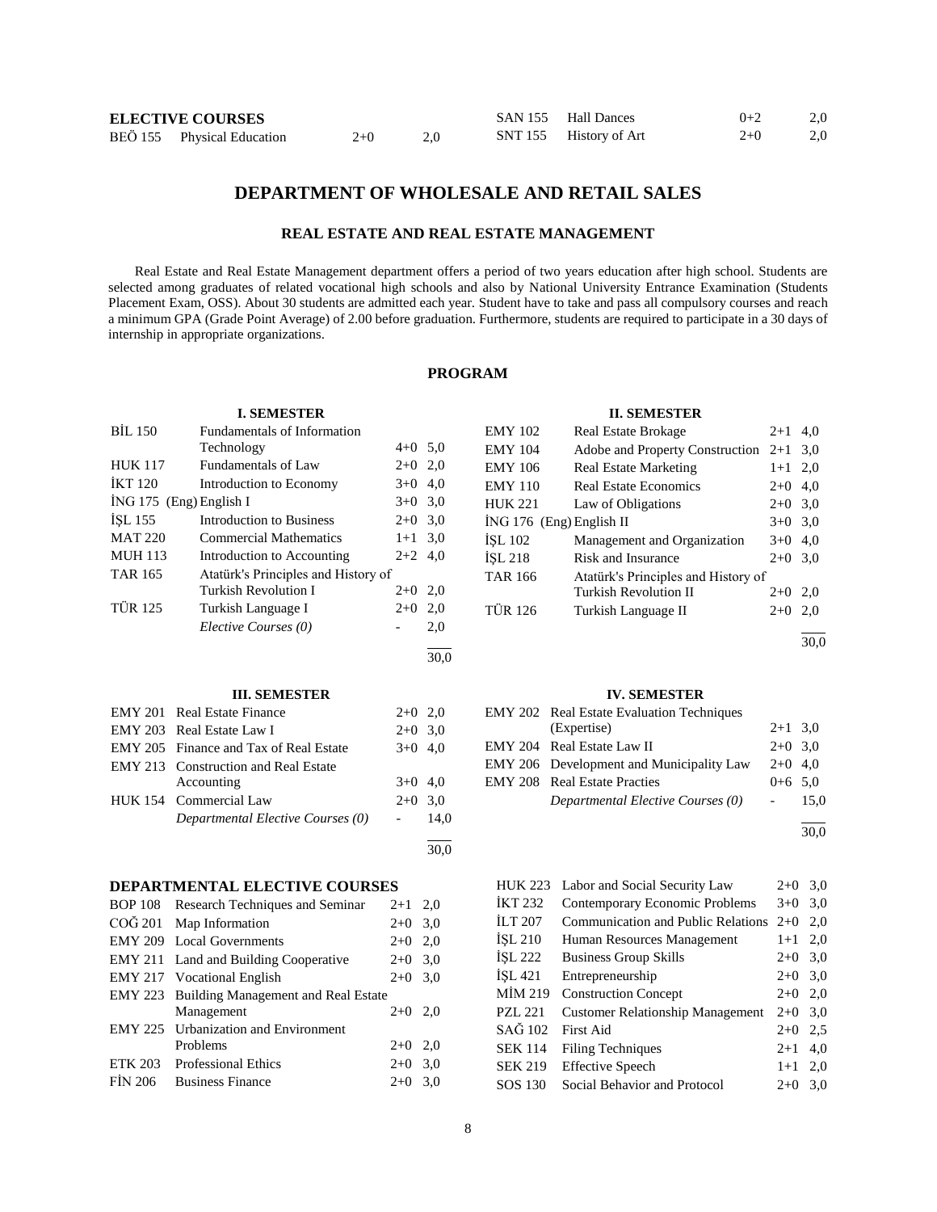**ELECTIVE COURSES**

| | | | |
|---|---|---|---|
| BEÖ 155 | Physical Education | 2+0 | 2,0 |
| SAN 155 | Hall Dances | 0+2 | 2,0 |
| SNT 155 | History of Art | 2+0 | 2,0 |

## DEPARTMENT OF WHOLESALE AND RETAIL SALES

### REAL ESTATE AND REAL ESTATE MANAGEMENT

Real Estate and Real Estate Management department offers a period of two years education after high school. Students are selected among graduates of related vocational high schools and also by National University Entrance Examination (Students Placement Exam, OSS). About 30 students are admitted each year. Student have to take and pass all compulsory courses and reach a minimum GPA (Grade Point Average) of 2.00 before graduation. Furthermore, students are required to participate in a 30 days of internship in appropriate organizations.

### PROGRAM

**I. SEMESTER**

| | | | |
|---|---|---|---|
| BİL 150 | Fundamentals of Information Technology | 4+0 | 5,0 |
| HUK 117 | Fundamentals of Law | 2+0 | 2,0 |
| İKT 120 | Introduction to Economy | 3+0 | 4,0 |
| İNG 175 (Eng) | English I | 3+0 | 3,0 |
| İŞL 155 | Introduction to Business | 2+0 | 3,0 |
| MAT 220 | Commercial Mathematics | 1+1 | 3,0 |
| MUH 113 | Introduction to Accounting | 2+2 | 4,0 |
| TAR 165 | Atatürk's Principles and History of Turkish Revolution I | 2+0 | 2,0 |
| TÜR 125 | Turkish Language I | 2+0 | 2,0 |
| | *Elective Courses (0)* | - | 2,0 |
| | | | 30,0 |

**II. SEMESTER**

| | | | |
|---|---|---|---|
| EMY 102 | Real Estate Brokage | 2+1 | 4,0 |
| EMY 104 | Adobe and Property Construction | 2+1 | 3,0 |
| EMY 106 | Real Estate Marketing | 1+1 | 2,0 |
| EMY 110 | Real Estate Economics | 2+0 | 4,0 |
| HUK 221 | Law of Obligations | 2+0 | 3,0 |
| İNG 176 (Eng) | English II | 3+0 | 3,0 |
| İŞL 102 | Management and Organization | 3+0 | 4,0 |
| İŞL 218 | Risk and Insurance | 2+0 | 3,0 |
| TAR 166 | Atatürk's Principles and History of Turkish Revolution II | 2+0 | 2,0 |
| TÜR 126 | Turkish Language II | 2+0 | 2,0 |
| | | | 30,0 |

**III. SEMESTER**

| | | | |
|---|---|---|---|
| EMY 201 | Real Estate Finance | 2+0 | 2,0 |
| EMY 203 | Real Estate Law I | 2+0 | 3,0 |
| EMY 205 | Finance and Tax of Real Estate | 3+0 | 4,0 |
| EMY 213 | Construction and Real Estate Accounting | 3+0 | 4,0 |
| HUK 154 | Commercial Law | 2+0 | 3,0 |
| | *Departmental Elective Courses (0)* | - | 14,0 |
| | | | 30,0 |

**IV. SEMESTER**

| | | | |
|---|---|---|---|
| EMY 202 | Real Estate Evaluation Techniques (Expertise) | 2+1 | 3,0 |
| EMY 204 | Real Estate Law II | 2+0 | 3,0 |
| EMY 206 | Development and Municipality Law | 2+0 | 4,0 |
| EMY 208 | Real Estate Practies | 0+6 | 5,0 |
| | *Departmental Elective Courses (0)* | - | 15,0 |
| | | | 30,0 |

**DEPARTMENTAL ELECTIVE COURSES**

| | | | |
|---|---|---|---|
| BOP 108 | Research Techniques and Seminar | 2+1 | 2,0 |
| COĞ 201 | Map Information | 2+0 | 3,0 |
| EMY 209 | Local Governments | 2+0 | 2,0 |
| EMY 211 | Land and Building Cooperative | 2+0 | 3,0 |
| EMY 217 | Vocational English | 2+0 | 3,0 |
| EMY 223 | Building Management and Real Estate Management | 2+0 | 2,0 |
| EMY 225 | Urbanization and Environment Problems | 2+0 | 2,0 |
| ETK 203 | Professional Ethics | 2+0 | 3,0 |
| FİN 206 | Business Finance | 2+0 | 3,0 |
| HUK 223 | Labor and Social Security Law | 2+0 | 3,0 |
| İKT 232 | Contemporary Economic Problems | 3+0 | 3,0 |
| İLT 207 | Communication and Public Relations | 2+0 | 2,0 |
| İŞL 210 | Human Resources Management | 1+1 | 2,0 |
| İŞL 222 | Business Group Skills | 2+0 | 3,0 |
| İŞL 421 | Entrepreneurship | 2+0 | 3,0 |
| MİM 219 | Construction Concept | 2+0 | 2,0 |
| PZL 221 | Customer Relationship Management | 2+0 | 3,0 |
| SAĞ 102 | First Aid | 2+0 | 2,5 |
| SEK 114 | Filing Techniques | 2+1 | 4,0 |
| SEK 219 | Effective Speech | 1+1 | 2,0 |
| SOS 130 | Social Behavior and Protocol | 2+0 | 3,0 |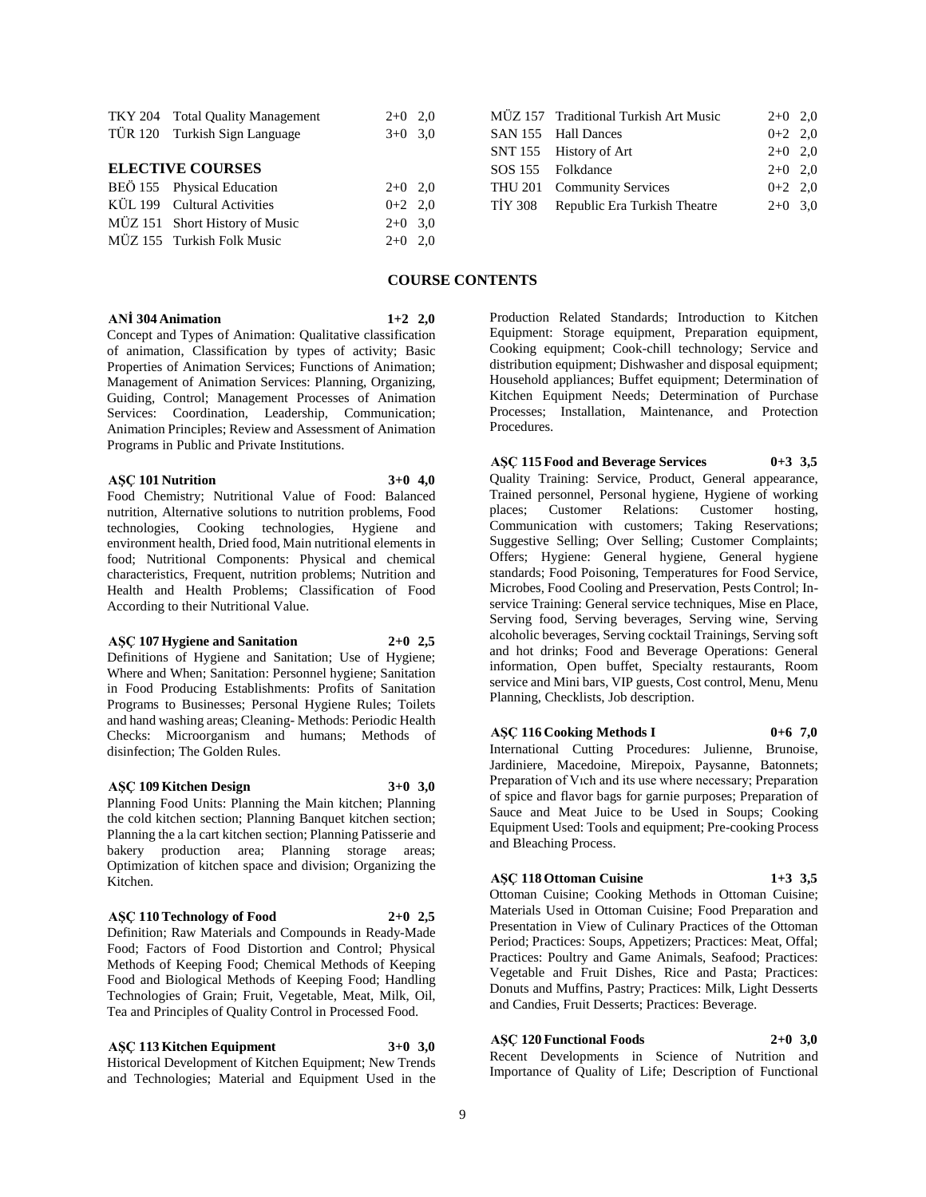| | | |
|---|---|---|
| TKY 204 | Total Quality Management | 2+0 2,0 |
| TÜR 120 | Turkish Sign Language | 3+0 3,0 |

**ELECTIVE COURSES**

| | | |
|---|---|---|
| BEÖ 155 | Physical Education | 2+0 2,0 |
| KÜL 199 | Cultural Activities | 0+2 2,0 |
| MÜZ 151 | Short History of Music | 2+0 3,0 |
| MÜZ 155 | Turkish Folk Music | 2+0 2,0 |
| MÜZ 157 | Traditional Turkish Art Music | 2+0 2,0 |
| SAN 155 | Hall Dances | 0+2 2,0 |
| SNT 155 | History of Art | 2+0 2,0 |
| SOS 155 | Folkdance | 2+0 2,0 |
| THU 201 | Community Services | 0+2 2,0 |
| TİY 308 | Republic Era Turkish Theatre | 2+0 3,0 |

## COURSE CONTENTS

**ANİ 304 Animation 1+2 2,0**
Concept and Types of Animation: Qualitative classification of animation, Classification by types of activity; Basic Properties of Animation Services; Functions of Animation; Management of Animation Services: Planning, Organizing, Guiding, Control; Management Processes of Animation Services: Coordination, Leadership, Communication; Animation Principles; Review and Assessment of Animation Programs in Public and Private Institutions.

**AŞÇ 101 Nutrition 3+0 4,0**
Food Chemistry; Nutritional Value of Food: Balanced nutrition, Alternative solutions to nutrition problems, Food technologies, Cooking technologies, Hygiene and environment health, Dried food, Main nutritional elements in food; Nutritional Components: Physical and chemical characteristics, Frequent, nutrition problems; Nutrition and Health and Health Problems; Classification of Food According to their Nutritional Value.

**AŞÇ 107 Hygiene and Sanitation 2+0 2,5**
Definitions of Hygiene and Sanitation; Use of Hygiene; Where and When; Sanitation: Personnel hygiene; Sanitation in Food Producing Establishments: Profits of Sanitation Programs to Businesses; Personal Hygiene Rules; Toilets and hand washing areas; Cleaning- Methods: Periodic Health Checks: Microorganism and humans; Methods of disinfection; The Golden Rules.

**AŞÇ 109 Kitchen Design 3+0 3,0**
Planning Food Units: Planning the Main kitchen; Planning the cold kitchen section; Planning Banquet kitchen section; Planning the a la cart kitchen section; Planning Patisserie and bakery production area; Planning storage areas; Optimization of kitchen space and division; Organizing the Kitchen.

**AŞÇ 110 Technology of Food 2+0 2,5**
Definition; Raw Materials and Compounds in Ready-Made Food; Factors of Food Distortion and Control; Physical Methods of Keeping Food; Chemical Methods of Keeping Food and Biological Methods of Keeping Food; Handling Technologies of Grain; Fruit, Vegetable, Meat, Milk, Oil, Tea and Principles of Quality Control in Processed Food.

**AŞÇ 113 Kitchen Equipment 3+0 3,0**
Historical Development of Kitchen Equipment; New Trends and Technologies; Material and Equipment Used in the Production Related Standards; Introduction to Kitchen Equipment: Storage equipment, Preparation equipment, Cooking equipment; Cook-chill technology; Service and distribution equipment; Dishwasher and disposal equipment; Household appliances; Buffet equipment; Determination of Kitchen Equipment Needs; Determination of Purchase Processes; Installation, Maintenance, and Protection Procedures.

**AŞÇ 115 Food and Beverage Services 0+3 3,5**
Quality Training: Service, Product, General appearance, Trained personnel, Personal hygiene, Hygiene of working places; Customer Relations: Customer hosting, Communication with customers; Taking Reservations; Suggestive Selling; Over Selling; Customer Complaints; Offers; Hygiene: General hygiene, General hygiene standards; Food Poisoning, Temperatures for Food Service, Microbes, Food Cooling and Preservation, Pests Control; In-service Training: General service techniques, Mise en Place, Serving food, Serving beverages, Serving wine, Serving alcoholic beverages, Serving cocktail Trainings, Serving soft and hot drinks; Food and Beverage Operations: General information, Open buffet, Specialty restaurants, Room service and Mini bars, VIP guests, Cost control, Menu, Menu Planning, Checklists, Job description.

**AŞÇ 116 Cooking Methods I 0+6 7,0**
International Cutting Procedures: Julienne, Brunoise, Jardiniere, Macedoine, Mirepoix, Paysanne, Batonnets; Preparation of Vıch and its use where necessary; Preparation of spice and flavor bags for garnie purposes; Preparation of Sauce and Meat Juice to be Used in Soups; Cooking Equipment Used: Tools and equipment; Pre-cooking Process and Bleaching Process.

**AŞÇ 118 Ottoman Cuisine 1+3 3,5**
Ottoman Cuisine; Cooking Methods in Ottoman Cuisine; Materials Used in Ottoman Cuisine; Food Preparation and Presentation in View of Culinary Practices of the Ottoman Period; Practices: Soups, Appetizers; Practices: Meat, Offal; Practices: Poultry and Game Animals, Seafood; Practices: Vegetable and Fruit Dishes, Rice and Pasta; Practices: Donuts and Muffins, Pastry; Practices: Milk, Light Desserts and Candies, Fruit Desserts; Practices: Beverage.

**AŞÇ 120 Functional Foods 2+0 3,0**
Recent Developments in Science of Nutrition and Importance of Quality of Life; Description of Functional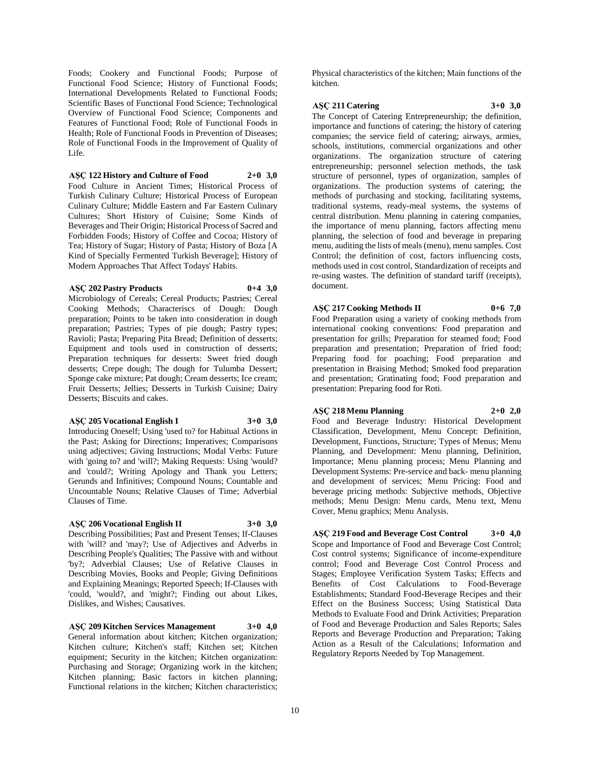Foods; Cookery and Functional Foods; Purpose of Functional Food Science; History of Functional Foods; International Developments Related to Functional Foods; Scientific Bases of Functional Food Science; Technological Overview of Functional Food Science; Components and Features of Functional Food; Role of Functional Foods in Health; Role of Functional Foods in Prevention of Diseases; Role of Functional Foods in the Improvement of Quality of Life.

**AŞÇ 122 History and Culture of Food 2+0 3,0**

Food Culture in Ancient Times; Historical Process of Turkish Culinary Culture; Historical Process of European Culinary Culture; Middle Eastern and Far Eastern Culinary Cultures; Short History of Cuisine; Some Kinds of Beverages and Their Origin; Historical Process of Sacred and Forbidden Foods; History of Coffee and Cocoa; History of Tea; History of Sugar; History of Pasta; History of Boza [A Kind of Specially Fermented Turkish Beverage]; History of Modern Approaches That Affect Todays' Habits.

**AŞÇ 202 Pastry Products 0+4 3,0**

Microbiology of Cereals; Cereal Products; Pastries; Cereal Cooking Methods; Characteriscs of Dough: Dough preparation; Points to be taken into consideration in dough preparation; Pastries; Types of pie dough; Pastry types; Ravioli; Pasta; Preparing Pita Bread; Definition of desserts; Equipment and tools used in construction of desserts; Preparation techniques for desserts: Sweet fried dough desserts; Crepe dough; The dough for Tulumba Dessert; Sponge cake mixture; Pat dough; Cream desserts; Ice cream; Fruit Desserts; Jellies; Desserts in Turkish Cuisine; Dairy Desserts; Biscuits and cakes.

**AŞÇ 205 Vocational English I 3+0 3,0**

Introducing Oneself; Using 'used to? for Habitual Actions in the Past; Asking for Directions; Imperatives; Comparisons using adjectives; Giving Instructions; Modal Verbs: Future with 'going to? and 'will?; Making Requests: Using 'would? and 'could?; Writing Apology and Thank you Letters; Gerunds and Infinitives; Compound Nouns; Countable and Uncountable Nouns; Relative Clauses of Time; Adverbial Clauses of Time.

**AŞÇ 206 Vocational English II 3+0 3,0**

Describing Possibilities; Past and Present Tenses; If-Clauses with 'will? and 'may?; Use of Adjectives and Adverbs in Describing People's Qualities; The Passive with and without 'by?; Adverbial Clauses; Use of Relative Clauses in Describing Movies, Books and People; Giving Definitions and Explaining Meanings; Reported Speech; If-Clauses with 'could, 'would?, and 'might?; Finding out about Likes, Dislikes, and Wishes; Causatives.

**AŞÇ 209 Kitchen Services Management 3+0 4,0**

General information about kitchen; Kitchen organization; Kitchen culture; Kitchen's staff; Kitchen set; Kitchen equipment; Security in the kitchen; Kitchen organization: Purchasing and Storage; Organizing work in the kitchen; Kitchen planning; Basic factors in kitchen planning; Functional relations in the kitchen; Kitchen characteristics; Physical characteristics of the kitchen; Main functions of the kitchen.

**AŞÇ 211 Catering 3+0 3,0**

The Concept of Catering Entrepreneurship; the definition, importance and functions of catering; the history of catering companies; the service field of catering; airways, armies, schools, institutions, commercial organizations and other organizations. The organization structure of catering entrepreneurship; personnel selection methods, the task structure of personnel, types of organization, samples of organizations. The production systems of catering; the methods of purchasing and stocking, facilitating systems, traditional systems, ready-meal systems, the systems of central distribution. Menu planning in catering companies, the importance of menu planning, factors affecting menu planning, the selection of food and beverage in preparing menu, auditing the lists of meals (menu), menu samples. Cost Control; the definition of cost, factors influencing costs, methods used in cost control, Standardization of receipts and re-using wastes. The definition of standard tariff (receipts), document.

**AŞÇ 217 Cooking Methods II 0+6 7,0**

Food Preparation using a variety of cooking methods from international cooking conventions: Food preparation and presentation for grills; Preparation for steamed food; Food preparation and presentation; Preparation of fried food; Preparing food for poaching; Food preparation and presentation in Braising Method; Smoked food preparation and presentation; Gratinating food; Food preparation and presentation: Preparing food for Roti.

**AŞÇ 218 Menu Planning 2+0 2,0**

Food and Beverage Industry: Historical Development Classification, Development, Menu Concept: Definition, Development, Functions, Structure; Types of Menus; Menu Planning, and Development: Menu planning, Definition, Importance; Menu planning process; Menu Planning and Development Systems: Pre-service and back- menu planning and development of services; Menu Pricing: Food and beverage pricing methods: Subjective methods, Objective methods; Menu Design: Menu cards, Menu text, Menu Cover, Menu graphics; Menu Analysis.

**AŞÇ 219 Food and Beverage Cost Control 3+0 4,0**

Scope and Importance of Food and Beverage Cost Control; Cost control systems; Significance of income-expenditure control; Food and Beverage Cost Control Process and Stages; Employee Verification System Tasks; Effects and Benefits of Cost Calculations to Food-Beverage Establishments; Standard Food-Beverage Recipes and their Effect on the Business Success; Using Statistical Data Methods to Evaluate Food and Drink Activities; Preparation of Food and Beverage Production and Sales Reports; Sales Reports and Beverage Production and Preparation; Taking Action as a Result of the Calculations; Information and Regulatory Reports Needed by Top Management.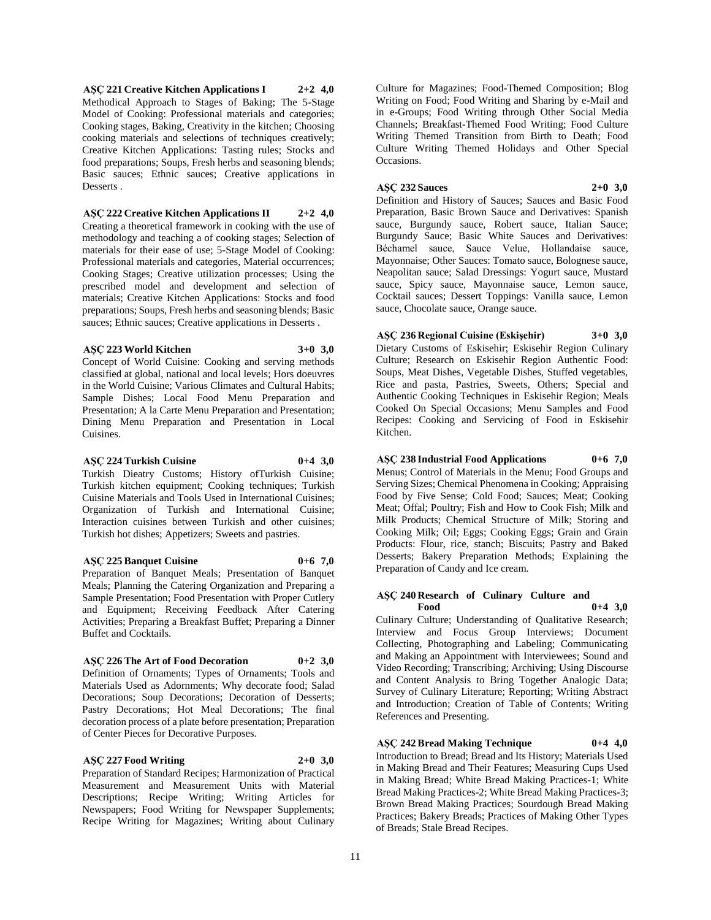**AŞÇ 221 Creative Kitchen Applications I 2+2 4,0**
Methodical Approach to Stages of Baking; The 5-Stage Model of Cooking: Professional materials and categories; Cooking stages, Baking, Creativity in the kitchen; Choosing cooking materials and selections of techniques creatively; Creative Kitchen Applications: Tasting rules; Stocks and food preparations; Soups, Fresh herbs and seasoning blends; Basic sauces; Ethnic sauces; Creative applications in Desserts .

**AŞÇ 222 Creative Kitchen Applications II 2+2 4,0**
Creating a theoretical framework in cooking with the use of methodology and teaching a of cooking stages; Selection of materials for their ease of use; 5-Stage Model of Cooking: Professional materials and categories, Material occurrences; Cooking Stages; Creative utilization processes; Using the prescribed model and development and selection of materials; Creative Kitchen Applications: Stocks and food preparations; Soups, Fresh herbs and seasoning blends; Basic sauces; Ethnic sauces; Creative applications in Desserts .

**AŞÇ 223 World Kitchen 3+0 3,0**
Concept of World Cuisine: Cooking and serving methods classified at global, national and local levels; Hors doeuvres in the World Cuisine; Various Climates and Cultural Habits; Sample Dishes; Local Food Menu Preparation and Presentation; A la Carte Menu Preparation and Presentation; Dining Menu Preparation and Presentation in Local Cuisines.

**AŞÇ 224 Turkish Cuisine 0+4 3,0**
Turkish Dieatry Customs; History ofTurkish Cuisine; Turkish kitchen equipment; Cooking techniques; Turkish Cuisine Materials and Tools Used in International Cuisines; Organization of Turkish and International Cuisine; Interaction cuisines between Turkish and other cuisines; Turkish hot dishes; Appetizers; Sweets and pastries.

**AŞÇ 225 Banquet Cuisine 0+6 7,0**
Preparation of Banquet Meals; Presentation of Banquet Meals; Planning the Catering Organization and Preparing a Sample Presentation; Food Presentation with Proper Cutlery and Equipment; Receiving Feedback After Catering Activities; Preparing a Breakfast Buffet; Preparing a Dinner Buffet and Cocktails.

**AŞÇ 226 The Art of Food Decoration 0+2 3,0**
Definition of Ornaments; Types of Ornaments; Tools and Materials Used as Adornments; Why decorate food; Salad Decorations; Soup Decorations; Decoration of Desserts; Pastry Decorations; Hot Meal Decorations; The final decoration process of a plate before presentation; Preparation of Center Pieces for Decorative Purposes.

**AŞÇ 227 Food Writing 2+0 3,0**
Preparation of Standard Recipes; Harmonization of Practical Measurement and Measurement Units with Material Descriptions; Recipe Writing; Writing Articles for Newspapers; Food Writing for Newspaper Supplements; Recipe Writing for Magazines; Writing about Culinary Culture for Magazines; Food-Themed Composition; Blog Writing on Food; Food Writing and Sharing by e-Mail and in e-Groups; Food Writing through Other Social Media Channels; Breakfast-Themed Food Writing; Food Culture Writing Themed Transition from Birth to Death; Food Culture Writing Themed Holidays and Other Special Occasions.

**AŞÇ 232 Sauces 2+0 3,0**
Definition and History of Sauces; Sauces and Basic Food Preparation, Basic Brown Sauce and Derivatives: Spanish sauce, Burgundy sauce, Robert sauce, Italian Sauce; Burgundy Sauce; Basic White Sauces and Derivatives: Béchamel sauce, Sauce Velue, Hollandaise sauce, Mayonnaise; Other Sauces: Tomato sauce, Bolognese sauce, Neapolitan sauce; Salad Dressings: Yogurt sauce, Mustard sauce, Spicy sauce, Mayonnaise sauce, Lemon sauce, Cocktail sauces; Dessert Toppings: Vanilla sauce, Lemon sauce, Chocolate sauce, Orange sauce.

**AŞÇ 236 Regional Cuisine (Eskişehir) 3+0 3,0**
Dietary Customs of Eskisehir; Eskisehir Region Culinary Culture; Research on Eskisehir Region Authentic Food: Soups, Meat Dishes, Vegetable Dishes, Stuffed vegetables, Rice and pasta, Pastries, Sweets, Others; Special and Authentic Cooking Techniques in Eskisehir Region; Meals Cooked On Special Occasions; Menu Samples and Food Recipes: Cooking and Servicing of Food in Eskisehir Kitchen.

**AŞÇ 238 Industrial Food Applications 0+6 7,0**
Menus; Control of Materials in the Menu; Food Groups and Serving Sizes; Chemical Phenomena in Cooking; Appraising Food by Five Sense; Cold Food; Sauces; Meat; Cooking Meat; Offal; Poultry; Fish and How to Cook Fish; Milk and Milk Products; Chemical Structure of Milk; Storing and Cooking Milk; Oil; Eggs; Cooking Eggs; Grain and Grain Products: Flour, rice, stanch; Biscuits; Pastry and Baked Desserts; Bakery Preparation Methods; Explaining the Preparation of Candy and Ice cream.

**AŞÇ 240 Research of Culinary Culture and Food 0+4 3,0**
Culinary Culture; Understanding of Qualitative Research; Interview and Focus Group Interviews; Document Collecting, Photographing and Labeling; Communicating and Making an Appointment with Interviewees; Sound and Video Recording; Transcribing; Archiving; Using Discourse and Content Analysis to Bring Together Analogic Data; Survey of Culinary Literature; Reporting; Writing Abstract and Introduction; Creation of Table of Contents; Writing References and Presenting.

**AŞÇ 242 Bread Making Technique 0+4 4,0**
Introduction to Bread; Bread and Its History; Materials Used in Making Bread and Their Features; Measuring Cups Used in Making Bread; White Bread Making Practices-1; White Bread Making Practices-2; White Bread Making Practices-3; Brown Bread Making Practices; Sourdough Bread Making Practices; Bakery Breads; Practices of Making Other Types of Breads; Stale Bread Recipes.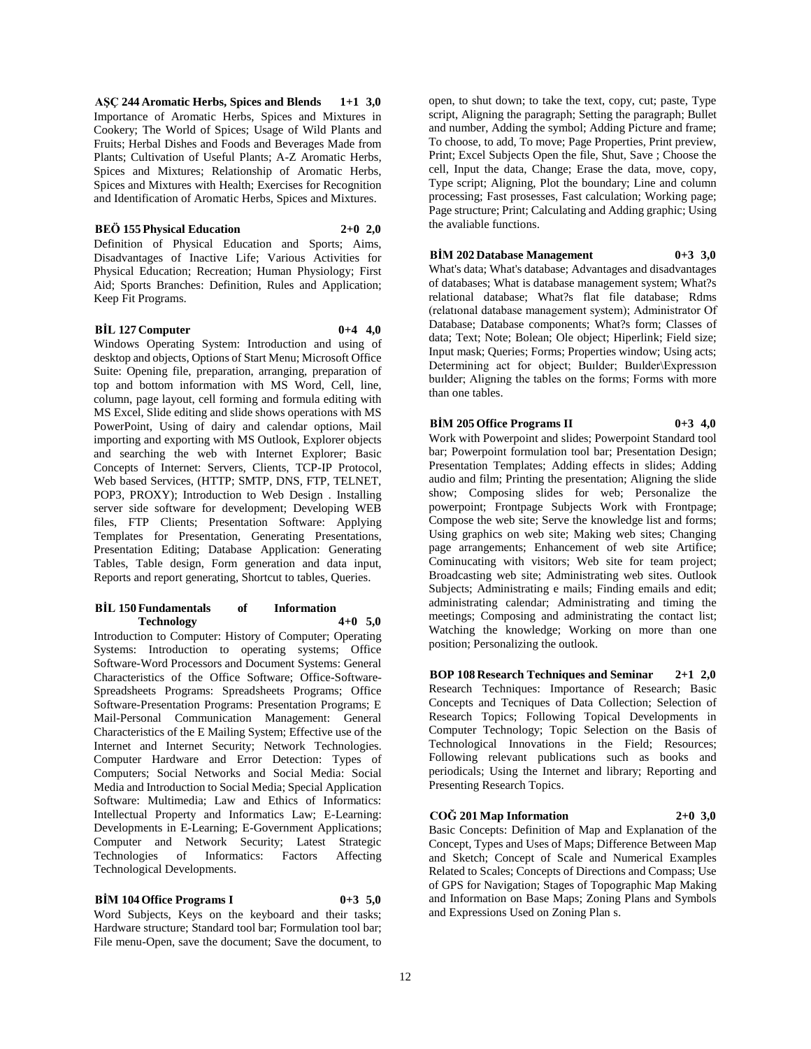**AŞÇ 244 Aromatic Herbs, Spices and Blends 1+1 3,0**

Importance of Aromatic Herbs, Spices and Mixtures in Cookery; The World of Spices; Usage of Wild Plants and Fruits; Herbal Dishes and Foods and Beverages Made from Plants; Cultivation of Useful Plants; A-Z Aromatic Herbs, Spices and Mixtures; Relationship of Aromatic Herbs, Spices and Mixtures with Health; Exercises for Recognition and Identification of Aromatic Herbs, Spices and Mixtures.

**BEÖ 155 Physical Education 2+0 2,0**

Definition of Physical Education and Sports; Aims, Disadvantages of Inactive Life; Various Activities for Physical Education; Recreation; Human Physiology; First Aid; Sports Branches: Definition, Rules and Application; Keep Fit Programs.

**BİL 127 Computer 0+4 4,0**

Windows Operating System: Introduction and using of desktop and objects, Options of Start Menu; Microsoft Office Suite: Opening file, preparation, arranging, preparation of top and bottom information with MS Word, Cell, line, column, page layout, cell forming and formula editing with MS Excel, Slide editing and slide shows operations with MS PowerPoint, Using of dairy and calendar options, Mail importing and exporting with MS Outlook, Explorer objects and searching the web with Internet Explorer; Basic Concepts of Internet: Servers, Clients, TCP-IP Protocol, Web based Services, (HTTP; SMTP, DNS, FTP, TELNET, POP3, PROXY); Introduction to Web Design . Installing server side software for development; Developing WEB files, FTP Clients; Presentation Software: Applying Templates for Presentation, Generating Presentations, Presentation Editing; Database Application: Generating Tables, Table design, Form generation and data input, Reports and report generating, Shortcut to tables, Queries.

**BİL 150 Fundamentals of Information Technology 4+0 5,0**

Introduction to Computer: History of Computer; Operating Systems: Introduction to operating systems; Office Software-Word Processors and Document Systems: General Characteristics of the Office Software; Office-Software-Spreadsheets Programs: Spreadsheets Programs; Office Software-Presentation Programs: Presentation Programs; E Mail-Personal Communication Management: General Characteristics of the E Mailing System; Effective use of the Internet and Internet Security; Network Technologies. Computer Hardware and Error Detection: Types of Computers; Social Networks and Social Media: Social Media and Introduction to Social Media; Special Application Software: Multimedia; Law and Ethics of Informatics: Intellectual Property and Informatics Law; E-Learning: Developments in E-Learning; E-Government Applications; Computer and Network Security; Latest Strategic Technologies of Informatics: Factors Affecting Technological Developments.

**BİM 104 Office Programs I 0+3 5,0**

Word Subjects, Keys on the keyboard and their tasks; Hardware structure; Standard tool bar; Formulation tool bar; File menu-Open, save the document; Save the document, to open, to shut down; to take the text, copy, cut; paste, Type script, Aligning the paragraph; Setting the paragraph; Bullet and number, Adding the symbol; Adding Picture and frame; To choose, to add, To move; Page Properties, Print preview, Print; Excel Subjects Open the file, Shut, Save ; Choose the cell, Input the data, Change; Erase the data, move, copy, Type script; Aligning, Plot the boundary; Line and column processing; Fast prosesses, Fast calculation; Working page; Page structure; Print; Calculating and Adding graphic; Using the avaliable functions.

**BİM 202 Database Management 0+3 3,0**

What's data; What's database; Advantages and disadvantages of databases; What is database management system; What?s relational database; What?s flat file database; Rdms (relatıonal database management system); Administrator Of Database; Database components; What?s form; Classes of data; Text; Note; Bolean; Ole object; Hiperlink; Field size; Input mask; Queries; Forms; Properties window; Using acts; Determining act for object; Buılder; Buılder\Expressıon buılder; Aligning the tables on the forms; Forms with more than one tables.

**BİM 205 Office Programs II 0+3 4,0**

Work with Powerpoint and slides; Powerpoint Standard tool bar; Powerpoint formulation tool bar; Presentation Design; Presentation Templates; Adding effects in slides; Adding audio and film; Printing the presentation; Aligning the slide show; Composing slides for web; Personalize the powerpoint; Frontpage Subjects Work with Frontpage; Compose the web site; Serve the knowledge list and forms; Using graphics on web site; Making web sites; Changing page arrangements; Enhancement of web site Artifice; Cominucating with visitors; Web site for team project; Broadcasting web site; Administrating web sites. Outlook Subjects; Administrating e mails; Finding emails and edit; administrating calendar; Administrating and timing the meetings; Composing and administrating the contact list; Watching the knowledge; Working on more than one position; Personalizing the outlook.

**BOP 108 Research Techniques and Seminar 2+1 2,0**

Research Techniques: Importance of Research; Basic Concepts and Tecniques of Data Collection; Selection of Research Topics; Following Topical Developments in Computer Technology; Topic Selection on the Basis of Technological Innovations in the Field; Resources; Following relevant publications such as books and periodicals; Using the Internet and library; Reporting and Presenting Research Topics.

**COĞ 201 Map Information 2+0 3,0**

Basic Concepts: Definition of Map and Explanation of the Concept, Types and Uses of Maps; Difference Between Map and Sketch; Concept of Scale and Numerical Examples Related to Scales; Concepts of Directions and Compass; Use of GPS for Navigation; Stages of Topographic Map Making and Information on Base Maps; Zoning Plans and Symbols and Expressions Used on Zoning Plan s.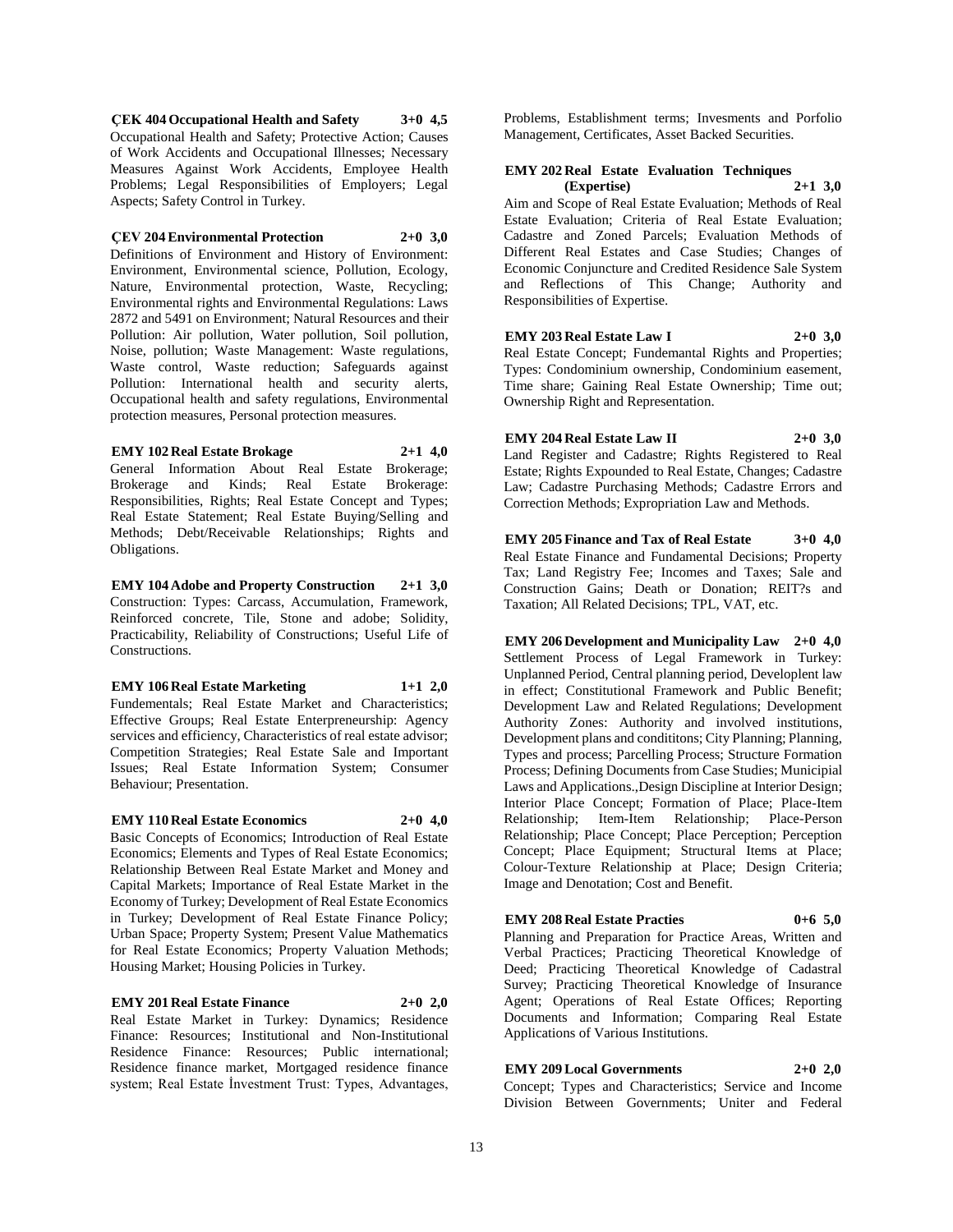**ÇEK 404 Occupational Health and Safety 3+0 4,5**
Occupational Health and Safety; Protective Action; Causes of Work Accidents and Occupational Illnesses; Necessary Measures Against Work Accidents, Employee Health Problems; Legal Responsibilities of Employers; Legal Aspects; Safety Control in Turkey.

**ÇEV 204 Environmental Protection 2+0 3,0**
Definitions of Environment and History of Environment: Environment, Environmental science, Pollution, Ecology, Nature, Environmental protection, Waste, Recycling; Environmental rights and Environmental Regulations: Laws 2872 and 5491 on Environment; Natural Resources and their Pollution: Air pollution, Water pollution, Soil pollution, Noise, pollution; Waste Management: Waste regulations, Waste control, Waste reduction; Safeguards against Pollution: International health and security alerts, Occupational health and safety regulations, Environmental protection measures, Personal protection measures.

**EMY 102 Real Estate Brokage 2+1 4,0**
General Information About Real Estate Brokerage; Brokerage and Kinds; Real Estate Brokerage: Responsibilities, Rights; Real Estate Concept and Types; Real Estate Statement; Real Estate Buying/Selling and Methods; Debt/Receivable Relationships; Rights and Obligations.

**EMY 104 Adobe and Property Construction 2+1 3,0**
Construction: Types: Carcass, Accumulation, Framework, Reinforced concrete, Tile, Stone and adobe; Solidity, Practicability, Reliability of Constructions; Useful Life of Constructions.

**EMY 106 Real Estate Marketing 1+1 2,0**
Fundementals; Real Estate Market and Characteristics; Effective Groups; Real Estate Enterpreneurship: Agency services and efficiency, Characteristics of real estate advisor; Competition Strategies; Real Estate Sale and Important Issues; Real Estate Information System; Consumer Behaviour; Presentation.

**EMY 110 Real Estate Economics 2+0 4,0**
Basic Concepts of Economics; Introduction of Real Estate Economics; Elements and Types of Real Estate Economics; Relationship Between Real Estate Market and Money and Capital Markets; Importance of Real Estate Market in the Economy of Turkey; Development of Real Estate Economics in Turkey; Development of Real Estate Finance Policy; Urban Space; Property System; Present Value Mathematics for Real Estate Economics; Property Valuation Methods; Housing Market; Housing Policies in Turkey.

**EMY 201 Real Estate Finance 2+0 2,0**
Real Estate Market in Turkey: Dynamics; Residence Finance: Resources; Institutional and Non-Institutional Residence Finance: Resources; Public international; Residence finance market, Mortgaged residence finance system; Real Estate İnvestment Trust: Types, Advantages, Problems, Establishment terms; Invesments and Porfolio Management, Certificates, Asset Backed Securities.

**EMY 202 Real Estate Evaluation Techniques (Expertise) 2+1 3,0**
Aim and Scope of Real Estate Evaluation; Methods of Real Estate Evaluation; Criteria of Real Estate Evaluation; Cadastre and Zoned Parcels; Evaluation Methods of Different Real Estates and Case Studies; Changes of Economic Conjuncture and Credited Residence Sale System and Reflections of This Change; Authority and Responsibilities of Expertise.

**EMY 203 Real Estate Law I 2+0 3,0**
Real Estate Concept; Fundemantal Rights and Properties; Types: Condominium ownership, Condominium easement, Time share; Gaining Real Estate Ownership; Time out; Ownership Right and Representation.

**EMY 204 Real Estate Law II 2+0 3,0**
Land Register and Cadastre; Rights Registered to Real Estate; Rights Expounded to Real Estate, Changes; Cadastre Law; Cadastre Purchasing Methods; Cadastre Errors and Correction Methods; Expropriation Law and Methods.

**EMY 205 Finance and Tax of Real Estate 3+0 4,0**
Real Estate Finance and Fundamental Decisions; Property Tax; Land Registry Fee; Incomes and Taxes; Sale and Construction Gains; Death or Donation; REIT?s and Taxation; All Related Decisions; TPL, VAT, etc.

**EMY 206 Development and Municipality Law 2+0 4,0**
Settlement Process of Legal Framework in Turkey: Unplanned Period, Central planning period, Developlent law in effect; Constitutional Framework and Public Benefit; Development Law and Related Regulations; Development Authority Zones: Authority and involved institutions, Development plans and condititons; City Planning; Planning, Types and process; Parcelling Process; Structure Formation Process; Defining Documents from Case Studies; Municipial Laws and Applications.,Design Discipline at Interior Design; Interior Place Concept; Formation of Place; Place-Item Relationship; Item-Item Relationship; Place-Person Relationship; Place Concept; Place Perception; Perception Concept; Place Equipment; Structural Items at Place; Colour-Texture Relationship at Place; Design Criteria; Image and Denotation; Cost and Benefit.

**EMY 208 Real Estate Practies 0+6 5,0**
Planning and Preparation for Practice Areas, Written and Verbal Practices; Practicing Theoretical Knowledge of Deed; Practicing Theoretical Knowledge of Cadastral Survey; Practicing Theoretical Knowledge of Insurance Agent; Operations of Real Estate Offices; Reporting Documents and Information; Comparing Real Estate Applications of Various Institutions.

**EMY 209 Local Governments 2+0 2,0**
Concept; Types and Characteristics; Service and Income Division Between Governments; Uniter and Federal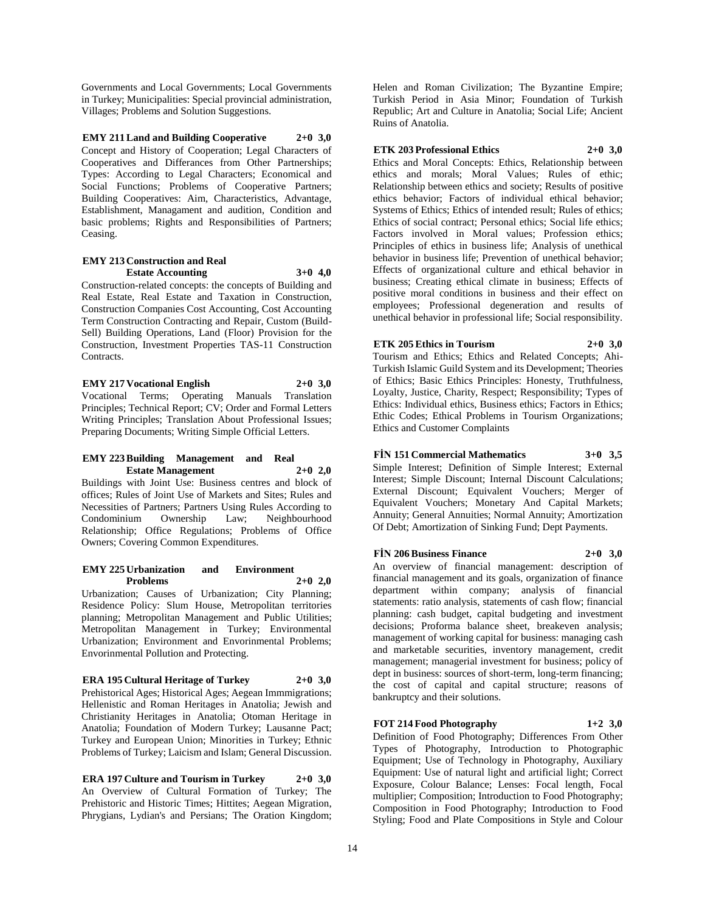Governments and Local Governments; Local Governments in Turkey; Municipalities: Special provincial administration, Villages; Problems and Solution Suggestions.

**EMY 211 Land and Building Cooperative 2+0 3,0**

Concept and History of Cooperation; Legal Characters of Cooperatives and Differances from Other Partnerships; Types: According to Legal Characters; Economical and Social Functions; Problems of Cooperative Partners; Building Cooperatives: Aim, Characteristics, Advantage, Establishment, Managament and audition, Condition and basic problems; Rights and Responsibilities of Partners; Ceasing.

**EMY 213 Construction and Real Estate Accounting 3+0 4,0**

Construction-related concepts: the concepts of Building and Real Estate, Real Estate and Taxation in Construction, Construction Companies Cost Accounting, Cost Accounting Term Construction Contracting and Repair, Custom (Build-Sell) Building Operations, Land (Floor) Provision for the Construction, Investment Properties TAS-11 Construction Contracts.

**EMY 217 Vocational English 2+0 3,0**

Vocational Terms; Operating Manuals Translation Principles; Technical Report; CV; Order and Formal Letters Writing Principles; Translation About Professional Issues; Preparing Documents; Writing Simple Official Letters.

**EMY 223 Building Management and Real Estate Management 2+0 2,0**

Buildings with Joint Use: Business centres and block of offices; Rules of Joint Use of Markets and Sites; Rules and Necessities of Partners; Partners Using Rules According to Condominium Ownership Law; Neighbourhood Relationship; Office Regulations; Problems of Office Owners; Covering Common Expenditures.

**EMY 225 Urbanization and Environment Problems 2+0 2,0**

Urbanization; Causes of Urbanization; City Planning; Residence Policy: Slum House, Metropolitan territories planning; Metropolitan Management and Public Utilities; Metropolitan Management in Turkey; Environmental Urbanization; Environment and Envorinmental Problems; Envorinmental Pollution and Protecting.

**ERA 195 Cultural Heritage of Turkey 2+0 3,0**

Prehistorical Ages; Historical Ages; Aegean Immmigrations; Hellenistic and Roman Heritages in Anatolia; Jewish and Christianity Heritages in Anatolia; Otoman Heritage in Anatolia; Foundation of Modern Turkey; Lausanne Pact; Turkey and European Union; Minorities in Turkey; Ethnic Problems of Turkey; Laicism and Islam; General Discussion.

**ERA 197 Culture and Tourism in Turkey 2+0 3,0**

An Overview of Cultural Formation of Turkey; The Prehistoric and Historic Times; Hittites; Aegean Migration, Phrygians, Lydian's and Persians; The Oration Kingdom; Helen and Roman Civilization; The Byzantine Empire; Turkish Period in Asia Minor; Foundation of Turkish Republic; Art and Culture in Anatolia; Social Life; Ancient Ruins of Anatolia.

**ETK 203 Professional Ethics 2+0 3,0**

Ethics and Moral Concepts: Ethics, Relationship between ethics and morals; Moral Values; Rules of ethic; Relationship between ethics and society; Results of positive ethics behavior; Factors of individual ethical behavior; Systems of Ethics; Ethics of intended result; Rules of ethics; Ethics of social contract; Personal ethics; Social life ethics; Factors involved in Moral values; Profession ethics; Principles of ethics in business life; Analysis of unethical behavior in business life; Prevention of unethical behavior; Effects of organizational culture and ethical behavior in business; Creating ethical climate in business; Effects of positive moral conditions in business and their effect on employees; Professional degeneration and results of unethical behavior in professional life; Social responsibility.

**ETK 205 Ethics in Tourism 2+0 3,0**

Tourism and Ethics; Ethics and Related Concepts; Ahi-Turkish Islamic Guild System and its Development; Theories of Ethics; Basic Ethics Principles: Honesty, Truthfulness, Loyalty, Justice, Charity, Respect; Responsibility; Types of Ethics: Individual ethics, Business ethics; Factors in Ethics; Ethic Codes; Ethical Problems in Tourism Organizations; Ethics and Customer Complaints

**FİN 151 Commercial Mathematics 3+0 3,5**

Simple Interest; Definition of Simple Interest; External Interest; Simple Discount; Internal Discount Calculations; External Discount; Equivalent Vouchers; Merger of Equivalent Vouchers; Monetary And Capital Markets; Annuity; General Annuities; Normal Annuity; Amortization Of Debt; Amortization of Sinking Fund; Dept Payments.

**FİN 206 Business Finance 2+0 3,0**

An overview of financial management: description of financial management and its goals, organization of finance department within company; analysis of financial statements: ratio analysis, statements of cash flow; financial planning: cash budget, capital budgeting and investment decisions; Proforma balance sheet, breakeven analysis; management of working capital for business: managing cash and marketable securities, inventory management, credit management; managerial investment for business; policy of dept in business: sources of short-term, long-term financing; the cost of capital and capital structure; reasons of bankruptcy and their solutions.

**FOT 214 Food Photography 1+2 3,0**

Definition of Food Photography; Differences From Other Types of Photography, Introduction to Photographic Equipment; Use of Technology in Photography, Auxiliary Equipment: Use of natural light and artificial light; Correct Exposure, Colour Balance; Lenses: Focal length, Focal multiplier; Composition; Introduction to Food Photography; Composition in Food Photography; Introduction to Food Styling; Food and Plate Compositions in Style and Colour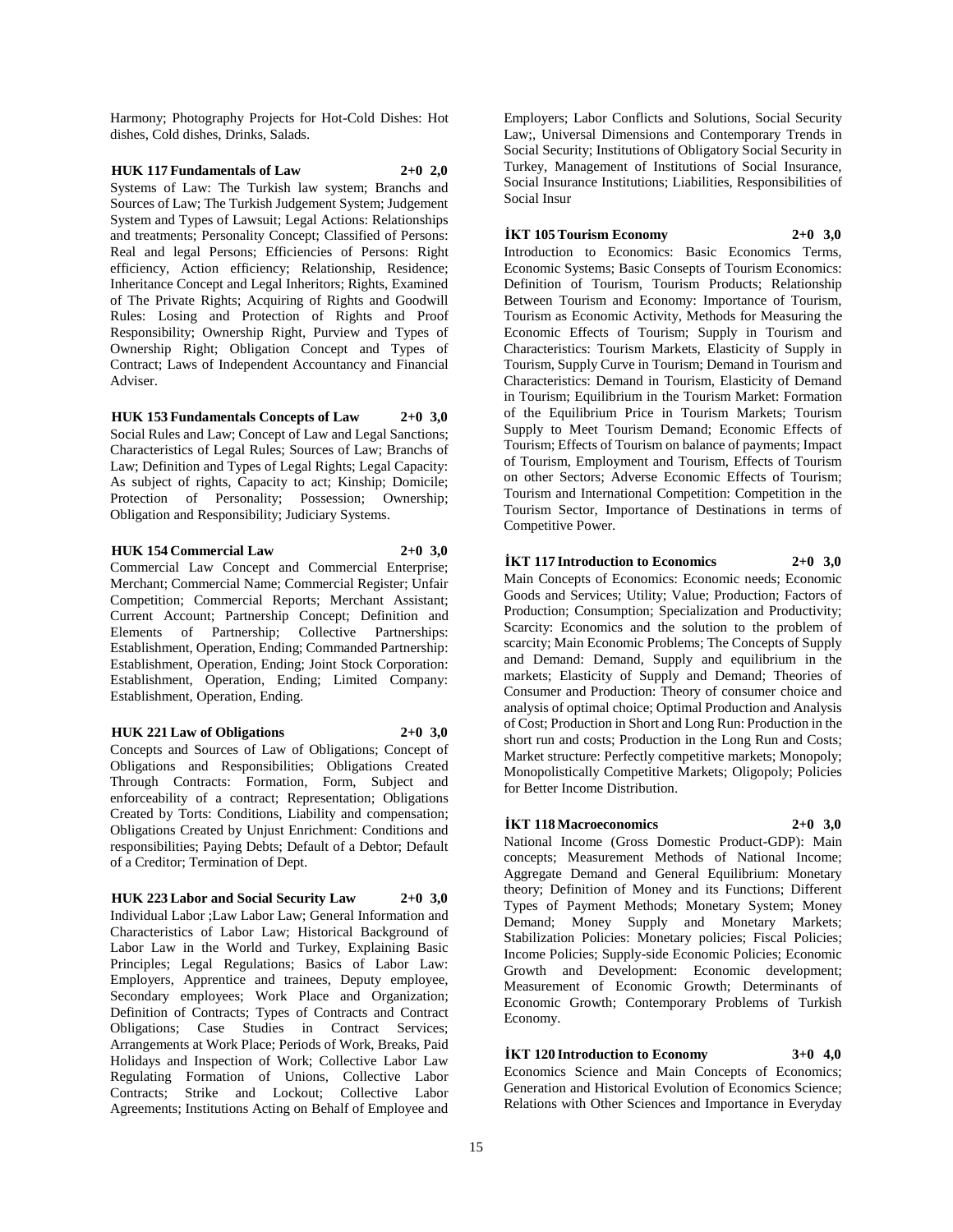Harmony; Photography Projects for Hot-Cold Dishes: Hot dishes, Cold dishes, Drinks, Salads.

**HUK 117 Fundamentals of Law 2+0 2,0**

Systems of Law: The Turkish law system; Branchs and Sources of Law; The Turkish Judgement System; Judgement System and Types of Lawsuit; Legal Actions: Relationships and treatments; Personality Concept; Classified of Persons: Real and legal Persons; Efficiencies of Persons: Right efficiency, Action efficiency; Relationship, Residence; Inheritance Concept and Legal Inheritors; Rights, Examined of The Private Rights; Acquiring of Rights and Goodwill Rules: Losing and Protection of Rights and Proof Responsibility; Ownership Right, Purview and Types of Ownership Right; Obligation Concept and Types of Contract; Laws of Independent Accountancy and Financial Adviser.

**HUK 153 Fundamentals Concepts of Law 2+0 3,0**

Social Rules and Law; Concept of Law and Legal Sanctions; Characteristics of Legal Rules; Sources of Law; Branchs of Law; Definition and Types of Legal Rights; Legal Capacity: As subject of rights, Capacity to act; Kinship; Domicile; Protection of Personality; Possession; Ownership; Obligation and Responsibility; Judiciary Systems.

**HUK 154 Commercial Law 2+0 3,0**

Commercial Law Concept and Commercial Enterprise; Merchant; Commercial Name; Commercial Register; Unfair Competition; Commercial Reports; Merchant Assistant; Current Account; Partnership Concept; Definition and Elements of Partnership; Collective Partnerships: Establishment, Operation, Ending; Commanded Partnership: Establishment, Operation, Ending; Joint Stock Corporation: Establishment, Operation, Ending; Limited Company: Establishment, Operation, Ending.

**HUK 221 Law of Obligations 2+0 3,0**

Concepts and Sources of Law of Obligations; Concept of Obligations and Responsibilities; Obligations Created Through Contracts: Formation, Form, Subject and enforceability of a contract; Representation; Obligations Created by Torts: Conditions, Liability and compensation; Obligations Created by Unjust Enrichment: Conditions and responsibilities; Paying Debts; Default of a Debtor; Default of a Creditor; Termination of Dept.

**HUK 223 Labor and Social Security Law 2+0 3,0**

Individual Labor ;Law Labor Law; General Information and Characteristics of Labor Law; Historical Background of Labor Law in the World and Turkey, Explaining Basic Principles; Legal Regulations; Basics of Labor Law: Employers, Apprentice and trainees, Deputy employee, Secondary employees; Work Place and Organization; Definition of Contracts; Types of Contracts and Contract Obligations; Case Studies in Contract Services; Arrangements at Work Place; Periods of Work, Breaks, Paid Holidays and Inspection of Work; Collective Labor Law Regulating Formation of Unions, Collective Labor Contracts; Strike and Lockout; Collective Labor Agreements; Institutions Acting on Behalf of Employee and Employers; Labor Conflicts and Solutions, Social Security Law;, Universal Dimensions and Contemporary Trends in Social Security; Institutions of Obligatory Social Security in Turkey, Management of Institutions of Social Insurance, Social Insurance Institutions; Liabilities, Responsibilities of Social Insur

**İKT 105 Tourism Economy 2+0 3,0**

Introduction to Economics: Basic Economics Terms, Economic Systems; Basic Consepts of Tourism Economics: Definition of Tourism, Tourism Products; Relationship Between Tourism and Economy: Importance of Tourism, Tourism as Economic Activity, Methods for Measuring the Economic Effects of Tourism; Supply in Tourism and Characteristics: Tourism Markets, Elasticity of Supply in Tourism, Supply Curve in Tourism; Demand in Tourism and Characteristics: Demand in Tourism, Elasticity of Demand in Tourism; Equilibrium in the Tourism Market: Formation of the Equilibrium Price in Tourism Markets; Tourism Supply to Meet Tourism Demand; Economic Effects of Tourism; Effects of Tourism on balance of payments; Impact of Tourism, Employment and Tourism, Effects of Tourism on other Sectors; Adverse Economic Effects of Tourism; Tourism and International Competition: Competition in the Tourism Sector, Importance of Destinations in terms of Competitive Power.

**İKT 117 Introduction to Economics 2+0 3,0**

Main Concepts of Economics: Economic needs; Economic Goods and Services; Utility; Value; Production; Factors of Production; Consumption; Specialization and Productivity; Scarcity: Economics and the solution to the problem of scarcity; Main Economic Problems; The Concepts of Supply and Demand: Demand, Supply and equilibrium in the markets; Elasticity of Supply and Demand; Theories of Consumer and Production: Theory of consumer choice and analysis of optimal choice; Optimal Production and Analysis of Cost; Production in Short and Long Run: Production in the short run and costs; Production in the Long Run and Costs; Market structure: Perfectly competitive markets; Monopoly; Monopolistically Competitive Markets; Oligopoly; Policies for Better Income Distribution.

**İKT 118 Macroeconomics 2+0 3,0**

National Income (Gross Domestic Product-GDP): Main concepts; Measurement Methods of National Income; Aggregate Demand and General Equilibrium: Monetary theory; Definition of Money and its Functions; Different Types of Payment Methods; Monetary System; Money Demand; Money Supply and Monetary Markets; Stabilization Policies: Monetary policies; Fiscal Policies; Income Policies; Supply-side Economic Policies; Economic Growth and Development: Economic development; Measurement of Economic Growth; Determinants of Economic Growth; Contemporary Problems of Turkish Economy.

**İKT 120 Introduction to Economy 3+0 4,0**

Economics Science and Main Concepts of Economics; Generation and Historical Evolution of Economics Science; Relations with Other Sciences and Importance in Everyday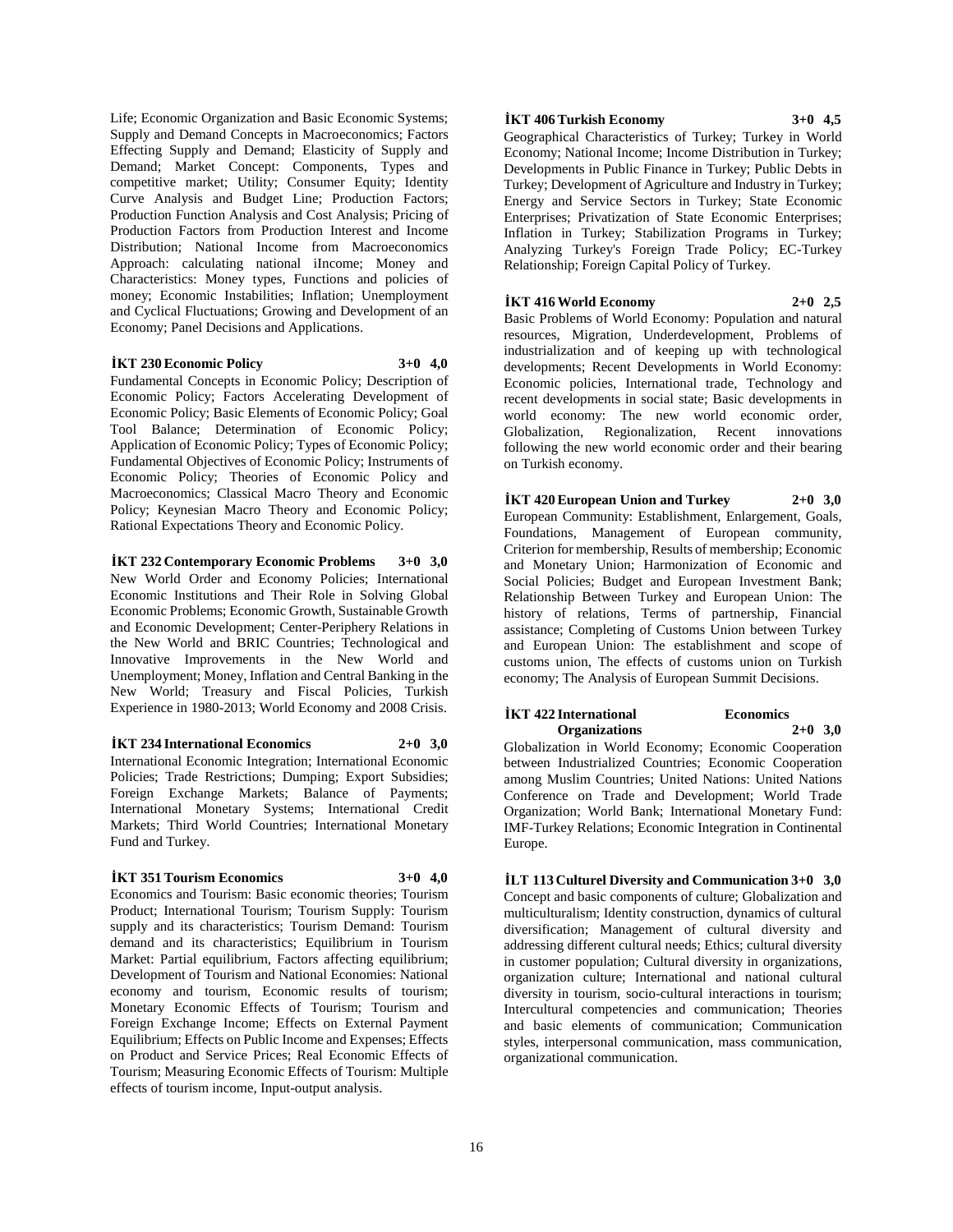Life; Economic Organization and Basic Economic Systems; Supply and Demand Concepts in Macroeconomics; Factors Effecting Supply and Demand; Elasticity of Supply and Demand; Market Concept: Components, Types and competitive market; Utility; Consumer Equity; Identity Curve Analysis and Budget Line; Production Factors; Production Function Analysis and Cost Analysis; Pricing of Production Factors from Production Interest and Income Distribution; National Income from Macroeconomics Approach: calculating national iIncome; Money and Characteristics: Money types, Functions and policies of money; Economic Instabilities; Inflation; Unemployment and Cyclical Fluctuations; Growing and Development of an Economy; Panel Decisions and Applications.

**İKT 230 Economic Policy 3+0 4,0**

Fundamental Concepts in Economic Policy; Description of Economic Policy; Factors Accelerating Development of Economic Policy; Basic Elements of Economic Policy; Goal Tool Balance; Determination of Economic Policy; Application of Economic Policy; Types of Economic Policy; Fundamental Objectives of Economic Policy; Instruments of Economic Policy; Theories of Economic Policy and Macroeconomics; Classical Macro Theory and Economic Policy; Keynesian Macro Theory and Economic Policy; Rational Expectations Theory and Economic Policy.

**İKT 232 Contemporary Economic Problems 3+0 3,0**

New World Order and Economy Policies; International Economic Institutions and Their Role in Solving Global Economic Problems; Economic Growth, Sustainable Growth and Economic Development; Center-Periphery Relations in the New World and BRIC Countries; Technological and Innovative Improvements in the New World and Unemployment; Money, Inflation and Central Banking in the New World; Treasury and Fiscal Policies, Turkish Experience in 1980-2013; World Economy and 2008 Crisis.

**İKT 234 International Economics 2+0 3,0**

International Economic Integration; International Economic Policies; Trade Restrictions; Dumping; Export Subsidies; Foreign Exchange Markets; Balance of Payments; International Monetary Systems; International Credit Markets; Third World Countries; International Monetary Fund and Turkey.

**İKT 351 Tourism Economics 3+0 4,0**

Economics and Tourism: Basic economic theories; Tourism Product; International Tourism; Tourism Supply: Tourism supply and its characteristics; Tourism Demand: Tourism demand and its characteristics; Equilibrium in Tourism Market: Partial equilibrium, Factors affecting equilibrium; Development of Tourism and National Economies: National economy and tourism, Economic results of tourism; Monetary Economic Effects of Tourism; Tourism and Foreign Exchange Income; Effects on External Payment Equilibrium; Effects on Public Income and Expenses; Effects on Product and Service Prices; Real Economic Effects of Tourism; Measuring Economic Effects of Tourism: Multiple effects of tourism income, Input-output analysis.

**İKT 406 Turkish Economy 3+0 4,5**

Geographical Characteristics of Turkey; Turkey in World Economy; National Income; Income Distribution in Turkey; Developments in Public Finance in Turkey; Public Debts in Turkey; Development of Agriculture and Industry in Turkey; Energy and Service Sectors in Turkey; State Economic Enterprises; Privatization of State Economic Enterprises; Inflation in Turkey; Stabilization Programs in Turkey; Analyzing Turkey's Foreign Trade Policy; EC-Turkey Relationship; Foreign Capital Policy of Turkey.

**İKT 416 World Economy 2+0 2,5**

Basic Problems of World Economy: Population and natural resources, Migration, Underdevelopment, Problems of industrialization and of keeping up with technological developments; Recent Developments in World Economy: Economic policies, International trade, Technology and recent developments in social state; Basic developments in world economy: The new world economic order, Globalization, Regionalization, Recent innovations following the new world economic order and their bearing on Turkish economy.

**İKT 420 European Union and Turkey 2+0 3,0**

European Community: Establishment, Enlargement, Goals, Foundations, Management of European community, Criterion for membership, Results of membership; Economic and Monetary Union; Harmonization of Economic and Social Policies; Budget and European Investment Bank; Relationship Between Turkey and European Union: The history of relations, Terms of partnership, Financial assistance; Completing of Customs Union between Turkey and European Union: The establishment and scope of customs union, The effects of customs union on Turkish economy; The Analysis of European Summit Decisions.

**İKT 422 International Economics Organizations 2+0 3,0**

Globalization in World Economy; Economic Cooperation between Industrialized Countries; Economic Cooperation among Muslim Countries; United Nations: United Nations Conference on Trade and Development; World Trade Organization; World Bank; International Monetary Fund: IMF-Turkey Relations; Economic Integration in Continental Europe.

**İLT 113 Culturel Diversity and Communication 3+0 3,0**

Concept and basic components of culture; Globalization and multiculturalism; Identity construction, dynamics of cultural diversification; Management of cultural diversity and addressing different cultural needs; Ethics; cultural diversity in customer population; Cultural diversity in organizations, organization culture; International and national cultural diversity in tourism, socio-cultural interactions in tourism; Intercultural competencies and communication; Theories and basic elements of communication; Communication styles, interpersonal communication, mass communication, organizational communication.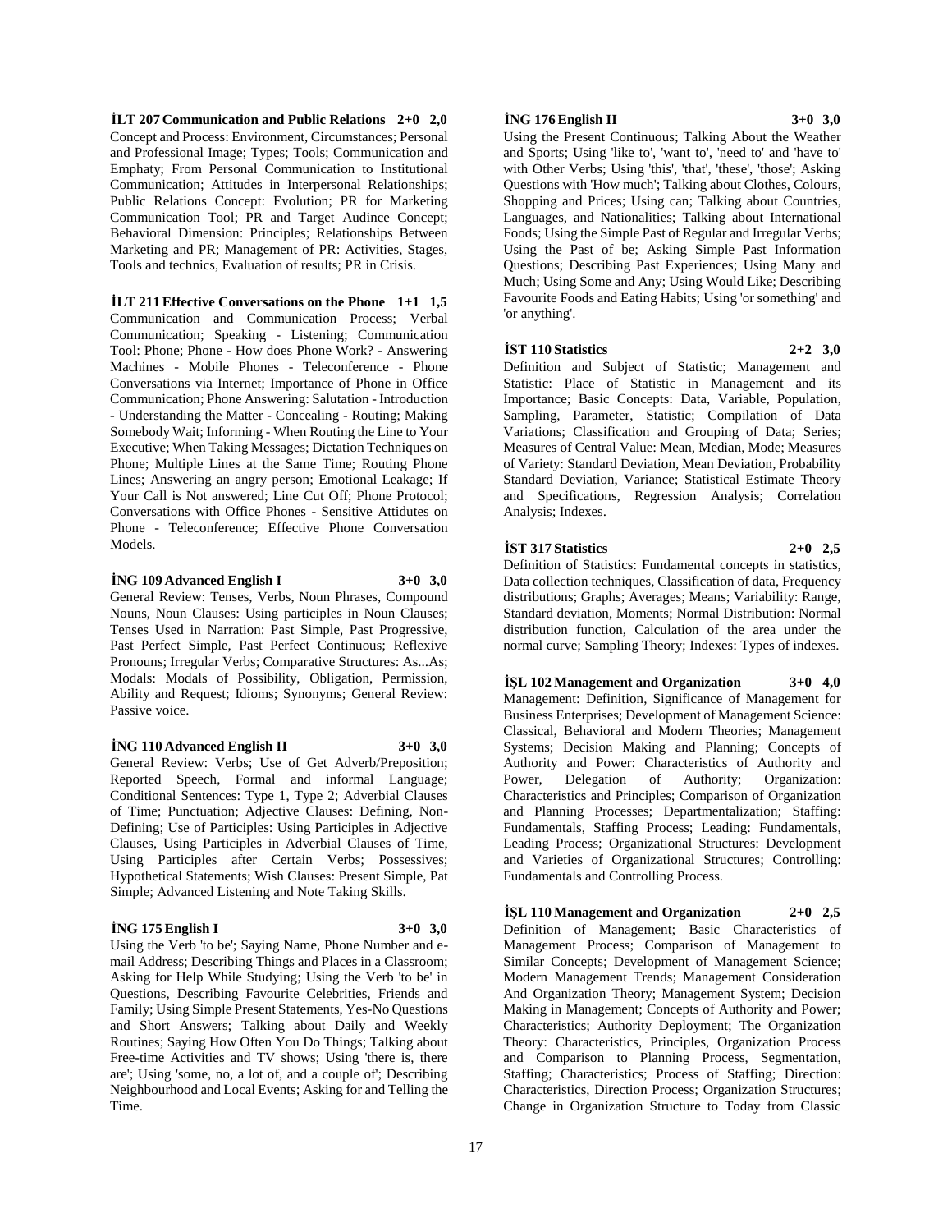**İLT 207 Communication and Public Relations 2+0 2,0**
Concept and Process: Environment, Circumstances; Personal and Professional Image; Types; Tools; Communication and Emphaty; From Personal Communication to Institutional Communication; Attitudes in Interpersonal Relationships; Public Relations Concept: Evolution; PR for Marketing Communication Tool; PR and Target Audince Concept; Behavioral Dimension: Principles; Relationships Between Marketing and PR; Management of PR: Activities, Stages, Tools and technics, Evaluation of results; PR in Crisis.

**İLT 211 Effective Conversations on the Phone 1+1 1,5**
Communication and Communication Process; Verbal Communication; Speaking - Listening; Communication Tool: Phone; Phone - How does Phone Work? - Answering Machines - Mobile Phones - Teleconference - Phone Conversations via Internet; Importance of Phone in Office Communication; Phone Answering: Salutation - Introduction - Understanding the Matter - Concealing - Routing; Making Somebody Wait; Informing - When Routing the Line to Your Executive; When Taking Messages; Dictation Techniques on Phone; Multiple Lines at the Same Time; Routing Phone Lines; Answering an angry person; Emotional Leakage; If Your Call is Not answered; Line Cut Off; Phone Protocol; Conversations with Office Phones - Sensitive Attidutes on Phone - Teleconference; Effective Phone Conversation Models.

**İNG 109 Advanced English I 3+0 3,0**
General Review: Tenses, Verbs, Noun Phrases, Compound Nouns, Noun Clauses: Using participles in Noun Clauses; Tenses Used in Narration: Past Simple, Past Progressive, Past Perfect Simple, Past Perfect Continuous; Reflexive Pronouns; Irregular Verbs; Comparative Structures: As...As; Modals: Modals of Possibility, Obligation, Permission, Ability and Request; Idioms; Synonyms; General Review: Passive voice.

**İNG 110 Advanced English II 3+0 3,0**
General Review: Verbs; Use of Get Adverb/Preposition; Reported Speech, Formal and informal Language; Conditional Sentences: Type 1, Type 2; Adverbial Clauses of Time; Punctuation; Adjective Clauses: Defining, Non-Defining; Use of Participles: Using Participles in Adjective Clauses, Using Participles in Adverbial Clauses of Time, Using Participles after Certain Verbs; Possessives; Hypothetical Statements; Wish Clauses: Present Simple, Pat Simple; Advanced Listening and Note Taking Skills.

**İNG 175 English I 3+0 3,0**
Using the Verb 'to be'; Saying Name, Phone Number and e-mail Address; Describing Things and Places in a Classroom; Asking for Help While Studying; Using the Verb 'to be' in Questions, Describing Favourite Celebrities, Friends and Family; Using Simple Present Statements, Yes-No Questions and Short Answers; Talking about Daily and Weekly Routines; Saying How Often You Do Things; Talking about Free-time Activities and TV shows; Using 'there is, there are'; Using 'some, no, a lot of, and a couple of'; Describing Neighbourhood and Local Events; Asking for and Telling the Time.

**İNG 176 English II 3+0 3,0**
Using the Present Continuous; Talking About the Weather and Sports; Using 'like to', 'want to', 'need to' and 'have to' with Other Verbs; Using 'this', 'that', 'these', 'those'; Asking Questions with 'How much'; Talking about Clothes, Colours, Shopping and Prices; Using can; Talking about Countries, Languages, and Nationalities; Talking about International Foods; Using the Simple Past of Regular and Irregular Verbs; Using the Past of be; Asking Simple Past Information Questions; Describing Past Experiences; Using Many and Much; Using Some and Any; Using Would Like; Describing Favourite Foods and Eating Habits; Using 'or something' and 'or anything'.

**İST 110 Statistics 2+2 3,0**
Definition and Subject of Statistic; Management and Statistic: Place of Statistic in Management and its Importance; Basic Concepts: Data, Variable, Population, Sampling, Parameter, Statistic; Compilation of Data Variations; Classification and Grouping of Data; Series; Measures of Central Value: Mean, Median, Mode; Measures of Variety: Standard Deviation, Mean Deviation, Probability Standard Deviation, Variance; Statistical Estimate Theory and Specifications, Regression Analysis; Correlation Analysis; Indexes.

**İST 317 Statistics 2+0 2,5**
Definition of Statistics: Fundamental concepts in statistics, Data collection techniques, Classification of data, Frequency distributions; Graphs; Averages; Means; Variability: Range, Standard deviation, Moments; Normal Distribution: Normal distribution function, Calculation of the area under the normal curve; Sampling Theory; Indexes: Types of indexes.

**İŞL 102 Management and Organization 3+0 4,0**
Management: Definition, Significance of Management for Business Enterprises; Development of Management Science: Classical, Behavioral and Modern Theories; Management Systems; Decision Making and Planning; Concepts of Authority and Power: Characteristics of Authority and Power, Delegation of Authority; Organization: Characteristics and Principles; Comparison of Organization and Planning Processes; Departmentalization; Staffing: Fundamentals, Staffing Process; Leading: Fundamentals, Leading Process; Organizational Structures: Development and Varieties of Organizational Structures; Controlling: Fundamentals and Controlling Process.

**İŞL 110 Management and Organization 2+0 2,5**
Definition of Management; Basic Characteristics of Management Process; Comparison of Management to Similar Concepts; Development of Management Science; Modern Management Trends; Management Consideration And Organization Theory; Management System; Decision Making in Management; Concepts of Authority and Power; Characteristics; Authority Deployment; The Organization Theory: Characteristics, Principles, Organization Process and Comparison to Planning Process, Segmentation, Staffing; Characteristics; Process of Staffing; Direction: Characteristics, Direction Process; Organization Structures; Change in Organization Structure to Today from Classic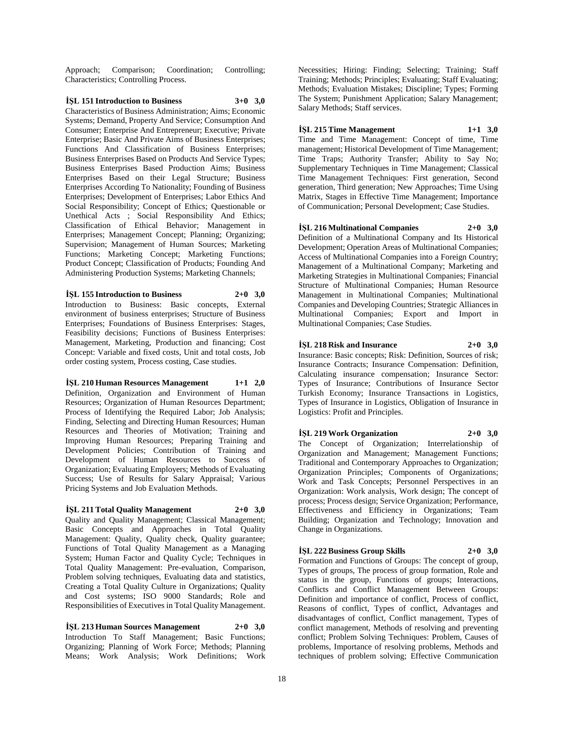Approach; Comparison; Coordination; Controlling; Characteristics; Controlling Process.

**İŞL 151 Introduction to Business 3+0 3,0**
Characteristics of Business Administration; Aims; Economic Systems; Demand, Property And Service; Consumption And Consumer; Enterprise And Entrepreneur; Executive; Private Enterprise; Basic And Private Aims of Business Enterprises; Functions And Classification of Business Enterprises; Business Enterprises Based on Products And Service Types; Business Enterprises Based Production Aims; Business Enterprises Based on their Legal Structure; Business Enterprises According To Nationality; Founding of Business Enterprises; Development of Enterprises; Labor Ethics And Social Responsibility; Concept of Ethics; Questionable or Unethical Acts ; Social Responsibility And Ethics; Classification of Ethical Behavior; Management in Enterprises; Management Concept; Planning; Organizing; Supervision; Management of Human Sources; Marketing Functions; Marketing Concept; Marketing Functions; Product Concept; Classification of Products; Founding And Administering Production Systems; Marketing Channels;

**İŞL 155 Introduction to Business 2+0 3,0**
Introduction to Business: Basic concepts, External environment of business enterprises; Structure of Business Enterprises; Foundations of Business Enterprises: Stages, Feasibility decisions; Functions of Business Enterprises: Management, Marketing, Production and financing; Cost Concept: Variable and fixed costs, Unit and total costs, Job order costing system, Process costing, Case studies.

**İŞL 210 Human Resources Management 1+1 2,0**
Definition, Organization and Environment of Human Resources; Organization of Human Resources Department; Process of Identifying the Required Labor; Job Analysis; Finding, Selecting and Directing Human Resources; Human Resources and Theories of Motivation; Training and Improving Human Resources; Preparing Training and Development Policies; Contribution of Training and Development of Human Resources to Success of Organization; Evaluating Employers; Methods of Evaluating Success; Use of Results for Salary Appraisal; Various Pricing Systems and Job Evaluation Methods.

**İŞL 211 Total Quality Management 2+0 3,0**
Quality and Quality Management; Classical Management; Basic Concepts and Approaches in Total Quality Management: Quality, Quality check, Quality guarantee; Functions of Total Quality Management as a Managing System; Human Factor and Quality Cycle; Techniques in Total Quality Management: Pre-evaluation, Comparison, Problem solving techniques, Evaluating data and statistics, Creating a Total Quality Culture in Organizations; Quality and Cost systems; ISO 9000 Standards; Role and Responsibilities of Executives in Total Quality Management.

**İŞL 213 Human Sources Management 2+0 3,0**
Introduction To Staff Management; Basic Functions; Organizing; Planning of Work Force; Methods; Planning Means; Work Analysis; Work Definitions; Work Necessities; Hiring: Finding; Selecting; Training; Staff Training; Methods; Principles; Evaluating; Staff Evaluating; Methods; Evaluation Mistakes; Discipline; Types; Forming The System; Punishment Application; Salary Management; Salary Methods; Staff services.

**İŞL 215 Time Management 1+1 3,0**
Time and Time Management: Concept of time, Time management; Historical Development of Time Management; Time Traps; Authority Transfer; Ability to Say No; Supplementary Techniques in Time Management; Classical Time Management Techniques: First generation, Second generation, Third generation; New Approaches; Time Using Matrix, Stages in Effective Time Management; Importance of Communication; Personal Development; Case Studies.

**İŞL 216 Multinational Companies 2+0 3,0**
Definition of a Multinational Company and Its Historical Development; Operation Areas of Multinational Companies; Access of Multinational Companies into a Foreign Country; Management of a Multinational Company; Marketing and Marketing Strategies in Multinational Companies; Financial Structure of Multinational Companies; Human Resource Management in Multinational Companies; Multinational Companies and Developing Countries; Strategic Alliances in Multinational Companies; Export and Import in Multinational Companies; Case Studies.

**İŞL 218 Risk and Insurance 2+0 3,0**
Insurance: Basic concepts; Risk: Definition, Sources of risk; Insurance Contracts; Insurance Compensation: Definition, Calculating insurance compensation; Insurance Sector: Types of Insurance; Contributions of Insurance Sector Turkish Economy; Insurance Transactions in Logistics, Types of Insurance in Logistics, Obligation of Insurance in Logistics: Profit and Principles.

**İŞL 219 Work Organization 2+0 3,0**
The Concept of Organization; Interrelationship of Organization and Management; Management Functions; Traditional and Contemporary Approaches to Organization; Organization Principles; Components of Organizations; Work and Task Concepts; Personnel Perspectives in an Organization: Work analysis, Work design; The concept of process; Process design; Service Organization; Performance, Effectiveness and Efficiency in Organizations; Team Building; Organization and Technology; Innovation and Change in Organizations.

**İŞL 222 Business Group Skills 2+0 3,0**
Formation and Functions of Groups: The concept of group, Types of groups, The process of group formation, Role and status in the group, Functions of groups; Interactions, Conflicts and Conflict Management Between Groups: Definition and importance of conflict, Process of conflict, Reasons of conflict, Types of conflict, Advantages and disadvantages of conflict, Conflict management, Types of conflict management, Methods of resolving and preventing conflict; Problem Solving Techniques: Problem, Causes of problems, Importance of resolving problems, Methods and techniques of problem solving; Effective Communication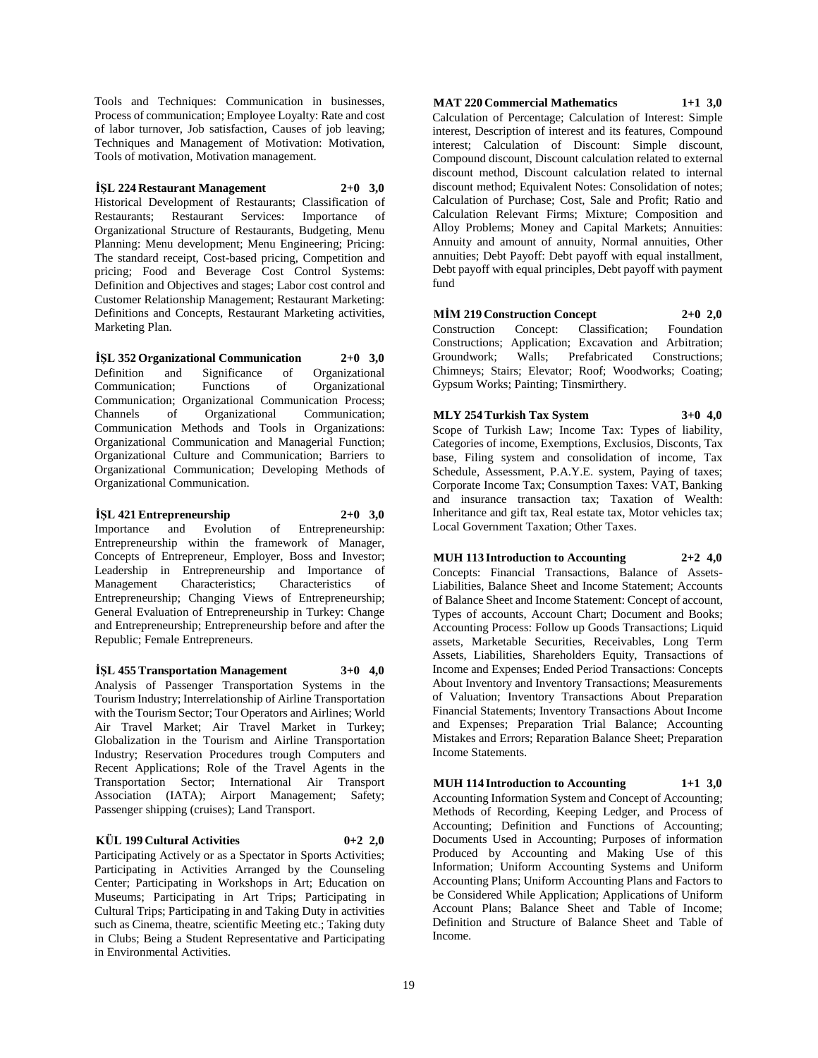Tools and Techniques: Communication in businesses, Process of communication; Employee Loyalty: Rate and cost of labor turnover, Job satisfaction, Causes of job leaving; Techniques and Management of Motivation: Motivation, Tools of motivation, Motivation management.

**İŞL 224 Restaurant Management 2+0 3,0**

Historical Development of Restaurants; Classification of Restaurants; Restaurant Services: Importance of Organizational Structure of Restaurants, Budgeting, Menu Planning: Menu development; Menu Engineering; Pricing: The standard receipt, Cost-based pricing, Competition and pricing; Food and Beverage Cost Control Systems: Definition and Objectives and stages; Labor cost control and Customer Relationship Management; Restaurant Marketing: Definitions and Concepts, Restaurant Marketing activities, Marketing Plan.

**İŞL 352 Organizational Communication 2+0 3,0**

Definition and Significance of Organizational Communication; Functions of Organizational Communication; Organizational Communication Process; Channels of Organizational Communication; Communication Methods and Tools in Organizations: Organizational Communication and Managerial Function; Organizational Culture and Communication; Barriers to Organizational Communication; Developing Methods of Organizational Communication.

**İŞL 421 Entrepreneurship 2+0 3,0**

Importance and Evolution of Entrepreneurship: Entrepreneurship within the framework of Manager, Concepts of Entrepreneur, Employer, Boss and Investor; Leadership in Entrepreneurship and Importance of Management Characteristics; Characteristics of Entrepreneurship; Changing Views of Entrepreneurship; General Evaluation of Entrepreneurship in Turkey: Change and Entrepreneurship; Entrepreneurship before and after the Republic; Female Entrepreneurs.

**İŞL 455 Transportation Management 3+0 4,0**

Analysis of Passenger Transportation Systems in the Tourism Industry; Interrelationship of Airline Transportation with the Tourism Sector; Tour Operators and Airlines; World Air Travel Market; Air Travel Market in Turkey; Globalization in the Tourism and Airline Transportation Industry; Reservation Procedures trough Computers and Recent Applications; Role of the Travel Agents in the Transportation Sector; International Air Transport Association (IATA); Airport Management; Safety; Passenger shipping (cruises); Land Transport.

**KÜL 199 Cultural Activities 0+2 2,0**

Participating Actively or as a Spectator in Sports Activities; Participating in Activities Arranged by the Counseling Center; Participating in Workshops in Art; Education on Museums; Participating in Art Trips; Participating in Cultural Trips; Participating in and Taking Duty in activities such as Cinema, theatre, scientific Meeting etc.; Taking duty in Clubs; Being a Student Representative and Participating in Environmental Activities.

**MAT 220 Commercial Mathematics 1+1 3,0**

Calculation of Percentage; Calculation of Interest: Simple interest, Description of interest and its features, Compound interest; Calculation of Discount: Simple discount, Compound discount, Discount calculation related to external discount method, Discount calculation related to internal discount method; Equivalent Notes: Consolidation of notes; Calculation of Purchase; Cost, Sale and Profit; Ratio and Calculation Relevant Firms; Mixture; Composition and Alloy Problems; Money and Capital Markets; Annuities: Annuity and amount of annuity, Normal annuities, Other annuities; Debt Payoff: Debt payoff with equal installment, Debt payoff with equal principles, Debt payoff with payment fund

**MİM 219 Construction Concept 2+0 2,0**

Construction Concept: Classification; Foundation Constructions; Application; Excavation and Arbitration; Groundwork; Walls; Prefabricated Constructions; Chimneys; Stairs; Elevator; Roof; Woodworks; Coating; Gypsum Works; Painting; Tinsmirthery.

**MLY 254 Turkish Tax System 3+0 4,0**

Scope of Turkish Law; Income Tax: Types of liability, Categories of income, Exemptions, Exclusios, Disconts, Tax base, Filing system and consolidation of income, Tax Schedule, Assessment, P.A.Y.E. system, Paying of taxes; Corporate Income Tax; Consumption Taxes: VAT, Banking and insurance transaction tax; Taxation of Wealth: Inheritance and gift tax, Real estate tax, Motor vehicles tax; Local Government Taxation; Other Taxes.

**MUH 113 Introduction to Accounting 2+2 4,0**

Concepts: Financial Transactions, Balance of Assets-Liabilities, Balance Sheet and Income Statement; Accounts of Balance Sheet and Income Statement: Concept of account, Types of accounts, Account Chart; Document and Books; Accounting Process: Follow up Goods Transactions; Liquid assets, Marketable Securities, Receivables, Long Term Assets, Liabilities, Shareholders Equity, Transactions of Income and Expenses; Ended Period Transactions: Concepts About Inventory and Inventory Transactions; Measurements of Valuation; Inventory Transactions About Preparation Financial Statements; Inventory Transactions About Income and Expenses; Preparation Trial Balance; Accounting Mistakes and Errors; Reparation Balance Sheet; Preparation Income Statements.

**MUH 114 Introduction to Accounting 1+1 3,0**

Accounting Information System and Concept of Accounting; Methods of Recording, Keeping Ledger, and Process of Accounting; Definition and Functions of Accounting; Documents Used in Accounting; Purposes of information Produced by Accounting and Making Use of this Information; Uniform Accounting Systems and Uniform Accounting Plans; Uniform Accounting Plans and Factors to be Considered While Application; Applications of Uniform Account Plans; Balance Sheet and Table of Income; Definition and Structure of Balance Sheet and Table of Income.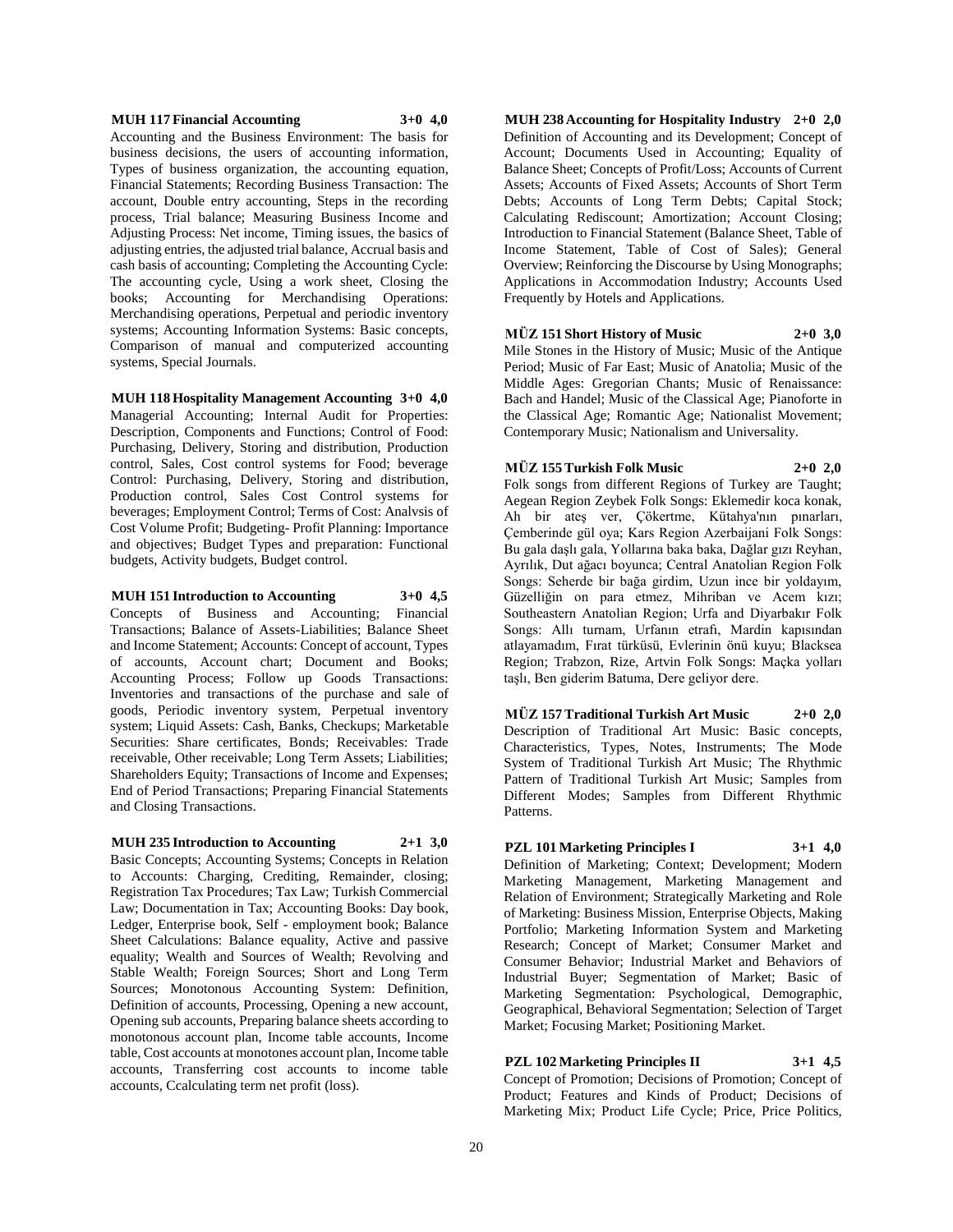**MUH 117 Financial Accounting 3+0 4,0**

Accounting and the Business Environment: The basis for business decisions, the users of accounting information, Types of business organization, the accounting equation, Financial Statements; Recording Business Transaction: The account, Double entry accounting, Steps in the recording process, Trial balance; Measuring Business Income and Adjusting Process: Net income, Timing issues, the basics of adjusting entries, the adjusted trial balance, Accrual basis and cash basis of accounting; Completing the Accounting Cycle: The accounting cycle, Using a work sheet, Closing the books; Accounting for Merchandising Operations: Merchandising operations, Perpetual and periodic inventory systems; Accounting Information Systems: Basic concepts, Comparison of manual and computerized accounting systems, Special Journals.

**MUH 118 Hospitality Management Accounting 3+0 4,0**

Managerial Accounting; Internal Audit for Properties: Description, Components and Functions; Control of Food: Purchasing, Delivery, Storing and distribution, Production control, Sales, Cost control systems for Food; beverage Control: Purchasing, Delivery, Storing and distribution, Production control, Sales Cost Control systems for beverages; Employment Control; Terms of Cost: Analvsis of Cost Volume Profit; Budgeting- Profit Planning: Importance and objectives; Budget Types and preparation: Functional budgets, Activity budgets, Budget control.

**MUH 151 Introduction to Accounting 3+0 4,5**

Concepts of Business and Accounting; Financial Transactions; Balance of Assets-Liabilities; Balance Sheet and Income Statement; Accounts: Concept of account, Types of accounts, Account chart; Document and Books; Accounting Process; Follow up Goods Transactions: Inventories and transactions of the purchase and sale of goods, Periodic inventory system, Perpetual inventory system; Liquid Assets: Cash, Banks, Checkups; Marketable Securities: Share certificates, Bonds; Receivables: Trade receivable, Other receivable; Long Term Assets; Liabilities; Shareholders Equity; Transactions of Income and Expenses; End of Period Transactions; Preparing Financial Statements and Closing Transactions.

**MUH 235 Introduction to Accounting 2+1 3,0**

Basic Concepts; Accounting Systems; Concepts in Relation to Accounts: Charging, Crediting, Remainder, closing; Registration Tax Procedures; Tax Law; Turkish Commercial Law; Documentation in Tax; Accounting Books: Day book, Ledger, Enterprise book, Self - employment book; Balance Sheet Calculations: Balance equality, Active and passive equality; Wealth and Sources of Wealth; Revolving and Stable Wealth; Foreign Sources; Short and Long Term Sources; Monotonous Accounting System: Definition, Definition of accounts, Processing, Opening a new account, Opening sub accounts, Preparing balance sheets according to monotonous account plan, Income table accounts, Income table, Cost accounts at monotones account plan, Income table accounts, Transferring cost accounts to income table accounts, Ccalculating term net profit (loss).

**MUH 238 Accounting for Hospitality Industry 2+0 2,0**

Definition of Accounting and its Development; Concept of Account; Documents Used in Accounting; Equality of Balance Sheet; Concepts of Profit/Loss; Accounts of Current Assets; Accounts of Fixed Assets; Accounts of Short Term Debts; Accounts of Long Term Debts; Capital Stock; Calculating Rediscount; Amortization; Account Closing; Introduction to Financial Statement (Balance Sheet, Table of Income Statement, Table of Cost of Sales); General Overview; Reinforcing the Discourse by Using Monographs; Applications in Accommodation Industry; Accounts Used Frequently by Hotels and Applications.

**MÜZ 151 Short History of Music 2+0 3,0**

Mile Stones in the History of Music; Music of the Antique Period; Music of Far East; Music of Anatolia; Music of the Middle Ages: Gregorian Chants; Music of Renaissance: Bach and Handel; Music of the Classical Age; Pianoforte in the Classical Age; Romantic Age; Nationalist Movement; Contemporary Music; Nationalism and Universality.

**MÜZ 155 Turkish Folk Music 2+0 2,0**

Folk songs from different Regions of Turkey are Taught; Aegean Region Zeybek Folk Songs: Eklemedir koca konak, Ah bir ateş ver, Çökertme, Kütahya'nın pınarları, Çemberinde gül oya; Kars Region Azerbaijani Folk Songs: Bu gala daşlı gala, Yollarına baka baka, Dağlar gızı Reyhan, Ayrılık, Dut ağacı boyunca; Central Anatolian Region Folk Songs: Seherde bir bağa girdim, Uzun ince bir yoldayım, Güzelliğin on para etmez, Mihriban ve Acem kızı; Southeastern Anatolian Region; Urfa and Diyarbakır Folk Songs: Allı turnam, Urfanın etrafı, Mardin kapısından atlayamadım, Fırat türküsü, Evlerinin önü kuyu; Blacksea Region; Trabzon, Rize, Artvin Folk Songs: Maçka yolları taşlı, Ben giderim Batuma, Dere geliyor dere.

**MÜZ 157 Traditional Turkish Art Music 2+0 2,0**

Description of Traditional Art Music: Basic concepts, Characteristics, Types, Notes, Instruments; The Mode System of Traditional Turkish Art Music; The Rhythmic Pattern of Traditional Turkish Art Music; Samples from Different Modes; Samples from Different Rhythmic Patterns.

**PZL 101 Marketing Principles I 3+1 4,0**

Definition of Marketing; Context; Development; Modern Marketing Management, Marketing Management and Relation of Environment; Strategically Marketing and Role of Marketing: Business Mission, Enterprise Objects, Making Portfolio; Marketing Information System and Marketing Research; Concept of Market; Consumer Market and Consumer Behavior; Industrial Market and Behaviors of Industrial Buyer; Segmentation of Market; Basic of Marketing Segmentation: Psychological, Demographic, Geographical, Behavioral Segmentation; Selection of Target Market; Focusing Market; Positioning Market.

**PZL 102 Marketing Principles II 3+1 4,5**

Concept of Promotion; Decisions of Promotion; Concept of Product; Features and Kinds of Product; Decisions of Marketing Mix; Product Life Cycle; Price, Price Politics,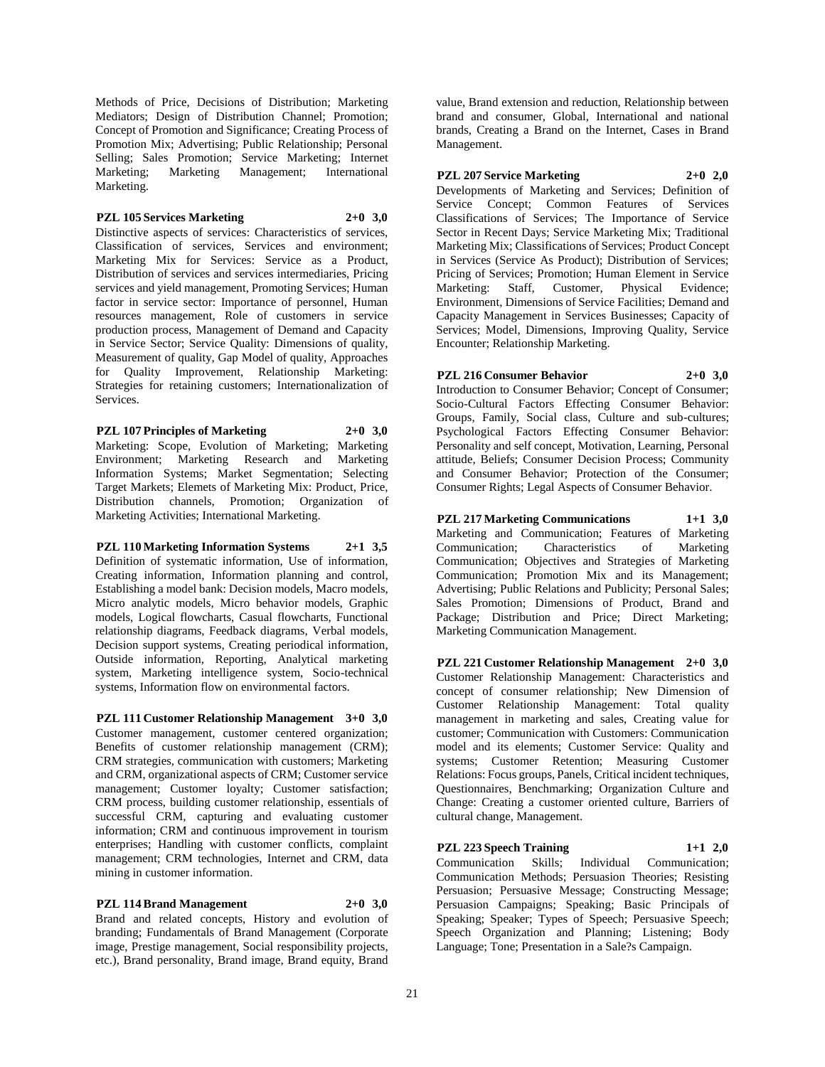Methods of Price, Decisions of Distribution; Marketing Mediators; Design of Distribution Channel; Promotion; Concept of Promotion and Significance; Creating Process of Promotion Mix; Advertising; Public Relationship; Personal Selling; Sales Promotion; Service Marketing; Internet Marketing; Marketing Management; International Marketing.

**PZL 105 Services Marketing 2+0 3,0**

Distinctive aspects of services: Characteristics of services, Classification of services, Services and environment; Marketing Mix for Services: Service as a Product, Distribution of services and services intermediaries, Pricing services and yield management, Promoting Services; Human factor in service sector: Importance of personnel, Human resources management, Role of customers in service production process, Management of Demand and Capacity in Service Sector; Service Quality: Dimensions of quality, Measurement of quality, Gap Model of quality, Approaches for Quality Improvement, Relationship Marketing: Strategies for retaining customers; Internationalization of Services.

**PZL 107 Principles of Marketing 2+0 3,0**

Marketing: Scope, Evolution of Marketing; Marketing Environment; Marketing Research and Marketing Information Systems; Market Segmentation; Selecting Target Markets; Elemets of Marketing Mix: Product, Price, Distribution channels, Promotion; Organization of Marketing Activities; International Marketing.

**PZL 110 Marketing Information Systems 2+1 3,5**

Definition of systematic information, Use of information, Creating information, Information planning and control, Establishing a model bank: Decision models, Macro models, Micro analytic models, Micro behavior models, Graphic models, Logical flowcharts, Casual flowcharts, Functional relationship diagrams, Feedback diagrams, Verbal models, Decision support systems, Creating periodical information, Outside information, Reporting, Analytical marketing system, Marketing intelligence system, Socio-technical systems, Information flow on environmental factors.

**PZL 111 Customer Relationship Management 3+0 3,0**

Customer management, customer centered organization; Benefits of customer relationship management (CRM); CRM strategies, communication with customers; Marketing and CRM, organizational aspects of CRM; Customer service management; Customer loyalty; Customer satisfaction; CRM process, building customer relationship, essentials of successful CRM, capturing and evaluating customer information; CRM and continuous improvement in tourism enterprises; Handling with customer conflicts, complaint management; CRM technologies, Internet and CRM, data mining in customer information.

**PZL 114 Brand Management 2+0 3,0**

Brand and related concepts, History and evolution of branding; Fundamentals of Brand Management (Corporate image, Prestige management, Social responsibility projects, etc.), Brand personality, Brand image, Brand equity, Brand value, Brand extension and reduction, Relationship between brand and consumer, Global, International and national brands, Creating a Brand on the Internet, Cases in Brand Management.

**PZL 207 Service Marketing 2+0 2,0**

Developments of Marketing and Services; Definition of Service Concept; Common Features of Services Classifications of Services; The Importance of Service Sector in Recent Days; Service Marketing Mix; Traditional Marketing Mix; Classifications of Services; Product Concept in Services (Service As Product); Distribution of Services; Pricing of Services; Promotion; Human Element in Service Marketing: Staff, Customer, Physical Evidence; Environment, Dimensions of Service Facilities; Demand and Capacity Management in Services Businesses; Capacity of Services; Model, Dimensions, Improving Quality, Service Encounter; Relationship Marketing.

**PZL 216 Consumer Behavior 2+0 3,0**

Introduction to Consumer Behavior; Concept of Consumer; Socio-Cultural Factors Effecting Consumer Behavior: Groups, Family, Social class, Culture and sub-cultures; Psychological Factors Effecting Consumer Behavior: Personality and self concept, Motivation, Learning, Personal attitude, Beliefs; Consumer Decision Process; Community and Consumer Behavior; Protection of the Consumer; Consumer Rights; Legal Aspects of Consumer Behavior.

**PZL 217 Marketing Communications 1+1 3,0**

Marketing and Communication; Features of Marketing Communication; Characteristics of Marketing Communication; Objectives and Strategies of Marketing Communication; Promotion Mix and its Management; Advertising; Public Relations and Publicity; Personal Sales; Sales Promotion; Dimensions of Product, Brand and Package; Distribution and Price; Direct Marketing; Marketing Communication Management.

**PZL 221 Customer Relationship Management 2+0 3,0**

Customer Relationship Management: Characteristics and concept of consumer relationship; New Dimension of Customer Relationship Management: Total quality management in marketing and sales, Creating value for customer; Communication with Customers: Communication model and its elements; Customer Service: Quality and systems; Customer Retention; Measuring Customer Relations: Focus groups, Panels, Critical incident techniques, Questionnaires, Benchmarking; Organization Culture and Change: Creating a customer oriented culture, Barriers of cultural change, Management.

**PZL 223 Speech Training 1+1 2,0**

Communication Skills; Individual Communication; Communication Methods; Persuasion Theories; Resisting Persuasion; Persuasive Message; Constructing Message; Persuasion Campaigns; Speaking; Basic Principals of Speaking; Speaker; Types of Speech; Persuasive Speech; Speech Organization and Planning; Listening; Body Language; Tone; Presentation in a Sale?s Campaign.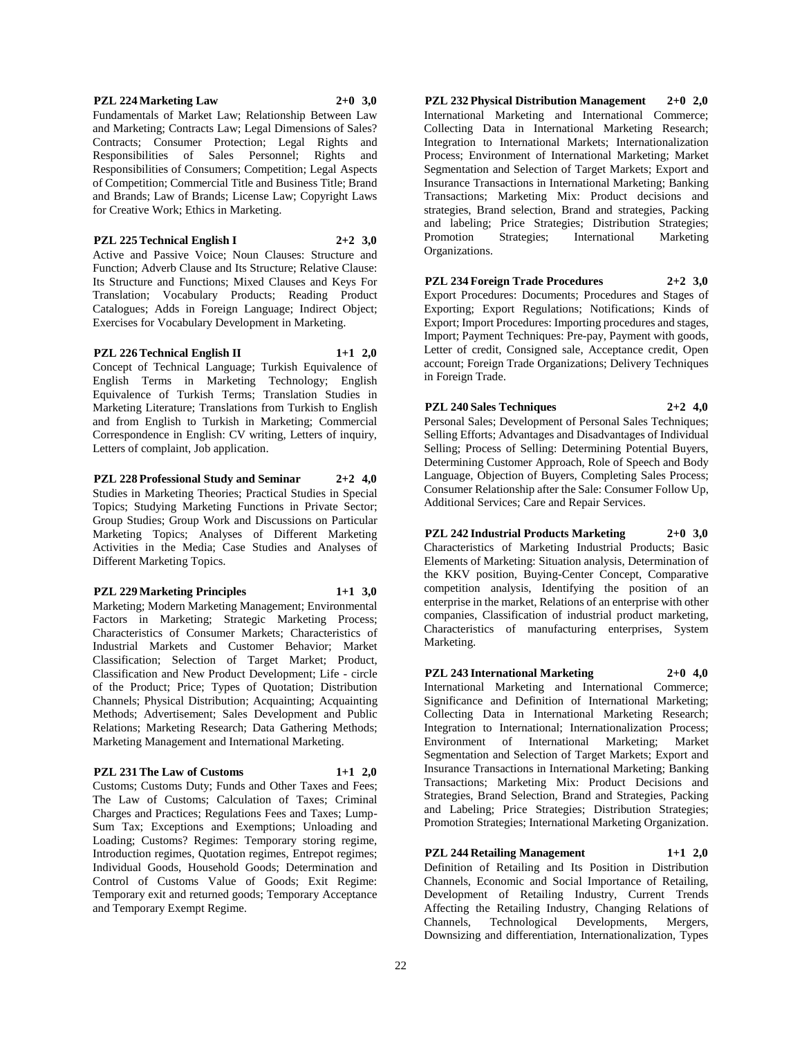**PZL 224 Marketing Law 2+0 3,0**

Fundamentals of Market Law; Relationship Between Law and Marketing; Contracts Law; Legal Dimensions of Sales? Contracts; Consumer Protection; Legal Rights and Responsibilities of Sales Personnel; Rights and Responsibilities of Consumers; Competition; Legal Aspects of Competition; Commercial Title and Business Title; Brand and Brands; Law of Brands; License Law; Copyright Laws for Creative Work; Ethics in Marketing.

**PZL 225 Technical English I 2+2 3,0**

Active and Passive Voice; Noun Clauses: Structure and Function; Adverb Clause and Its Structure; Relative Clause: Its Structure and Functions; Mixed Clauses and Keys For Translation; Vocabulary Products; Reading Product Catalogues; Adds in Foreign Language; Indirect Object; Exercises for Vocabulary Development in Marketing.

**PZL 226 Technical English II 1+1 2,0**

Concept of Technical Language; Turkish Equivalence of English Terms in Marketing Technology; English Equivalence of Turkish Terms; Translation Studies in Marketing Literature; Translations from Turkish to English and from English to Turkish in Marketing; Commercial Correspondence in English: CV writing, Letters of inquiry, Letters of complaint, Job application.

**PZL 228 Professional Study and Seminar 2+2 4,0**

Studies in Marketing Theories; Practical Studies in Special Topics; Studying Marketing Functions in Private Sector; Group Studies; Group Work and Discussions on Particular Marketing Topics; Analyses of Different Marketing Activities in the Media; Case Studies and Analyses of Different Marketing Topics.

**PZL 229 Marketing Principles 1+1 3,0**

Marketing; Modern Marketing Management; Environmental Factors in Marketing; Strategic Marketing Process; Characteristics of Consumer Markets; Characteristics of Industrial Markets and Customer Behavior; Market Classification; Selection of Target Market; Product, Classification and New Product Development; Life - circle of the Product; Price; Types of Quotation; Distribution Channels; Physical Distribution; Acquainting; Acquainting Methods; Advertisement; Sales Development and Public Relations; Marketing Research; Data Gathering Methods; Marketing Management and International Marketing.

**PZL 231 The Law of Customs 1+1 2,0**

Customs; Customs Duty; Funds and Other Taxes and Fees; The Law of Customs; Calculation of Taxes; Criminal Charges and Practices; Regulations Fees and Taxes; Lump-Sum Tax; Exceptions and Exemptions; Unloading and Loading; Customs? Regimes: Temporary storing regime, Introduction regimes, Quotation regimes, Entrepot regimes; Individual Goods, Household Goods; Determination and Control of Customs Value of Goods; Exit Regime: Temporary exit and returned goods; Temporary Acceptance and Temporary Exempt Regime.

**PZL 232 Physical Distribution Management 2+0 2,0**

International Marketing and International Commerce; Collecting Data in International Marketing Research; Integration to International Markets; Internationalization Process; Environment of International Marketing; Market Segmentation and Selection of Target Markets; Export and Insurance Transactions in International Marketing; Banking Transactions; Marketing Mix: Product decisions and strategies, Brand selection, Brand and strategies, Packing and labeling; Price Strategies; Distribution Strategies; Promotion Strategies; International Marketing Organizations.

**PZL 234 Foreign Trade Procedures 2+2 3,0**

Export Procedures: Documents; Procedures and Stages of Exporting; Export Regulations; Notifications; Kinds of Export; Import Procedures: Importing procedures and stages, Import; Payment Techniques: Pre-pay, Payment with goods, Letter of credit, Consigned sale, Acceptance credit, Open account; Foreign Trade Organizations; Delivery Techniques in Foreign Trade.

**PZL 240 Sales Techniques 2+2 4,0**

Personal Sales; Development of Personal Sales Techniques; Selling Efforts; Advantages and Disadvantages of Individual Selling; Process of Selling: Determining Potential Buyers, Determining Customer Approach, Role of Speech and Body Language, Objection of Buyers, Completing Sales Process; Consumer Relationship after the Sale: Consumer Follow Up, Additional Services; Care and Repair Services.

**PZL 242 Industrial Products Marketing 2+0 3,0**

Characteristics of Marketing Industrial Products; Basic Elements of Marketing: Situation analysis, Determination of the KKV position, Buying-Center Concept, Comparative competition analysis, Identifying the position of an enterprise in the market, Relations of an enterprise with other companies, Classification of industrial product marketing, Characteristics of manufacturing enterprises, System Marketing.

**PZL 243 International Marketing 2+0 4,0**

International Marketing and International Commerce; Significance and Definition of International Marketing; Collecting Data in International Marketing Research; Integration to International; Internationalization Process; Environment of International Marketing; Market Segmentation and Selection of Target Markets; Export and Insurance Transactions in International Marketing; Banking Transactions; Marketing Mix: Product Decisions and Strategies, Brand Selection, Brand and Strategies, Packing and Labeling; Price Strategies; Distribution Strategies; Promotion Strategies; International Marketing Organization.

**PZL 244 Retailing Management 1+1 2,0**

Definition of Retailing and Its Position in Distribution Channels, Economic and Social Importance of Retailing, Development of Retailing Industry, Current Trends Affecting the Retailing Industry, Changing Relations of Channels, Technological Developments, Mergers, Downsizing and differentiation, Internationalization, Types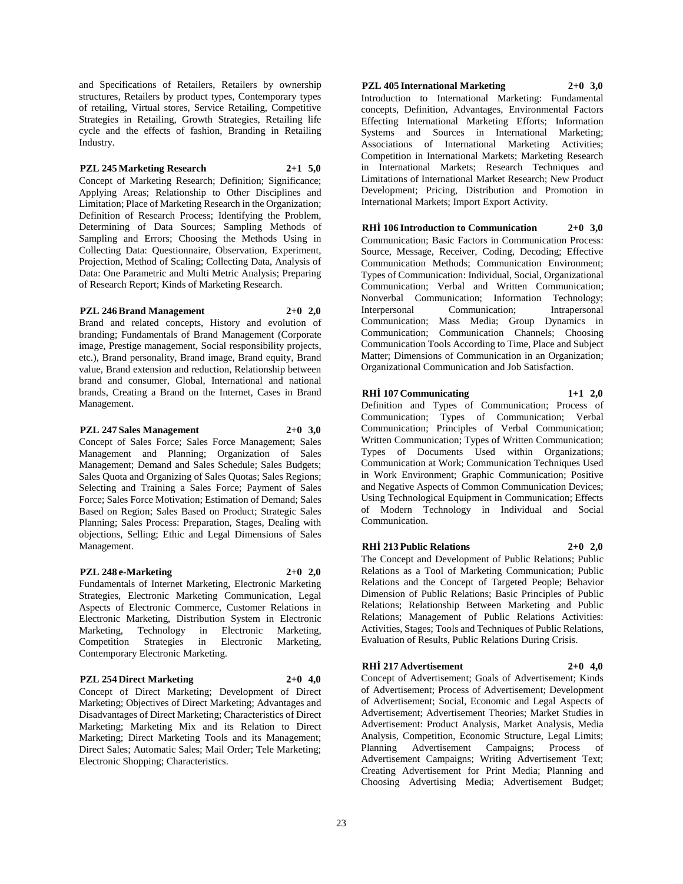and Specifications of Retailers, Retailers by ownership structures, Retailers by product types, Contemporary types of retailing, Virtual stores, Service Retailing, Competitive Strategies in Retailing, Growth Strategies, Retailing life cycle and the effects of fashion, Branding in Retailing Industry.

**PZL 245 Marketing Research 2+1 5,0**

Concept of Marketing Research; Definition; Significance; Applying Areas; Relationship to Other Disciplines and Limitation; Place of Marketing Research in the Organization; Definition of Research Process; Identifying the Problem, Determining of Data Sources; Sampling Methods of Sampling and Errors; Choosing the Methods Using in Collecting Data: Questionnaire, Observation, Experiment, Projection, Method of Scaling; Collecting Data, Analysis of Data: One Parametric and Multi Metric Analysis; Preparing of Research Report; Kinds of Marketing Research.

**PZL 246 Brand Management 2+0 2,0**

Brand and related concepts, History and evolution of branding; Fundamentals of Brand Management (Corporate image, Prestige management, Social responsibility projects, etc.), Brand personality, Brand image, Brand equity, Brand value, Brand extension and reduction, Relationship between brand and consumer, Global, International and national brands, Creating a Brand on the Internet, Cases in Brand Management.

**PZL 247 Sales Management 2+0 3,0**

Concept of Sales Force; Sales Force Management; Sales Management and Planning; Organization of Sales Management; Demand and Sales Schedule; Sales Budgets; Sales Quota and Organizing of Sales Quotas; Sales Regions; Selecting and Training a Sales Force; Payment of Sales Force; Sales Force Motivation; Estimation of Demand; Sales Based on Region; Sales Based on Product; Strategic Sales Planning; Sales Process: Preparation, Stages, Dealing with objections, Selling; Ethic and Legal Dimensions of Sales Management.

**PZL 248 e-Marketing 2+0 2,0**

Fundamentals of Internet Marketing, Electronic Marketing Strategies, Electronic Marketing Communication, Legal Aspects of Electronic Commerce, Customer Relations in Electronic Marketing, Distribution System in Electronic Marketing, Technology in Electronic Marketing, Competition Strategies in Electronic Marketing, Contemporary Electronic Marketing.

**PZL 254 Direct Marketing 2+0 4,0**

Concept of Direct Marketing; Development of Direct Marketing; Objectives of Direct Marketing; Advantages and Disadvantages of Direct Marketing; Characteristics of Direct Marketing; Marketing Mix and its Relation to Direct Marketing; Direct Marketing Tools and its Management; Direct Sales; Automatic Sales; Mail Order; Tele Marketing; Electronic Shopping; Characteristics.

**PZL 405 International Marketing 2+0 3,0**

Introduction to International Marketing: Fundamental concepts, Definition, Advantages, Environmental Factors Effecting International Marketing Efforts; Information Systems and Sources in International Marketing; Associations of International Marketing Activities; Competition in International Markets; Marketing Research in International Markets; Research Techniques and Limitations of International Market Research; New Product Development; Pricing, Distribution and Promotion in International Markets; Import Export Activity.

**RHİ 106 Introduction to Communication 2+0 3,0**

Communication; Basic Factors in Communication Process: Source, Message, Receiver, Coding, Decoding; Effective Communication Methods; Communication Environment; Types of Communication: Individual, Social, Organizational Communication; Verbal and Written Communication; Nonverbal Communication; Information Technology; Interpersonal Communication; Intrapersonal Communication; Mass Media; Group Dynamics in Communication; Communication Channels; Choosing Communication Tools According to Time, Place and Subject Matter; Dimensions of Communication in an Organization; Organizational Communication and Job Satisfaction.

**RHİ 107 Communicating 1+1 2,0**

Definition and Types of Communication; Process of Communication; Types of Communication; Verbal Communication; Principles of Verbal Communication; Written Communication; Types of Written Communication; Types of Documents Used within Organizations; Communication at Work; Communication Techniques Used in Work Environment; Graphic Communication; Positive and Negative Aspects of Common Communication Devices; Using Technological Equipment in Communication; Effects of Modern Technology in Individual and Social Communication.

**RHİ 213 Public Relations 2+0 2,0**

The Concept and Development of Public Relations; Public Relations as a Tool of Marketing Communication; Public Relations and the Concept of Targeted People; Behavior Dimension of Public Relations; Basic Principles of Public Relations; Relationship Between Marketing and Public Relations; Management of Public Relations Activities: Activities, Stages; Tools and Techniques of Public Relations, Evaluation of Results, Public Relations During Crisis.

**RHİ 217 Advertisement 2+0 4,0**

Concept of Advertisement; Goals of Advertisement; Kinds of Advertisement; Process of Advertisement; Development of Advertisement; Social, Economic and Legal Aspects of Advertisement; Advertisement Theories; Market Studies in Advertisement: Product Analysis, Market Analysis, Media Analysis, Competition, Economic Structure, Legal Limits; Planning Advertisement Campaigns; Process of Advertisement Campaigns; Writing Advertisement Text; Creating Advertisement for Print Media; Planning and Choosing Advertising Media; Advertisement Budget;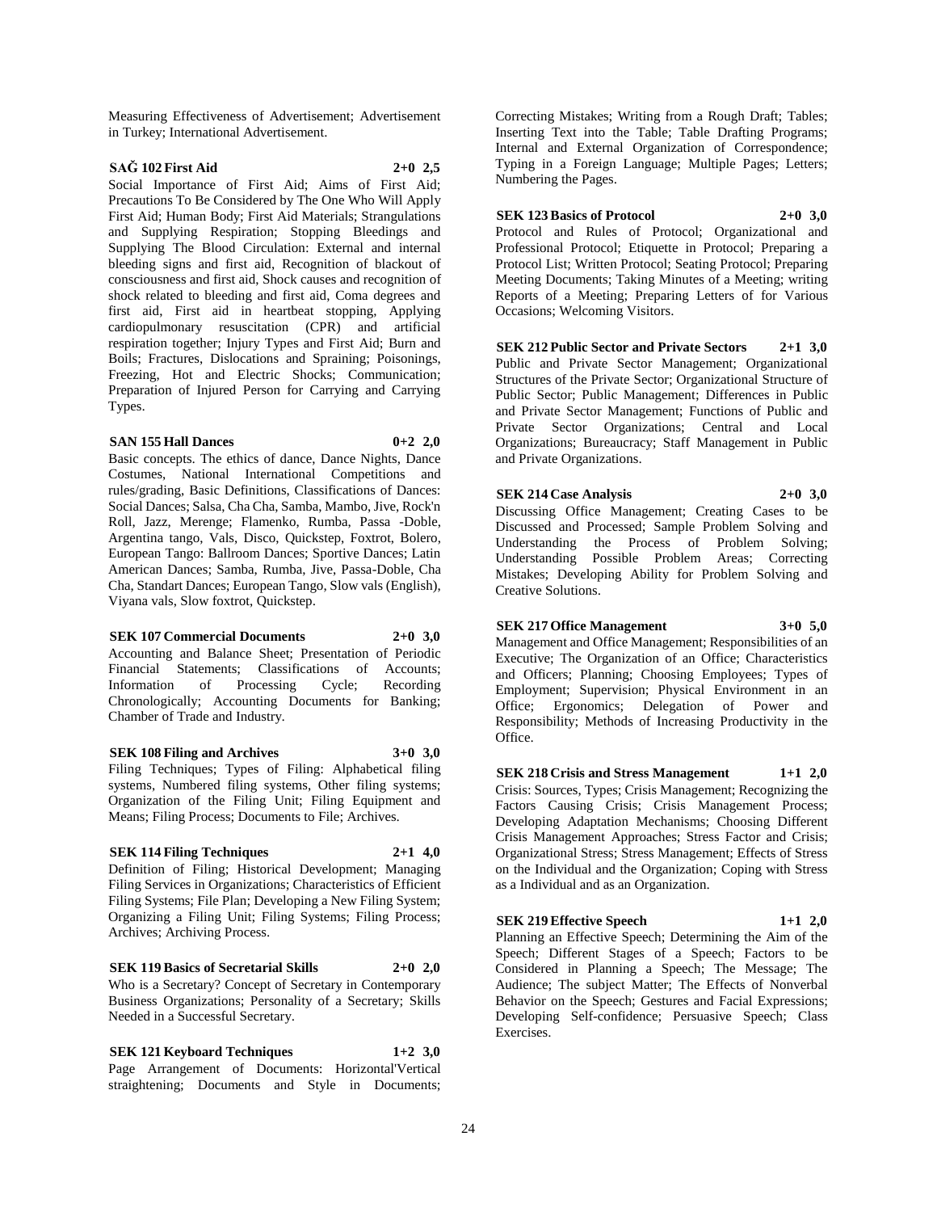Measuring Effectiveness of Advertisement; Advertisement in Turkey; International Advertisement.

**SAĞ 102 First Aid 2+0 2,5**

Social Importance of First Aid; Aims of First Aid; Precautions To Be Considered by The One Who Will Apply First Aid; Human Body; First Aid Materials; Strangulations and Supplying Respiration; Stopping Bleedings and Supplying The Blood Circulation: External and internal bleeding signs and first aid, Recognition of blackout of consciousness and first aid, Shock causes and recognition of shock related to bleeding and first aid, Coma degrees and first aid, First aid in heartbeat stopping, Applying cardiopulmonary resuscitation (CPR) and artificial respiration together; Injury Types and First Aid; Burn and Boils; Fractures, Dislocations and Spraining; Poisonings, Freezing, Hot and Electric Shocks; Communication; Preparation of Injured Person for Carrying and Carrying Types.

**SAN 155 Hall Dances 0+2 2,0**

Basic concepts. The ethics of dance, Dance Nights, Dance Costumes, National International Competitions and rules/grading, Basic Definitions, Classifications of Dances: Social Dances; Salsa, Cha Cha, Samba, Mambo, Jive, Rock'n Roll, Jazz, Merenge; Flamenko, Rumba, Passa -Doble, Argentina tango, Vals, Disco, Quickstep, Foxtrot, Bolero, European Tango: Ballroom Dances; Sportive Dances; Latin American Dances; Samba, Rumba, Jive, Passa-Doble, Cha Cha, Standart Dances; European Tango, Slow vals (English), Viyana vals, Slow foxtrot, Quickstep.

**SEK 107 Commercial Documents 2+0 3,0**

Accounting and Balance Sheet; Presentation of Periodic Financial Statements; Classifications of Accounts; Information of Processing Cycle; Recording Chronologically; Accounting Documents for Banking; Chamber of Trade and Industry.

**SEK 108 Filing and Archives 3+0 3,0**

Filing Techniques; Types of Filing: Alphabetical filing systems, Numbered filing systems, Other filing systems; Organization of the Filing Unit; Filing Equipment and Means; Filing Process; Documents to File; Archives.

**SEK 114 Filing Techniques 2+1 4,0**

Definition of Filing; Historical Development; Managing Filing Services in Organizations; Characteristics of Efficient Filing Systems; File Plan; Developing a New Filing System; Organizing a Filing Unit; Filing Systems; Filing Process; Archives; Archiving Process.

**SEK 119 Basics of Secretarial Skills 2+0 2,0**

Who is a Secretary? Concept of Secretary in Contemporary Business Organizations; Personality of a Secretary; Skills Needed in a Successful Secretary.

**SEK 121 Keyboard Techniques 1+2 3,0**

Page Arrangement of Documents: Horizontal'Vertical straightening; Documents and Style in Documents; Correcting Mistakes; Writing from a Rough Draft; Tables; Inserting Text into the Table; Table Drafting Programs; Internal and External Organization of Correspondence; Typing in a Foreign Language; Multiple Pages; Letters; Numbering the Pages.

**SEK 123 Basics of Protocol 2+0 3,0**

Protocol and Rules of Protocol; Organizational and Professional Protocol; Etiquette in Protocol; Preparing a Protocol List; Written Protocol; Seating Protocol; Preparing Meeting Documents; Taking Minutes of a Meeting; writing Reports of a Meeting; Preparing Letters of for Various Occasions; Welcoming Visitors.

**SEK 212 Public Sector and Private Sectors 2+1 3,0**

Public and Private Sector Management; Organizational Structures of the Private Sector; Organizational Structure of Public Sector; Public Management; Differences in Public and Private Sector Management; Functions of Public and Private Sector Organizations; Central and Local Organizations; Bureaucracy; Staff Management in Public and Private Organizations.

**SEK 214 Case Analysis 2+0 3,0**

Discussing Office Management; Creating Cases to be Discussed and Processed; Sample Problem Solving and Understanding the Process of Problem Solving; Understanding Possible Problem Areas; Correcting Mistakes; Developing Ability for Problem Solving and Creative Solutions.

**SEK 217 Office Management 3+0 5,0**

Management and Office Management; Responsibilities of an Executive; The Organization of an Office; Characteristics and Officers; Planning; Choosing Employees; Types of Employment; Supervision; Physical Environment in an Office; Ergonomics; Delegation of Power and Responsibility; Methods of Increasing Productivity in the Office.

**SEK 218 Crisis and Stress Management 1+1 2,0**

Crisis: Sources, Types; Crisis Management; Recognizing the Factors Causing Crisis; Crisis Management Process; Developing Adaptation Mechanisms; Choosing Different Crisis Management Approaches; Stress Factor and Crisis; Organizational Stress; Stress Management; Effects of Stress on the Individual and the Organization; Coping with Stress as a Individual and as an Organization.

**SEK 219 Effective Speech 1+1 2,0**

Planning an Effective Speech; Determining the Aim of the Speech; Different Stages of a Speech; Factors to be Considered in Planning a Speech; The Message; The Audience; The subject Matter; The Effects of Nonverbal Behavior on the Speech; Gestures and Facial Expressions; Developing Self-confidence; Persuasive Speech; Class Exercises.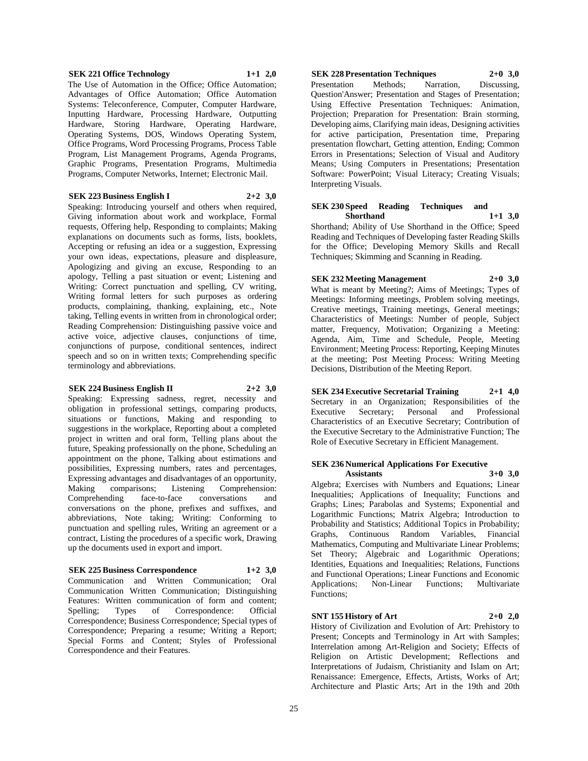**SEK 221 Office Technology 1+1 2,0**

The Use of Automation in the Office; Office Automation; Advantages of Office Automation; Office Automation Systems: Teleconference, Computer, Computer Hardware, Inputting Hardware, Processing Hardware, Outputting Hardware, Storing Hardware, Operating Hardware, Operating Systems, DOS, Windows Operating System, Office Programs, Word Processing Programs, Process Table Program, List Management Programs, Agenda Programs, Graphic Programs, Presentation Programs, Multimedia Programs, Computer Networks, Internet; Electronic Mail.

**SEK 223 Business English I 2+2 3,0**

Speaking: Introducing yourself and others when required, Giving information about work and workplace, Formal requests, Offering help, Responding to complaints; Making explanations on documents such as forms, lists, booklets, Accepting or refusing an idea or a suggestion, Expressing your own ideas, expectations, pleasure and displeasure, Apologizing and giving an excuse, Responding to an apology, Telling a past situation or event; Listening and Writing: Correct punctuation and spelling, CV writing, Writing formal letters for such purposes as ordering products, complaining, thanking, explaining, etc., Note taking, Telling events in written from in chronological order; Reading Comprehension: Distinguishing passive voice and active voice, adjective clauses, conjunctions of time, conjunctions of purpose, conditional sentences, indirect speech and so on in written texts; Comprehending specific terminology and abbreviations.

**SEK 224 Business English II 2+2 3,0**

Speaking: Expressing sadness, regret, necessity and obligation in professional settings, comparing products, situations or functions, Making and responding to suggestions in the workplace, Reporting about a completed project in written and oral form, Telling plans about the future, Speaking professionally on the phone, Scheduling an appointment on the phone, Talking about estimations and possibilities, Expressing numbers, rates and percentages, Expressing advantages and disadvantages of an opportunity, Making comparisons; Listening Comprehension: Comprehending face-to-face conversations and conversations on the phone, prefixes and suffixes, and abbreviations, Note taking; Writing: Conforming to punctuation and spelling rules, Writing an agreement or a contract, Listing the procedures of a specific work, Drawing up the documents used in export and import.

**SEK 225 Business Correspondence 1+2 3,0**

Communication and Written Communication; Oral Communication Written Communication; Distinguishing Features: Written communication of form and content; Spelling; Types of Correspondence: Official Correspondence; Business Correspondence; Special types of Correspondence; Preparing a resume; Writing a Report; Special Forms and Content; Styles of Professional Correspondence and their Features.

**SEK 228 Presentation Techniques 2+0 3,0**

Presentation Methods; Narration, Discussing, Question'Answer; Presentation and Stages of Presentation; Using Effective Presentation Techniques: Animation, Projection; Preparation for Presentation: Brain storming, Developing aims, Clarifying main ideas, Designing activities for active participation, Presentation time, Preparing presentation flowchart, Getting attention, Ending; Common Errors in Presentations; Selection of Visual and Auditory Means; Using Computers in Presentations; Presentation Software: PowerPoint; Visual Literacy; Creating Visuals; Interpreting Visuals.

**SEK 230 Speed Reading Techniques and Shorthand 1+1 3,0**

Shorthand; Ability of Use Shorthand in the Office; Speed Reading and Techniques of Developing faster Reading Skills for the Office; Developing Memory Skills and Recall Techniques; Skimming and Scanning in Reading.

**SEK 232 Meeting Management 2+0 3,0**

What is meant by Meeting?; Aims of Meetings; Types of Meetings: Informing meetings, Problem solving meetings, Creative meetings, Training meetings, General meetings; Characteristics of Meetings: Number of people, Subject matter, Frequency, Motivation; Organizing a Meeting: Agenda, Aim, Time and Schedule, People, Meeting Environment; Meeting Process: Reporting, Keeping Minutes at the meeting; Post Meeting Process: Writing Meeting Decisions, Distribution of the Meeting Report.

**SEK 234 Executive Secretarial Training 2+1 4,0**

Secretary in an Organization; Responsibilities of the Executive Secretary; Personal and Professional Characteristics of an Executive Secretary; Contribution of the Executive Secretary to the Administrative Function; The Role of Executive Secretary in Efficient Management.

**SEK 236 Numerical Applications For Executive Assistants 3+0 3,0**

Algebra; Exercises with Numbers and Equations; Linear Inequalities; Applications of Inequality; Functions and Graphs; Lines; Parabolas and Systems; Exponential and Logarithmic Functions; Matrix Algebra; Introduction to Probability and Statistics; Additional Topics in Probability; Graphs, Continuous Random Variables, Financial Mathematics, Computing and Multivariate Linear Problems; Set Theory; Algebraic and Logarithmic Operations; Identities, Equations and Inequalities; Relations, Functions and Functional Operations; Linear Functions and Economic Applications; Non-Linear Functions; Multivariate Functions;

**SNT 155 History of Art 2+0 2,0**

History of Civilization and Evolution of Art: Prehistory to Present; Concepts and Terminology in Art with Samples; Interrelation among Art-Religion and Society; Effects of Religion on Artistic Development; Reflections and Interpretations of Judaism, Christianity and Islam on Art; Renaissance: Emergence, Effects, Artists, Works of Art; Architecture and Plastic Arts; Art in the 19th and 20th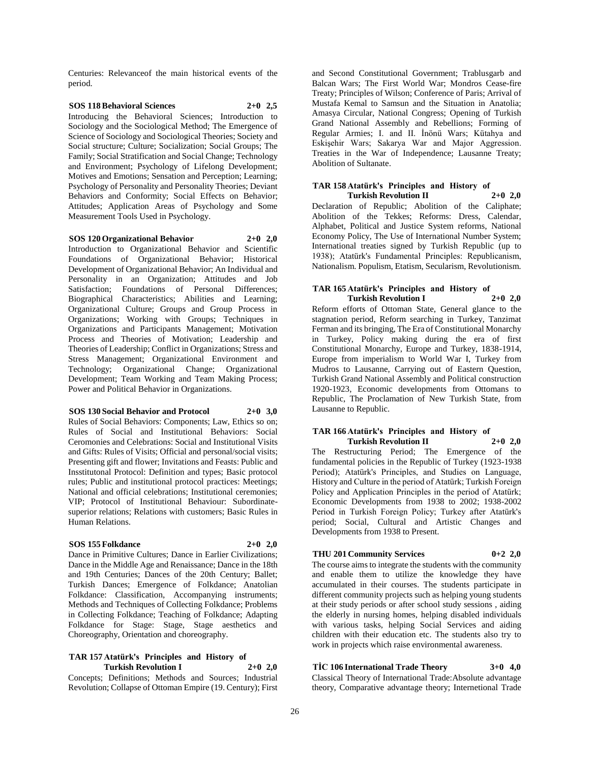Centuries: Relevanceof the main historical events of the period.

**SOS 118 Behavioral Sciences 2+0 2,5**

Introducing the Behavioral Sciences; Introduction to Sociology and the Sociological Method; The Emergence of Science of Sociology and Sociological Theories; Society and Social structure; Culture; Socialization; Social Groups; The Family; Social Stratification and Social Change; Technology and Environment; Psychology of Lifelong Development; Motives and Emotions; Sensation and Perception; Learning; Psychology of Personality and Personality Theories; Deviant Behaviors and Conformity; Social Effects on Behavior; Attitudes; Application Areas of Psychology and Some Measurement Tools Used in Psychology.

**SOS 120 Organizational Behavior 2+0 2,0**

Introduction to Organizational Behavior and Scientific Foundations of Organizational Behavior; Historical Development of Organizational Behavior; An Individual and Personality in an Organization; Attitudes and Job Satisfaction; Foundations of Personal Differences; Biographical Characteristics; Abilities and Learning; Organizational Culture; Groups and Group Process in Organizations; Working with Groups; Techniques in Organizations and Participants Management; Motivation Process and Theories of Motivation; Leadership and Theories of Leadership; Conflict in Organizations; Stress and Stress Management; Organizational Environment and Technology; Organizational Change; Organizational Development; Team Working and Team Making Process; Power and Political Behavior in Organizations.

**SOS 130 Social Behavior and Protocol 2+0 3,0**

Rules of Social Behaviors: Components; Law, Ethics so on; Rules of Social and Institutional Behaviors: Social Ceremonies and Celebrations: Social and Institutional Visits and Gifts: Rules of Visits; Official and personal/social visits; Presenting gift and flower; Invitations and Feasts: Public and Insstitutonal Protocol: Definition and types; Basic protocol rules; Public and institutional protocol practices: Meetings; National and official celebrations; Institutional ceremonies; VIP; Protocol of Institutional Behaviour: Subordinate-superior relations; Relations with customers; Basic Rules in Human Relations.

**SOS 155 Folkdance 2+0 2,0**

Dance in Primitive Cultures; Dance in Earlier Civilizations; Dance in the Middle Age and Renaissance; Dance in the 18th and 19th Centuries; Dances of the 20th Century; Ballet; Turkish Dances; Emergence of Folkdance; Anatolian Folkdance: Classification, Accompanying instruments; Methods and Techniques of Collecting Folkdance; Problems in Collecting Folkdance; Teaching of Folkdance; Adapting Folkdance for Stage: Stage, Stage aesthetics and Choreography, Orientation and choreography.

**TAR 157 Atatürk's Principles and History of Turkish Revolution I 2+0 2,0**

Concepts; Definitions; Methods and Sources; Industrial Revolution; Collapse of Ottoman Empire (19. Century); First and Second Constitutional Government; Trablusgarb and Balcan Wars; The First World War; Mondros Cease-fire Treaty; Principles of Wilson; Conference of Paris; Arrival of Mustafa Kemal to Samsun and the Situation in Anatolia; Amasya Circular, National Congress; Opening of Turkish Grand National Assembly and Rebellions; Forming of Regular Armies; I. and II. İnönü Wars; Kütahya and Eskişehir Wars; Sakarya War and Major Aggression. Treaties in the War of Independence; Lausanne Treaty; Abolition of Sultanate.

**TAR 158 Atatürk's Principles and History of Turkish Revolution II 2+0 2,0**

Declaration of Republic; Abolition of the Caliphate; Abolition of the Tekkes; Reforms: Dress, Calendar, Alphabet, Political and Justice System reforms, National Economy Policy, The Use of International Number System; International treaties signed by Turkish Republic (up to 1938); Atatürk's Fundamental Principles: Republicanism, Nationalism. Populism, Etatism, Secularism, Revolutionism.

**TAR 165 Atatürk's Principles and History of Turkish Revolution I 2+0 2,0**

Reform efforts of Ottoman State, General glance to the stagnation period, Reform searching in Turkey, Tanzimat Ferman and its bringing, The Era of Constitutional Monarchy in Turkey, Policy making during the era of first Constitutional Monarchy, Europe and Turkey, 1838-1914, Europe from imperialism to World War I, Turkey from Mudros to Lausanne, Carrying out of Eastern Question, Turkish Grand National Assembly and Political construction 1920-1923, Economic developments from Ottomans to Republic, The Proclamation of New Turkish State, from Lausanne to Republic.

**TAR 166 Atatürk's Principles and History of Turkish Revolution II 2+0 2,0**

The Restructuring Period; The Emergence of the fundamental policies in the Republic of Turkey (1923-1938 Period); Atatürk's Principles, and Studies on Language, History and Culture in the period of Atatürk; Turkish Foreign Policy and Application Principles in the period of Atatürk; Economic Developments from 1938 to 2002; 1938-2002 Period in Turkish Foreign Policy; Turkey after Atatürk's period; Social, Cultural and Artistic Changes and Developments from 1938 to Present.

**THU 201 Community Services 0+2 2,0**

The course aims to integrate the students with the community and enable them to utilize the knowledge they have accumulated in their courses. The students participate in different community projects such as helping young students at their study periods or after school study sessions , aiding the elderly in nursing homes, helping disabled individuals with various tasks, helping Social Services and aiding children with their education etc. The students also try to work in projects which raise environmental awareness.

**TİC 106 International Trade Theory 3+0 4,0**

Classical Theory of International Trade:Absolute advantage theory, Comparative advantage theory; Internetional Trade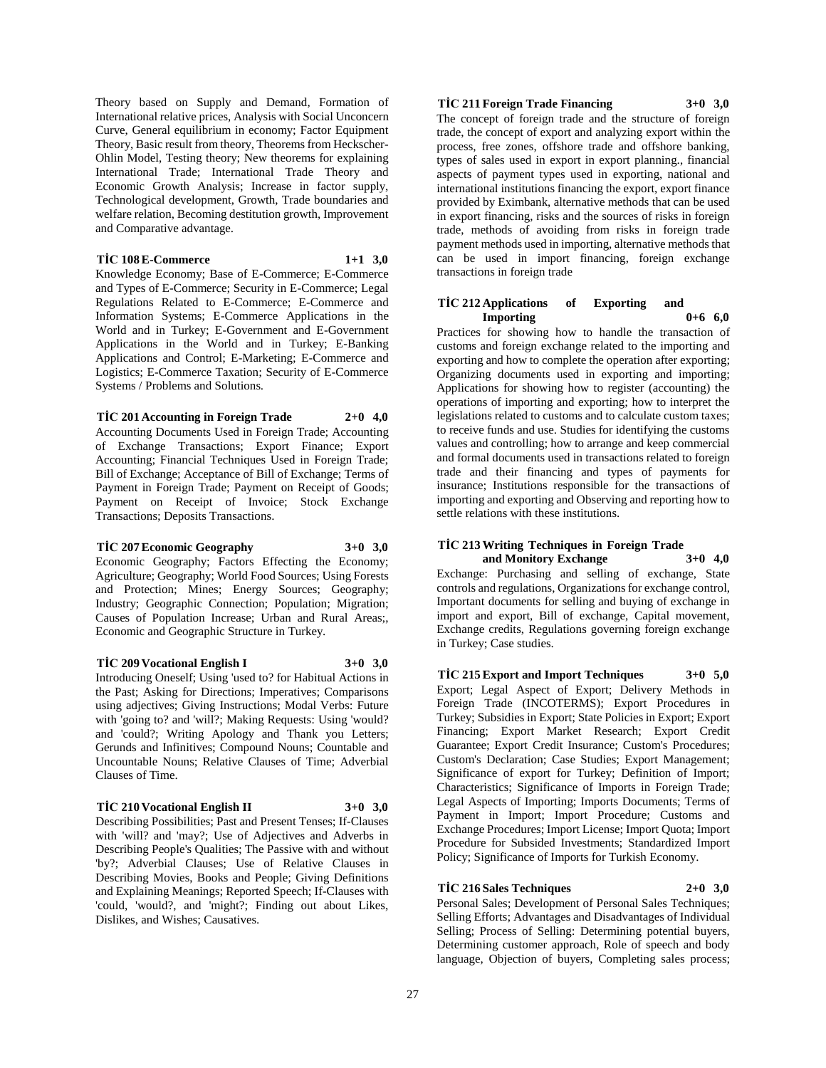Theory based on Supply and Demand, Formation of International relative prices, Analysis with Social Unconcern Curve, General equilibrium in economy; Factor Equipment Theory, Basic result from theory, Theorems from Heckscher-Ohlin Model, Testing theory; New theorems for explaining International Trade; International Trade Theory and Economic Growth Analysis; Increase in factor supply, Technological development, Growth, Trade boundaries and welfare relation, Becoming destitution growth, Improvement and Comparative advantage.

**TİC 108 E-Commerce 1+1 3,0**

Knowledge Economy; Base of E-Commerce; E-Commerce and Types of E-Commerce; Security in E-Commerce; Legal Regulations Related to E-Commerce; E-Commerce and Information Systems; E-Commerce Applications in the World and in Turkey; E-Government and E-Government Applications in the World and in Turkey; E-Banking Applications and Control; E-Marketing; E-Commerce and Logistics; E-Commerce Taxation; Security of E-Commerce Systems / Problems and Solutions.

**TİC 201 Accounting in Foreign Trade 2+0 4,0**

Accounting Documents Used in Foreign Trade; Accounting of Exchange Transactions; Export Finance; Export Accounting; Financial Techniques Used in Foreign Trade; Bill of Exchange; Acceptance of Bill of Exchange; Terms of Payment in Foreign Trade; Payment on Receipt of Goods; Payment on Receipt of Invoice; Stock Exchange Transactions; Deposits Transactions.

**TİC 207 Economic Geography 3+0 3,0**

Economic Geography; Factors Effecting the Economy; Agriculture; Geography; World Food Sources; Using Forests and Protection; Mines; Energy Sources; Geography; Industry; Geographic Connection; Population; Migration; Causes of Population Increase; Urban and Rural Areas;, Economic and Geographic Structure in Turkey.

**TİC 209 Vocational English I 3+0 3,0**

Introducing Oneself; Using 'used to? for Habitual Actions in the Past; Asking for Directions; Imperatives; Comparisons using adjectives; Giving Instructions; Modal Verbs: Future with 'going to? and 'will?; Making Requests: Using 'would? and 'could?; Writing Apology and Thank you Letters; Gerunds and Infinitives; Compound Nouns; Countable and Uncountable Nouns; Relative Clauses of Time; Adverbial Clauses of Time.

**TİC 210 Vocational English II 3+0 3,0**

Describing Possibilities; Past and Present Tenses; If-Clauses with 'will? and 'may?; Use of Adjectives and Adverbs in Describing People's Qualities; The Passive with and without 'by?; Adverbial Clauses; Use of Relative Clauses in Describing Movies, Books and People; Giving Definitions and Explaining Meanings; Reported Speech; If-Clauses with 'could, 'would?, and 'might?; Finding out about Likes, Dislikes, and Wishes; Causatives.

**TİC 211 Foreign Trade Financing 3+0 3,0**

The concept of foreign trade and the structure of foreign trade, the concept of export and analyzing export within the process, free zones, offshore trade and offshore banking, types of sales used in export in export planning., financial aspects of payment types used in exporting, national and international institutions financing the export, export finance provided by Eximbank, alternative methods that can be used in export financing, risks and the sources of risks in foreign trade, methods of avoiding from risks in foreign trade payment methods used in importing, alternative methods that can be used in import financing, foreign exchange transactions in foreign trade

**TİC 212 Applications of Exporting and Importing 0+6 6,0**

Practices for showing how to handle the transaction of customs and foreign exchange related to the importing and exporting and how to complete the operation after exporting; Organizing documents used in exporting and importing; Applications for showing how to register (accounting) the operations of importing and exporting; how to interpret the legislations related to customs and to calculate custom taxes; to receive funds and use. Studies for identifying the customs values and controlling; how to arrange and keep commercial and formal documents used in transactions related to foreign trade and their financing and types of payments for insurance; Institutions responsible for the transactions of importing and exporting and Observing and reporting how to settle relations with these institutions.

**TİC 213 Writing Techniques in Foreign Trade and Monitory Exchange 3+0 4,0**

Exchange: Purchasing and selling of exchange, State controls and regulations, Organizations for exchange control, Important documents for selling and buying of exchange in import and export, Bill of exchange, Capital movement, Exchange credits, Regulations governing foreign exchange in Turkey; Case studies.

**TİC 215 Export and Import Techniques 3+0 5,0**

Export; Legal Aspect of Export; Delivery Methods in Foreign Trade (INCOTERMS); Export Procedures in Turkey; Subsidies in Export; State Policies in Export; Export Financing; Export Market Research; Export Credit Guarantee; Export Credit Insurance; Custom's Procedures; Custom's Declaration; Case Studies; Export Management; Significance of export for Turkey; Definition of Import; Characteristics; Significance of Imports in Foreign Trade; Legal Aspects of Importing; Imports Documents; Terms of Payment in Import; Import Procedure; Customs and Exchange Procedures; Import License; Import Quota; Import Procedure for Subsided Investments; Standardized Import Policy; Significance of Imports for Turkish Economy.

**TİC 216 Sales Techniques 2+0 3,0**

Personal Sales; Development of Personal Sales Techniques; Selling Efforts; Advantages and Disadvantages of Individual Selling; Process of Selling: Determining potential buyers, Determining customer approach, Role of speech and body language, Objection of buyers, Completing sales process;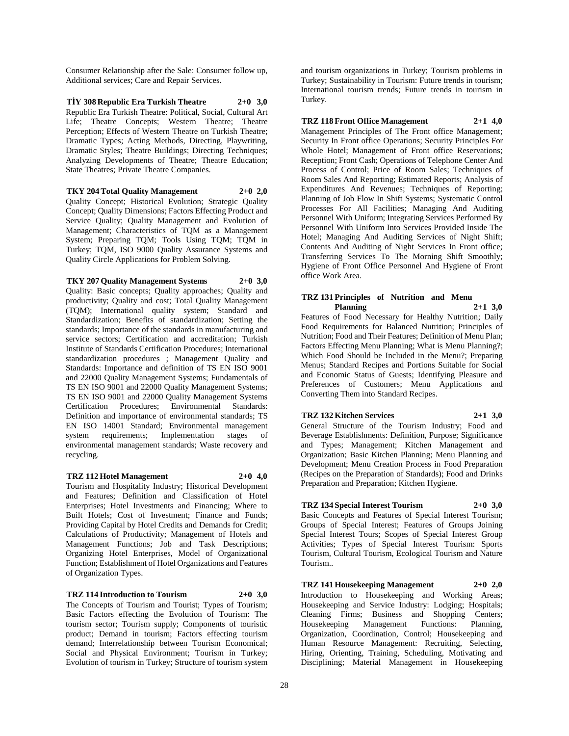Consumer Relationship after the Sale: Consumer follow up, Additional services; Care and Repair Services.

**TİY 308 Republic Era Turkish Theatre 2+0 3,0**

Republic Era Turkish Theatre: Political, Social, Cultural Art Life; Theatre Concepts; Western Theatre; Theatre Perception; Effects of Western Theatre on Turkish Theatre; Dramatic Types; Acting Methods, Directing, Playwriting, Dramatic Styles; Theatre Buildings; Directing Techniques; Analyzing Developments of Theatre; Theatre Education; State Theatres; Private Theatre Companies.

**TKY 204 Total Quality Management 2+0 2,0**

Quality Concept; Historical Evolution; Strategic Quality Concept; Quality Dimensions; Factors Effecting Product and Service Quality; Quality Management and Evolution of Management; Characteristics of TQM as a Management System; Preparing TQM; Tools Using TQM; TQM in Turkey; TQM, ISO 9000 Quality Assurance Systems and Quality Circle Applications for Problem Solving.

**TKY 207 Quality Management Systems 2+0 3,0**

Quality: Basic concepts; Quality approaches; Quality and productivity; Quality and cost; Total Quality Management (TQM); International quality system; Standard and Standardization; Benefits of standardization; Setting the standards; Importance of the standards in manufacturing and service sectors; Certification and accreditation; Turkish Institute of Standards Certification Procedures; International standardization procedures ; Management Quality and Standards: Importance and definition of TS EN ISO 9001 and 22000 Quality Management Systems; Fundamentals of TS EN ISO 9001 and 22000 Quality Management Systems; TS EN ISO 9001 and 22000 Quality Management Systems Certification Procedures; Environmental Standards: Definition and importance of environmental standards; TS EN ISO 14001 Standard; Environmental management system requirements; Implementation stages of environmental management standards; Waste recovery and recycling.

**TRZ 112 Hotel Management 2+0 4,0**

Tourism and Hospitality Industry; Historical Development and Features; Definition and Classification of Hotel Enterprises; Hotel Investments and Financing; Where to Built Hotels; Cost of Investment; Finance and Funds; Providing Capital by Hotel Credits and Demands for Credit; Calculations of Productivity; Management of Hotels and Management Functions; Job and Task Descriptions; Organizing Hotel Enterprises, Model of Organizational Function; Establishment of Hotel Organizations and Features of Organization Types.

**TRZ 114 Introduction to Tourism 2+0 3,0**

The Concepts of Tourism and Tourist; Types of Tourism; Basic Factors effecting the Evolution of Tourism: The tourism sector; Tourism supply; Components of touristic product; Demand in tourism; Factors effecting tourism demand; Interrelationship between Tourism Economical; Social and Physical Environment; Tourism in Turkey; Evolution of tourism in Turkey; Structure of tourism system and tourism organizations in Turkey; Tourism problems in Turkey; Sustainability in Tourism: Future trends in tourism; International tourism trends; Future trends in tourism in Turkey.

**TRZ 118 Front Office Management 2+1 4,0**

Management Principles of The Front office Management; Security In Front office Operations; Security Principles For Whole Hotel; Management of Front office Reservations; Reception; Front Cash; Operations of Telephone Center And Process of Control; Price of Room Sales; Techniques of Room Sales And Reporting; Estimated Reports; Analysis of Expenditures And Revenues; Techniques of Reporting; Planning of Job Flow In Shift Systems; Systematic Control Processes For All Facilities; Managing And Auditing Personnel With Uniform; Integrating Services Performed By Personnel With Uniform Into Services Provided Inside The Hotel; Managing And Auditing Services of Night Shift; Contents And Auditing of Night Services In Front office; Transferring Services To The Morning Shift Smoothly; Hygiene of Front Office Personnel And Hygiene of Front office Work Area.

**TRZ 131 Principles of Nutrition and Menu Planning 2+1 3,0**

Features of Food Necessary for Healthy Nutrition; Daily Food Requirements for Balanced Nutrition; Principles of Nutrition; Food and Their Features; Definition of Menu Plan; Factors Effecting Menu Planning; What is Menu Planning?; Which Food Should be Included in the Menu?; Preparing Menus; Standard Recipes and Portions Suitable for Social and Economic Status of Guests; Identifying Pleasure and Preferences of Customers; Menu Applications and Converting Them into Standard Recipes.

**TRZ 132 Kitchen Services 2+1 3,0**

General Structure of the Tourism Industry; Food and Beverage Establishments: Definition, Purpose; Significance and Types; Management; Kitchen Management and Organization; Basic Kitchen Planning; Menu Planning and Development; Menu Creation Process in Food Preparation (Recipes on the Preparation of Standards); Food and Drinks Preparation and Preparation; Kitchen Hygiene.

**TRZ 134 Special Interest Tourism 2+0 3,0**

Basic Concepts and Features of Special Interest Tourism; Groups of Special Interest; Features of Groups Joining Special Interest Tours; Scopes of Special Interest Group Activities; Types of Special Interest Tourism: Sports Tourism, Cultural Tourism, Ecological Tourism and Nature Tourism..

**TRZ 141 Housekeeping Management 2+0 2,0**

Introduction to Housekeeping and Working Areas; Housekeeping and Service Industry: Lodging; Hospitals; Cleaning Firms; Business and Shopping Centers; Housekeeping Management Functions: Planning, Organization, Coordination, Control; Housekeeping and Human Resource Management: Recruiting, Selecting, Hiring, Orienting, Training, Scheduling, Motivating and Disciplining; Material Management in Housekeeping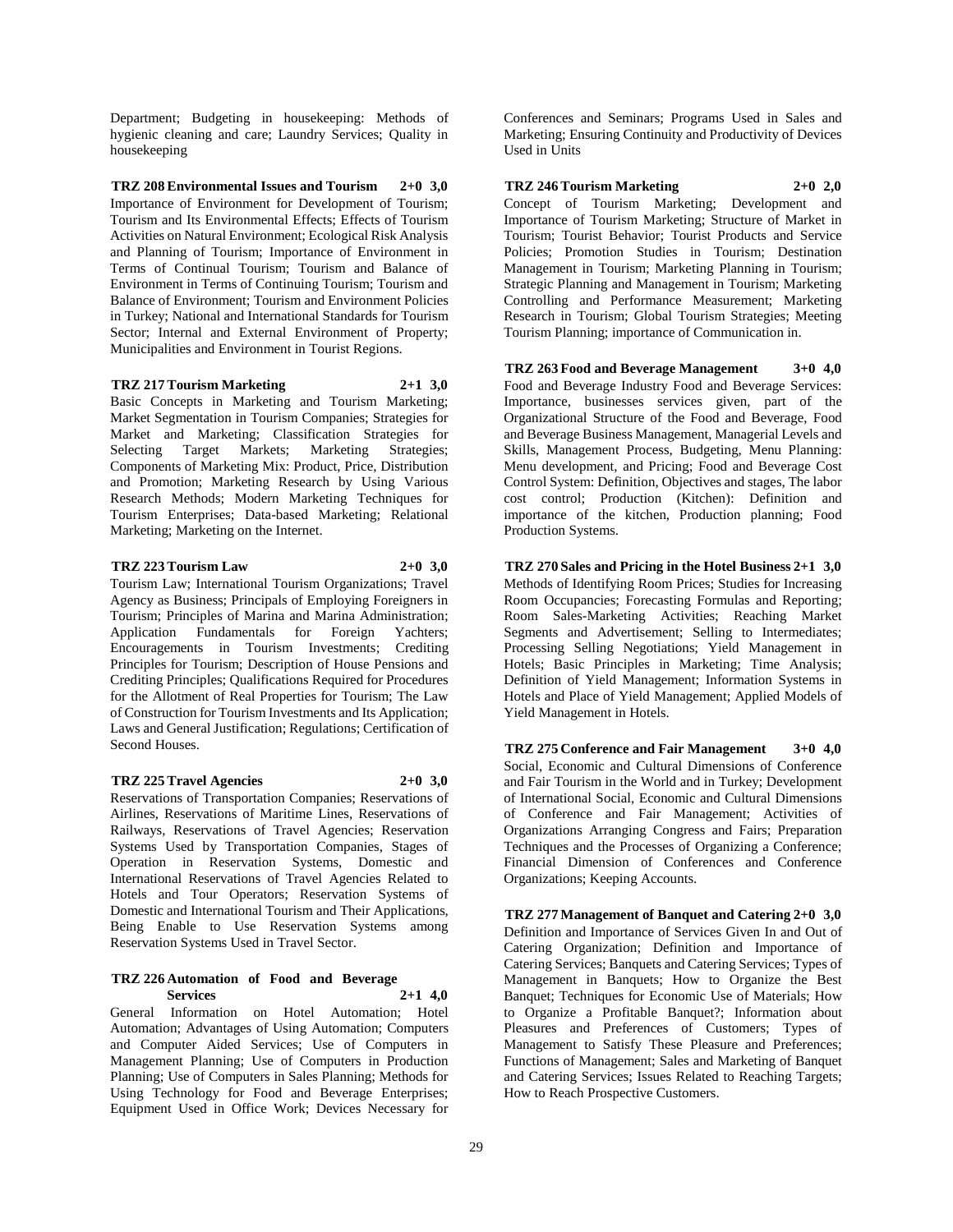Department; Budgeting in housekeeping: Methods of hygienic cleaning and care; Laundry Services; Quality in housekeeping

**TRZ 208 Environmental Issues and Tourism 2+0 3,0**

Importance of Environment for Development of Tourism; Tourism and Its Environmental Effects; Effects of Tourism Activities on Natural Environment; Ecological Risk Analysis and Planning of Tourism; Importance of Environment in Terms of Continual Tourism; Tourism and Balance of Environment in Terms of Continuing Tourism; Tourism and Balance of Environment; Tourism and Environment Policies in Turkey; National and International Standards for Tourism Sector; Internal and External Environment of Property; Municipalities and Environment in Tourist Regions.

**TRZ 217 Tourism Marketing 2+1 3,0**

Basic Concepts in Marketing and Tourism Marketing; Market Segmentation in Tourism Companies; Strategies for Market and Marketing; Classification Strategies for Selecting Target Markets; Marketing Strategies; Components of Marketing Mix: Product, Price, Distribution and Promotion; Marketing Research by Using Various Research Methods; Modern Marketing Techniques for Tourism Enterprises; Data-based Marketing; Relational Marketing; Marketing on the Internet.

**TRZ 223 Tourism Law 2+0 3,0**

Tourism Law; International Tourism Organizations; Travel Agency as Business; Principals of Employing Foreigners in Tourism; Principles of Marina and Marina Administration; Application Fundamentals for Foreign Yachters; Encouragements in Tourism Investments; Crediting Principles for Tourism; Description of House Pensions and Crediting Principles; Qualifications Required for Procedures for the Allotment of Real Properties for Tourism; The Law of Construction for Tourism Investments and Its Application; Laws and General Justification; Regulations; Certification of Second Houses.

**TRZ 225 Travel Agencies 2+0 3,0**

Reservations of Transportation Companies; Reservations of Airlines, Reservations of Maritime Lines, Reservations of Railways, Reservations of Travel Agencies; Reservation Systems Used by Transportation Companies, Stages of Operation in Reservation Systems, Domestic and International Reservations of Travel Agencies Related to Hotels and Tour Operators; Reservation Systems of Domestic and International Tourism and Their Applications, Being Enable to Use Reservation Systems among Reservation Systems Used in Travel Sector.

**TRZ 226 Automation of Food and Beverage Services 2+1 4,0**

General Information on Hotel Automation; Hotel Automation; Advantages of Using Automation; Computers and Computer Aided Services; Use of Computers in Management Planning; Use of Computers in Production Planning; Use of Computers in Sales Planning; Methods for Using Technology for Food and Beverage Enterprises; Equipment Used in Office Work; Devices Necessary for Conferences and Seminars; Programs Used in Sales and Marketing; Ensuring Continuity and Productivity of Devices Used in Units

**TRZ 246 Tourism Marketing 2+0 2,0**

Concept of Tourism Marketing; Development and Importance of Tourism Marketing; Structure of Market in Tourism; Tourist Behavior; Tourist Products and Service Policies; Promotion Studies in Tourism; Destination Management in Tourism; Marketing Planning in Tourism; Strategic Planning and Management in Tourism; Marketing Controlling and Performance Measurement; Marketing Research in Tourism; Global Tourism Strategies; Meeting Tourism Planning; importance of Communication in.

**TRZ 263 Food and Beverage Management 3+0 4,0**

Food and Beverage Industry Food and Beverage Services: Importance, businesses services given, part of the Organizational Structure of the Food and Beverage, Food and Beverage Business Management, Managerial Levels and Skills, Management Process, Budgeting, Menu Planning: Menu development, and Pricing; Food and Beverage Cost Control System: Definition, Objectives and stages, The labor cost control; Production (Kitchen): Definition and importance of the kitchen, Production planning; Food Production Systems.

**TRZ 270 Sales and Pricing in the Hotel Business 2+1 3,0**

Methods of Identifying Room Prices; Studies for Increasing Room Occupancies; Forecasting Formulas and Reporting; Room Sales-Marketing Activities; Reaching Market Segments and Advertisement; Selling to Intermediates; Processing Selling Negotiations; Yield Management in Hotels; Basic Principles in Marketing; Time Analysis; Definition of Yield Management; Information Systems in Hotels and Place of Yield Management; Applied Models of Yield Management in Hotels.

**TRZ 275 Conference and Fair Management 3+0 4,0**

Social, Economic and Cultural Dimensions of Conference and Fair Tourism in the World and in Turkey; Development of International Social, Economic and Cultural Dimensions of Conference and Fair Management; Activities of Organizations Arranging Congress and Fairs; Preparation Techniques and the Processes of Organizing a Conference; Financial Dimension of Conferences and Conference Organizations; Keeping Accounts.

**TRZ 277 Management of Banquet and Catering 2+0 3,0**

Definition and Importance of Services Given In and Out of Catering Organization; Definition and Importance of Catering Services; Banquets and Catering Services; Types of Management in Banquets; How to Organize the Best Banquet; Techniques for Economic Use of Materials; How to Organize a Profitable Banquet?; Information about Pleasures and Preferences of Customers; Types of Management to Satisfy These Pleasure and Preferences; Functions of Management; Sales and Marketing of Banquet and Catering Services; Issues Related to Reaching Targets; How to Reach Prospective Customers.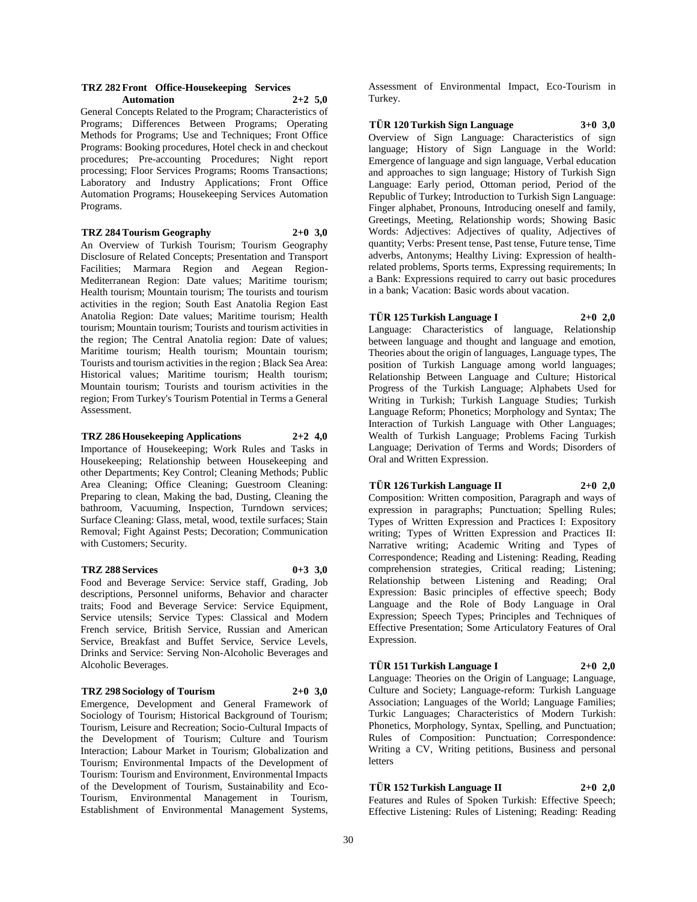**TRZ 282 Front Office-Housekeeping Services Automation 2+2 5,0**

General Concepts Related to the Program; Characteristics of Programs; Differences Between Programs; Operating Methods for Programs; Use and Techniques; Front Office Programs: Booking procedures, Hotel check in and checkout procedures; Pre-accounting Procedures; Night report processing; Floor Services Programs; Rooms Transactions; Laboratory and Industry Applications; Front Office Automation Programs; Housekeeping Services Automation Programs.

**TRZ 284 Tourism Geography 2+0 3,0**

An Overview of Turkish Tourism; Tourism Geography Disclosure of Related Concepts; Presentation and Transport Facilities; Marmara Region and Aegean Region-Mediterranean Region: Date values; Maritime tourism; Health tourism; Mountain tourism; The tourists and tourism activities in the region; South East Anatolia Region East Anatolia Region: Date values; Maritime tourism; Health tourism; Mountain tourism; Tourists and tourism activities in the region; The Central Anatolia region: Date of values; Maritime tourism; Health tourism; Mountain tourism; Tourists and tourism activities in the region ; Black Sea Area: Historical values; Maritime tourism; Health tourism; Mountain tourism; Tourists and tourism activities in the region; From Turkey's Tourism Potential in Terms a General Assessment.

**TRZ 286 Housekeeping Applications 2+2 4,0**

Importance of Housekeeping; Work Rules and Tasks in Housekeeping; Relationship between Housekeeping and other Departments; Key Control; Cleaning Methods; Public Area Cleaning; Office Cleaning; Guestroom Cleaning: Preparing to clean, Making the bad, Dusting, Cleaning the bathroom, Vacuuming, Inspection, Turndown services; Surface Cleaning: Glass, metal, wood, textile surfaces; Stain Removal; Fight Against Pests; Decoration; Communication with Customers; Security.

**TRZ 288 Services 0+3 3,0**

Food and Beverage Service: Service staff, Grading, Job descriptions, Personnel uniforms, Behavior and character traits; Food and Beverage Service: Service Equipment, Service utensils; Service Types: Classical and Modern French service, British Service, Russian and American Service, Breakfast and Buffet Service, Service Levels, Drinks and Service: Serving Non-Alcoholic Beverages and Alcoholic Beverages.

**TRZ 298 Sociology of Tourism 2+0 3,0**

Emergence, Development and General Framework of Sociology of Tourism; Historical Background of Tourism; Tourism, Leisure and Recreation; Socio-Cultural Impacts of the Development of Tourism; Culture and Tourism Interaction; Labour Market in Tourism; Globalization and Tourism; Environmental Impacts of the Development of Tourism: Tourism and Environment, Environmental Impacts of the Development of Tourism, Sustainability and Eco-Tourism, Environmental Management in Tourism, Establishment of Environmental Management Systems, Assessment of Environmental Impact, Eco-Tourism in Turkey.

**TÜR 120 Turkish Sign Language 3+0 3,0**

Overview of Sign Language: Characteristics of sign language; History of Sign Language in the World: Emergence of language and sign language, Verbal education and approaches to sign language; History of Turkish Sign Language: Early period, Ottoman period, Period of the Republic of Turkey; Introduction to Turkish Sign Language: Finger alphabet, Pronouns, Introducing oneself and family, Greetings, Meeting, Relationship words; Showing Basic Words: Adjectives: Adjectives of quality, Adjectives of quantity; Verbs: Present tense, Past tense, Future tense, Time adverbs, Antonyms; Healthy Living: Expression of health-related problems, Sports terms, Expressing requirements; In a Bank: Expressions required to carry out basic procedures in a bank; Vacation: Basic words about vacation.

**TÜR 125 Turkish Language I 2+0 2,0**

Language: Characteristics of language, Relationship between language and thought and language and emotion, Theories about the origin of languages, Language types, The position of Turkish Language among world languages; Relationship Between Language and Culture; Historical Progress of the Turkish Language; Alphabets Used for Writing in Turkish; Turkish Language Studies; Turkish Language Reform; Phonetics; Morphology and Syntax; The Interaction of Turkish Language with Other Languages; Wealth of Turkish Language; Problems Facing Turkish Language; Derivation of Terms and Words; Disorders of Oral and Written Expression.

**TÜR 126 Turkish Language II 2+0 2,0**

Composition: Written composition, Paragraph and ways of expression in paragraphs; Punctuation; Spelling Rules; Types of Written Expression and Practices I: Expository writing; Types of Written Expression and Practices II: Narrative writing; Academic Writing and Types of Correspondence; Reading and Listening: Reading, Reading comprehension strategies, Critical reading; Listening; Relationship between Listening and Reading; Oral Expression: Basic principles of effective speech; Body Language and the Role of Body Language in Oral Expression; Speech Types; Principles and Techniques of Effective Presentation; Some Articulatory Features of Oral Expression.

**TÜR 151 Turkish Language I 2+0 2,0**

Language: Theories on the Origin of Language; Language, Culture and Society; Language-reform: Turkish Language Association; Languages of the World; Language Families; Turkic Languages; Characteristics of Modern Turkish: Phonetics, Morphology, Syntax, Spelling, and Punctuation; Rules of Composition: Punctuation; Correspondence: Writing a CV, Writing petitions, Business and personal letters

**TÜR 152 Turkish Language II 2+0 2,0**

Features and Rules of Spoken Turkish: Effective Speech; Effective Listening: Rules of Listening; Reading: Reading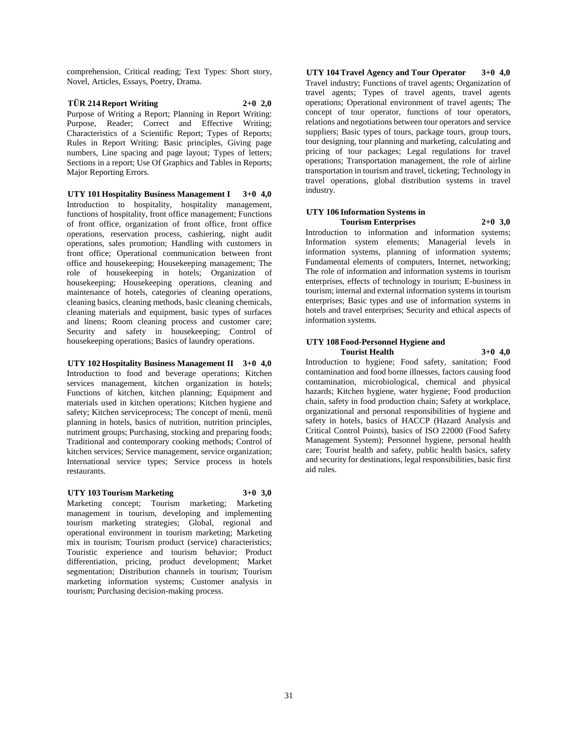comprehension, Critical reading; Text Types: Short story, Novel, Articles, Essays, Poetry, Drama.

**TÜR 214 Report Writing 2+0 2,0**

Purpose of Writing a Report; Planning in Report Writing: Purpose, Reader; Correct and Effective Writing; Characteristics of a Scientific Report; Types of Reports; Rules in Report Writing: Basic principles, Giving page numbers, Line spacing and page layout; Types of letters; Sections in a report; Use Of Graphics and Tables in Reports; Major Reporting Errors.

**UTY 101 Hospitality Business Management I 3+0 4,0**

Introduction to hospitality, hospitality management, functions of hospitality, front office management; Functions of front office, organization of front office, front office operations, reservation process, cashiering, night audit operations, sales promotion; Handling with customers in front office; Operational communication between front office and housekeeping; Housekeeping management; The role of housekeeping in hotels; Organization of housekeeping; Housekeeping operations, cleaning and maintenance of hotels, categories of cleaning operations, cleaning basics, cleaning methods, basic cleaning chemicals, cleaning materials and equipment, basic types of surfaces and linens; Room cleaning process and customer care; Security and safety in housekeeping; Control of housekeeping operations; Basics of laundry operations.

**UTY 102 Hospitality Business Management II 3+0 4,0**

Introduction to food and beverage operations; Kitchen services management, kitchen organization in hotels; Functions of kitchen, kitchen planning; Equipment and materials used in kitchen operations; Kitchen hygiene and safety; Kitchen serviceprocess; The concept of menü, menü planning in hotels, basics of nutrition, nutrition principles, nutriment groups; Purchasing, stocking and preparing foods; Traditional and contemporary cooking methods; Control of kitchen services; Service management, service organization; International service types; Service process in hotels restaurants.

**UTY 103 Tourism Marketing 3+0 3,0**

Marketing concept; Tourism marketing; Marketing management in tourism, developing and implementing tourism marketing strategies; Global, regional and operational environment in tourism marketing; Marketing mix in tourism; Tourism product (service) characteristics; Touristic experience and tourism behavior; Product differentiation, pricing, product development; Market segmentation; Distribution channels in tourism; Tourism marketing information systems; Customer analysis in tourism; Purchasing decision-making process.

**UTY 104 Travel Agency and Tour Operator 3+0 4,0**

Travel industry; Functions of travel agents; Organization of travel agents; Types of travel agents, travel agents operations; Operational environment of travel agents; The concept of tour operator, functions of tour operators, relations and negotiations between tour operators and service suppliers; Basic types of tours, package tours, group tours, tour designing, tour planning and marketing, calculating and pricing of tour packages; Legal regulations for travel operations; Transportation management, the role of airline transportation in tourism and travel, ticketing; Technology in travel operations, global distribution systems in travel industry.

**UTY 106 Information Systems in Tourism Enterprises 2+0 3,0**

Introduction to information and information systems; Information system elements; Managerial levels in information systems, planning of information systems; Fundamental elements of computers, Internet, networking; The role of information and information systems in tourism enterprises, effects of technology in tourism; E-business in tourism; internal and external information systems in tourism enterprises; Basic types and use of information systems in hotels and travel enterprises; Security and ethical aspects of information systems.

**UTY 108 Food-Personnel Hygiene and Tourist Health 3+0 4,0**

Introduction to hygiene; Food safety, sanitation; Food contamination and food borne illnesses, factors causing food contamination, microbiological, chemical and physical hazards; Kitchen hygiene, water hygiene; Food production chain, safety in food production chain; Safety at workplace, organizational and personal responsibilities of hygiene and safety in hotels, basics of HACCP (Hazard Analysis and Critical Control Points), basics of ISO 22000 (Food Safety Management System); Personnel hygiene, personal health care; Tourist health and safety, public health basics, safety and security for destinations, legal responsibilities, basic first aid rules.